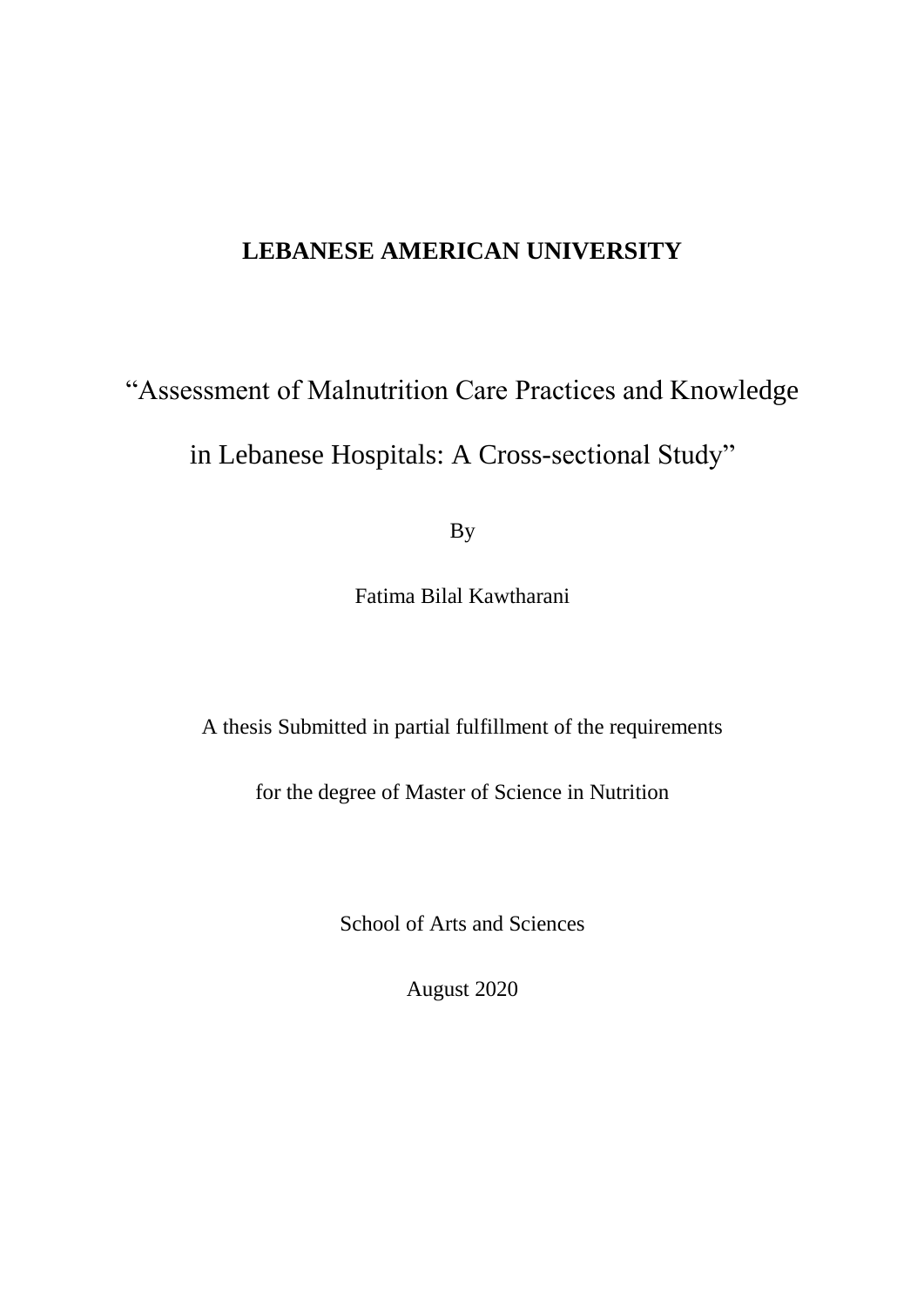**LEBANESE AMERICAN UNIVERSITY**

# "Assessment of Malnutrition Care Practices and Knowledge in Lebanese Hospitals: A Cross-sectional Study"

By

Fatima Bilal Kawtharani

A thesis Submitted in partial fulfillment of the requirements

for the degree of Master of Science in Nutrition

School of Arts and Sciences

August 2020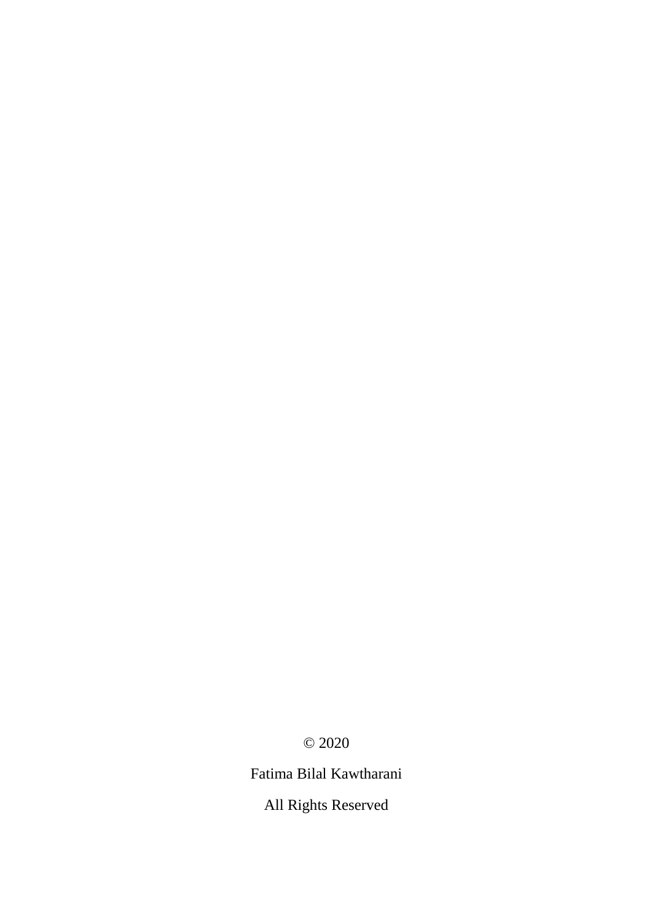© 2020

Fatima Bilal Kawtharani

All Rights Reserved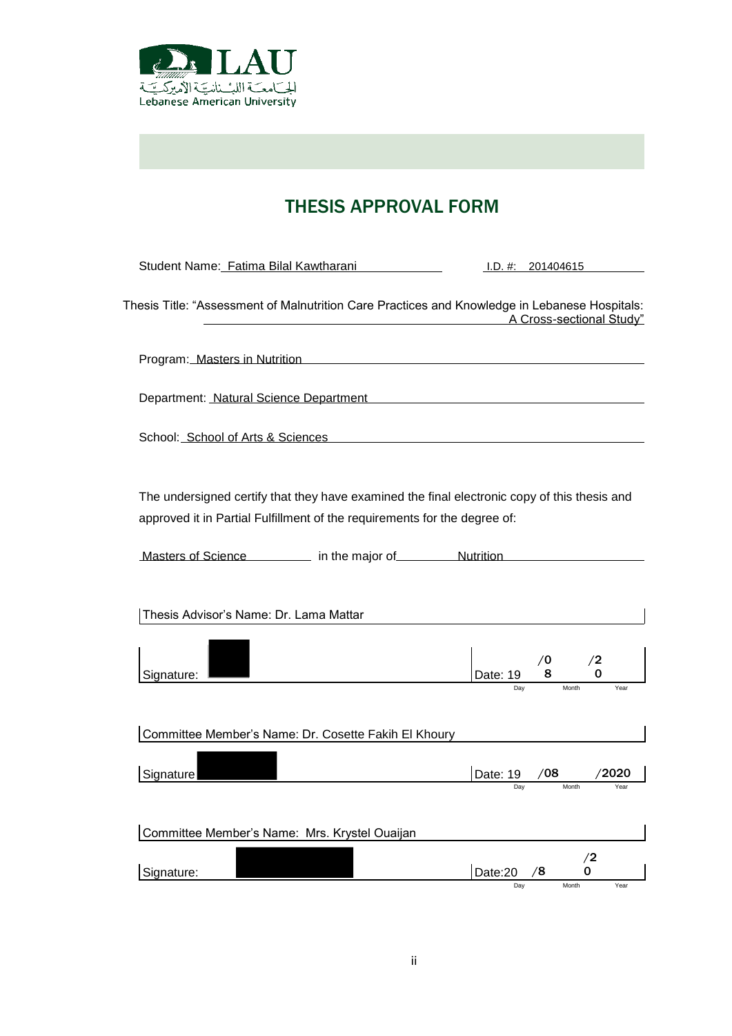# THESIS APPROVAL FORM

Student Name: Fatima Bilal Kawtharani I.D. #: 201404615

Thesis Title: "Assessment of Malnutrition Care Practices and Knowledge in Lebanese Hospitals: A Cross-sectional Study"

Program: Masters in Nutrition

Department: Natural Science Department

School: School of Arts & Sciences

The undersigned certify that they have examined the final electronic copy of this thesis and approved it in Partial Fulfillment of the requirements for the degree of:

Masters of Science in the major of Nutrition

Thesis Advisor's Name: Dr. Lama Mattar

Signature: Date: 19 /08 /20
Day Month Year

Committee Member's Name: Dr. Cosette Fakih El Khoury

Signature Date: 19 /08 /2020
Day Month Year

Committee Member's Name: Mrs. Krystel Ouaijan

Signature: Date:20 /8 /20
Day Month Year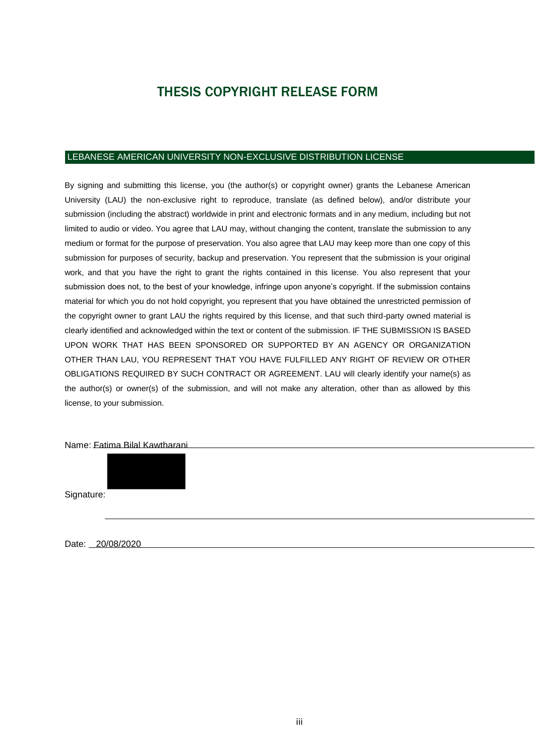# THESIS COPYRIGHT RELEASE FORM

## LEBANESE AMERICAN UNIVERSITY NON-EXCLUSIVE DISTRIBUTION LICENSE

By signing and submitting this license, you (the author(s) or copyright owner) grants the Lebanese American University (LAU) the non-exclusive right to reproduce, translate (as defined below), and/or distribute your submission (including the abstract) worldwide in print and electronic formats and in any medium, including but not limited to audio or video. You agree that LAU may, without changing the content, translate the submission to any medium or format for the purpose of preservation. You also agree that LAU may keep more than one copy of this submission for purposes of security, backup and preservation. You represent that the submission is your original work, and that you have the right to grant the rights contained in this license. You also represent that your submission does not, to the best of your knowledge, infringe upon anyone's copyright. If the submission contains material for which you do not hold copyright, you represent that you have obtained the unrestricted permission of the copyright owner to grant LAU the rights required by this license, and that such third-party owned material is clearly identified and acknowledged within the text or content of the submission. IF THE SUBMISSION IS BASED UPON WORK THAT HAS BEEN SPONSORED OR SUPPORTED BY AN AGENCY OR ORGANIZATION OTHER THAN LAU, YOU REPRESENT THAT YOU HAVE FULFILLED ANY RIGHT OF REVIEW OR OTHER OBLIGATIONS REQUIRED BY SUCH CONTRACT OR AGREEMENT. LAU will clearly identify your name(s) as the author(s) or owner(s) of the submission, and will not make any alteration, other than as allowed by this license, to your submission.

Name: Fatima Bilal Kawtharani

Signature:

Date: 20/08/2020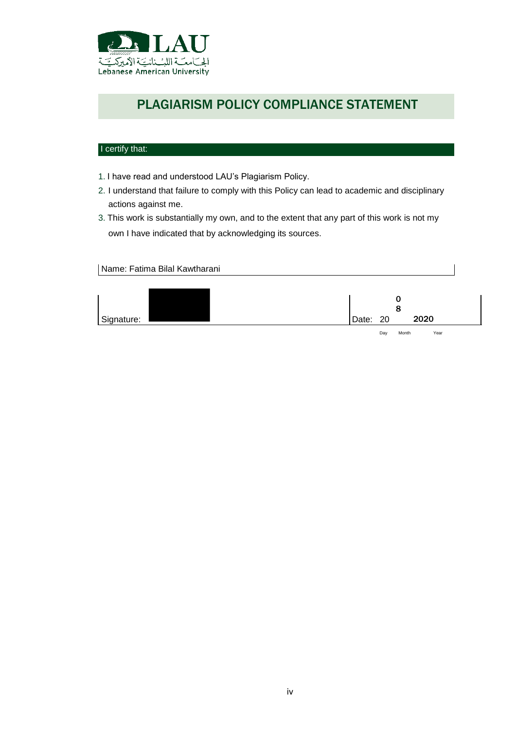# PLAGIARISM POLICY COMPLIANCE STATEMENT

**I certify that:**

1. I have read and understood LAU's Plagiarism Policy.
2. I understand that failure to comply with this Policy can lead to academic and disciplinary actions against me.
3. This work is substantially my own, and to the extent that any part of this work is not my own I have indicated that by acknowledging its sources.

Name: Fatima Bilal Kawtharani

Signature:

Date: 20 08 2020

Day Month Year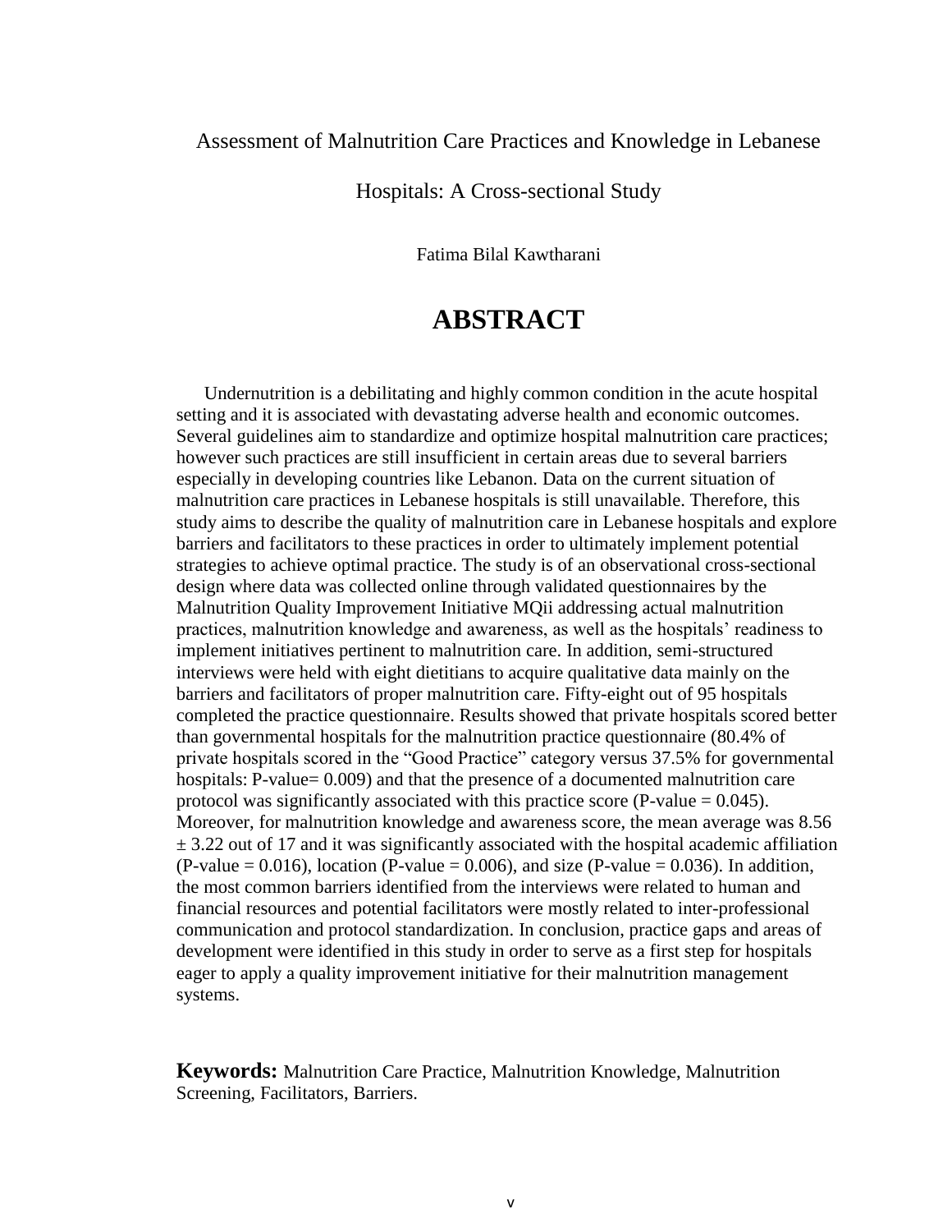Assessment of Malnutrition Care Practices and Knowledge in Lebanese Hospitals: A Cross-sectional Study

Fatima Bilal Kawtharani

# ABSTRACT

Undernutrition is a debilitating and highly common condition in the acute hospital setting and it is associated with devastating adverse health and economic outcomes. Several guidelines aim to standardize and optimize hospital malnutrition care practices; however such practices are still insufficient in certain areas due to several barriers especially in developing countries like Lebanon. Data on the current situation of malnutrition care practices in Lebanese hospitals is still unavailable. Therefore, this study aims to describe the quality of malnutrition care in Lebanese hospitals and explore barriers and facilitators to these practices in order to ultimately implement potential strategies to achieve optimal practice. The study is of an observational cross-sectional design where data was collected online through validated questionnaires by the Malnutrition Quality Improvement Initiative MQii addressing actual malnutrition practices, malnutrition knowledge and awareness, as well as the hospitals' readiness to implement initiatives pertinent to malnutrition care. In addition, semi-structured interviews were held with eight dietitians to acquire qualitative data mainly on the barriers and facilitators of proper malnutrition care. Fifty-eight out of 95 hospitals completed the practice questionnaire. Results showed that private hospitals scored better than governmental hospitals for the malnutrition practice questionnaire (80.4% of private hospitals scored in the "Good Practice" category versus 37.5% for governmental hospitals: P-value= 0.009) and that the presence of a documented malnutrition care protocol was significantly associated with this practice score (P-value = 0.045). Moreover, for malnutrition knowledge and awareness score, the mean average was 8.56 $\pm$ 3.22 out of 17 and it was significantly associated with the hospital academic affiliation (P-value = 0.016), location (P-value = 0.006), and size (P-value = 0.036). In addition, the most common barriers identified from the interviews were related to human and financial resources and potential facilitators were mostly related to inter-professional communication and protocol standardization. In conclusion, practice gaps and areas of development were identified in this study in order to serve as a first step for hospitals eager to apply a quality improvement initiative for their malnutrition management systems.

**Keywords:** Malnutrition Care Practice, Malnutrition Knowledge, Malnutrition Screening, Facilitators, Barriers.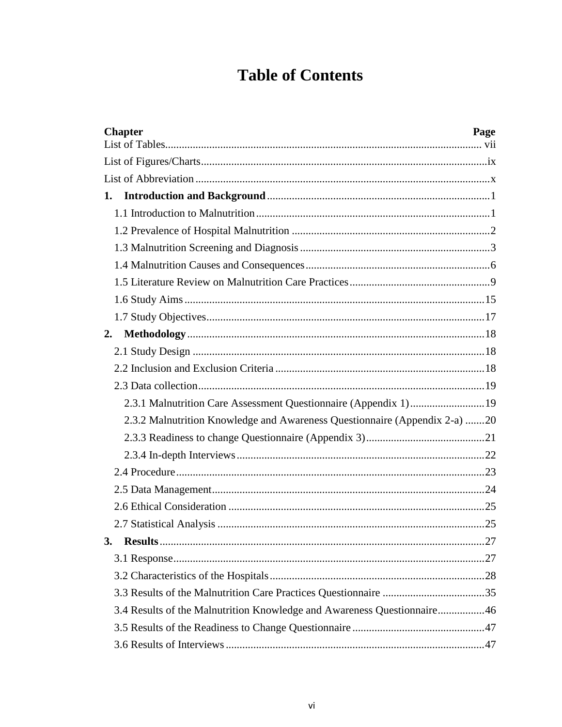# Table of Contents

**Chapter** **Page**

List of Tables .................................................................................................................. vii

List of Figures/Charts .......................................................................................................ix

List of Abbreviation ...........................................................................................................x

**1. Introduction and Background** ................................................................................1

- 1.1 Introduction to Malnutrition .....................................................................................1
- 1.2 Prevalence of Hospital Malnutrition ........................................................................2
- 1.3 Malnutrition Screening and Diagnosis .....................................................................3
- 1.4 Malnutrition Causes and Consequences ..................................................................6
- 1.5 Literature Review on Malnutrition Care Practices ...................................................9
- 1.6 Study Aims .............................................................................................................15
- 1.7 Study Objectives .....................................................................................................17

**2. Methodology** .............................................................................................................18

- 2.1 Study Design ..........................................................................................................18
- 2.2 Inclusion and Exclusion Criteria ............................................................................18
- 2.3 Data collection ........................................................................................................19
  - 2.3.1 Malnutrition Care Assessment Questionnaire (Appendix 1) ...........................19
  - 2.3.2 Malnutrition Knowledge and Awareness Questionnaire (Appendix 2-a) .......20
  - 2.3.3 Readiness to change Questionnaire (Appendix 3) ...........................................21
  - 2.3.4 In-depth Interviews ..........................................................................................22
- 2.4 Procedure ................................................................................................................23
- 2.5 Data Management ...................................................................................................24
- 2.6 Ethical Consideration .............................................................................................25
- 2.7 Statistical Analysis .................................................................................................25

**3. Results** ......................................................................................................................27

- 3.1 Response .................................................................................................................27
- 3.2 Characteristics of the Hospitals ..............................................................................28
- 3.3 Results of the Malnutrition Care Practices Questionnaire .....................................35
- 3.4 Results of the Malnutrition Knowledge and Awareness Questionnaire .................46
- 3.5 Results of the Readiness to Change Questionnaire ................................................47
- 3.6 Results of Interviews ..............................................................................................47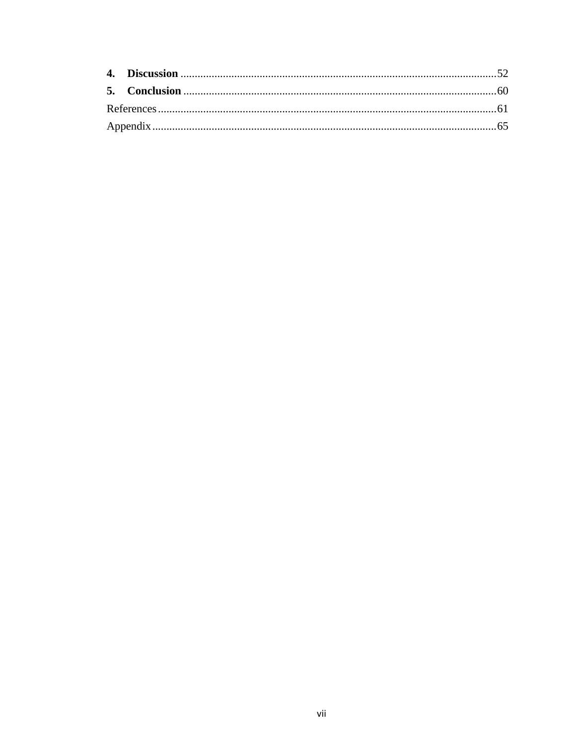**4. Discussion** ........................................................................................................ 52

**5. Conclusion** ....................................................................................................... 60

References ................................................................................................................ 61

Appendix .................................................................................................................. 65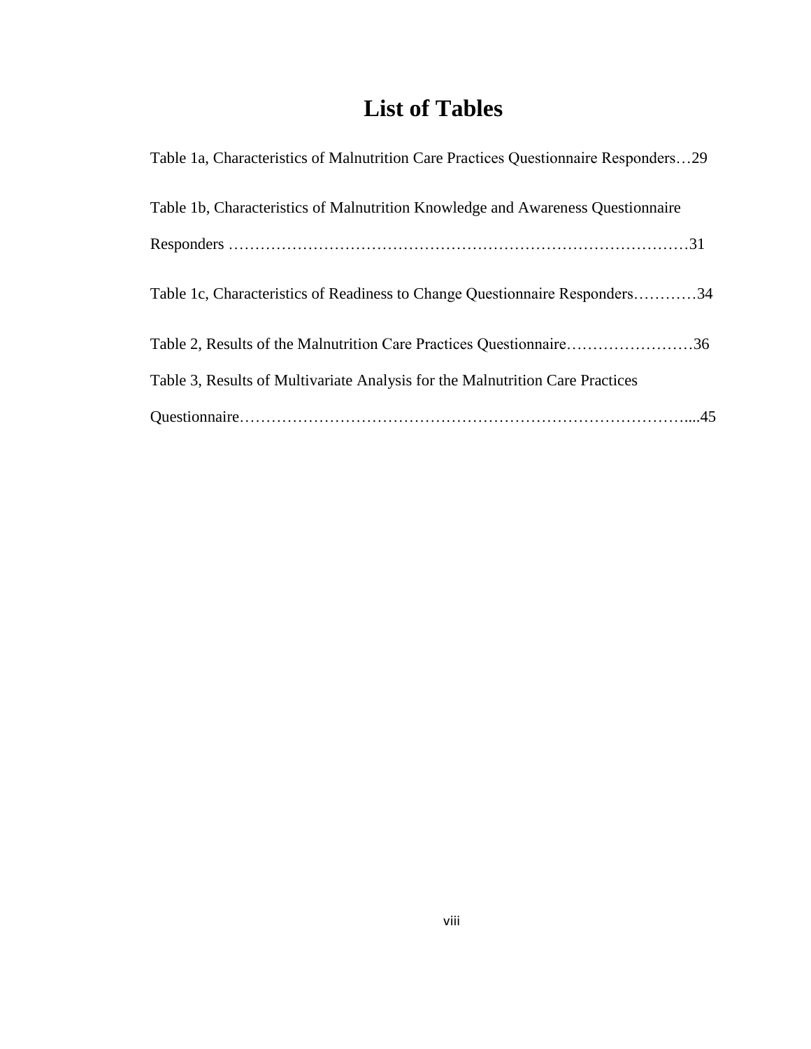# List of Tables

Table 1a, Characteristics of Malnutrition Care Practices Questionnaire Responders…29

Table 1b, Characteristics of Malnutrition Knowledge and Awareness Questionnaire Responders ……………………………………………………………………………31

Table 1c, Characteristics of Readiness to Change Questionnaire Responders…………34

Table 2, Results of the Malnutrition Care Practices Questionnaire……………………36

Table 3, Results of Multivariate Analysis for the Malnutrition Care Practices Questionnaire…………………………………………………………………………....45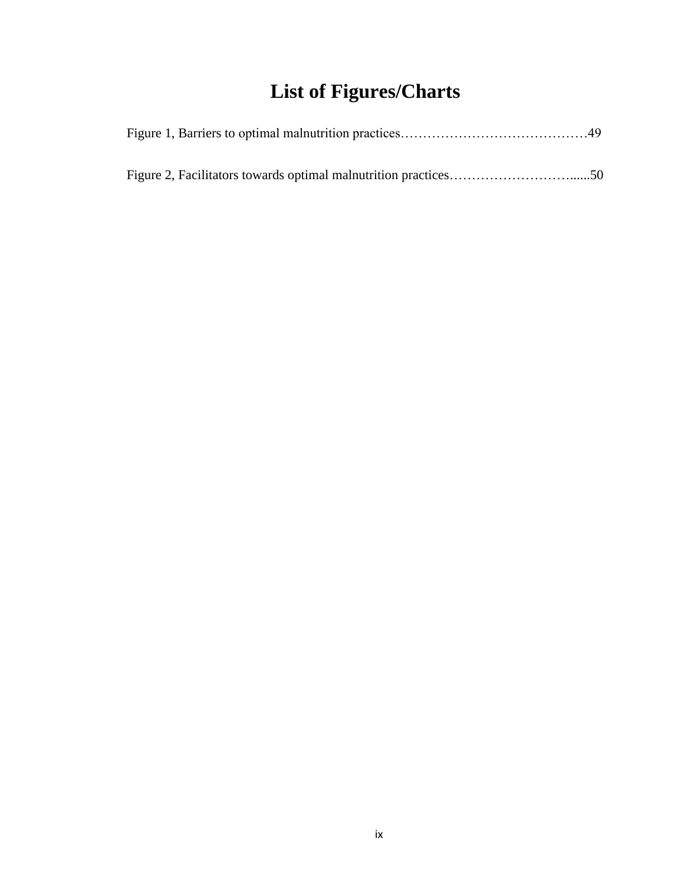# List of Figures/Charts

Figure 1, Barriers to optimal malnutrition practices……………………………………49

Figure 2, Facilitators towards optimal malnutrition practices……………………….....50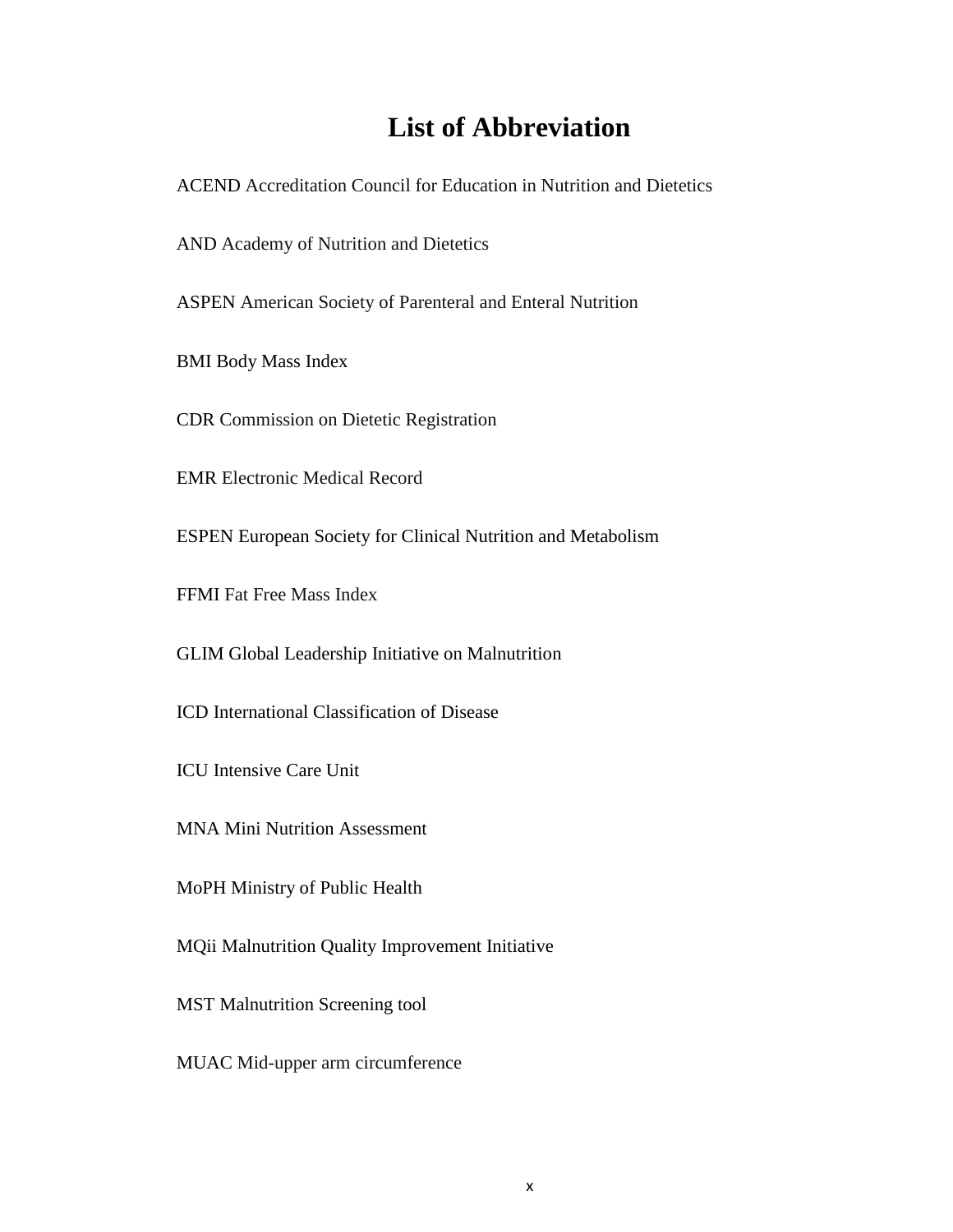# List of Abbreviation

ACEND Accreditation Council for Education in Nutrition and Dietetics

AND Academy of Nutrition and Dietetics

ASPEN American Society of Parenteral and Enteral Nutrition

BMI Body Mass Index

CDR Commission on Dietetic Registration

EMR Electronic Medical Record

ESPEN European Society for Clinical Nutrition and Metabolism

FFMI Fat Free Mass Index

GLIM Global Leadership Initiative on Malnutrition

ICD International Classification of Disease

ICU Intensive Care Unit

MNA Mini Nutrition Assessment

MoPH Ministry of Public Health

MQii Malnutrition Quality Improvement Initiative

MST Malnutrition Screening tool

MUAC Mid-upper arm circumference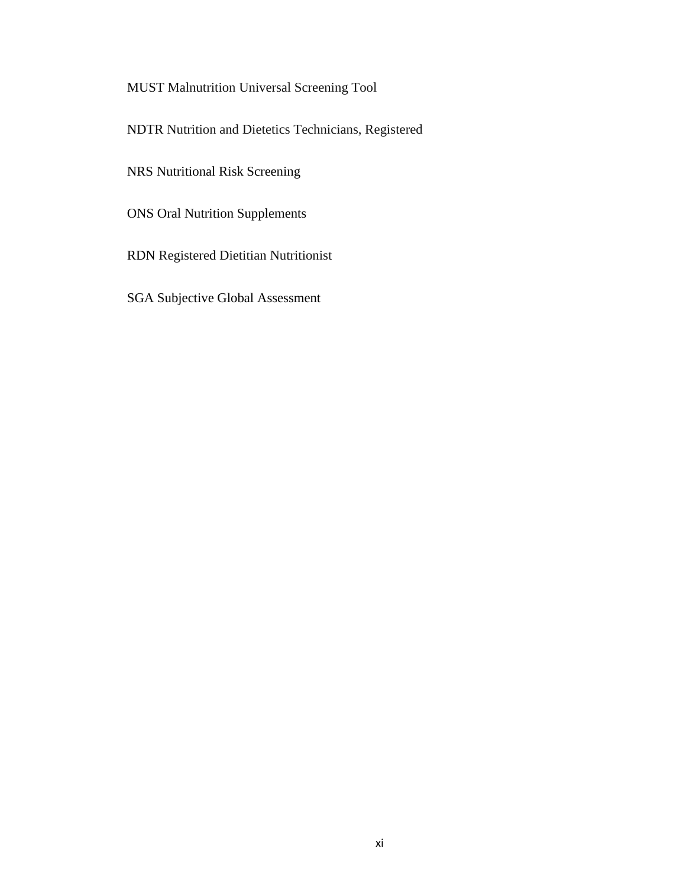MUST Malnutrition Universal Screening Tool

NDTR Nutrition and Dietetics Technicians, Registered

NRS Nutritional Risk Screening

ONS Oral Nutrition Supplements

RDN Registered Dietitian Nutritionist

SGA Subjective Global Assessment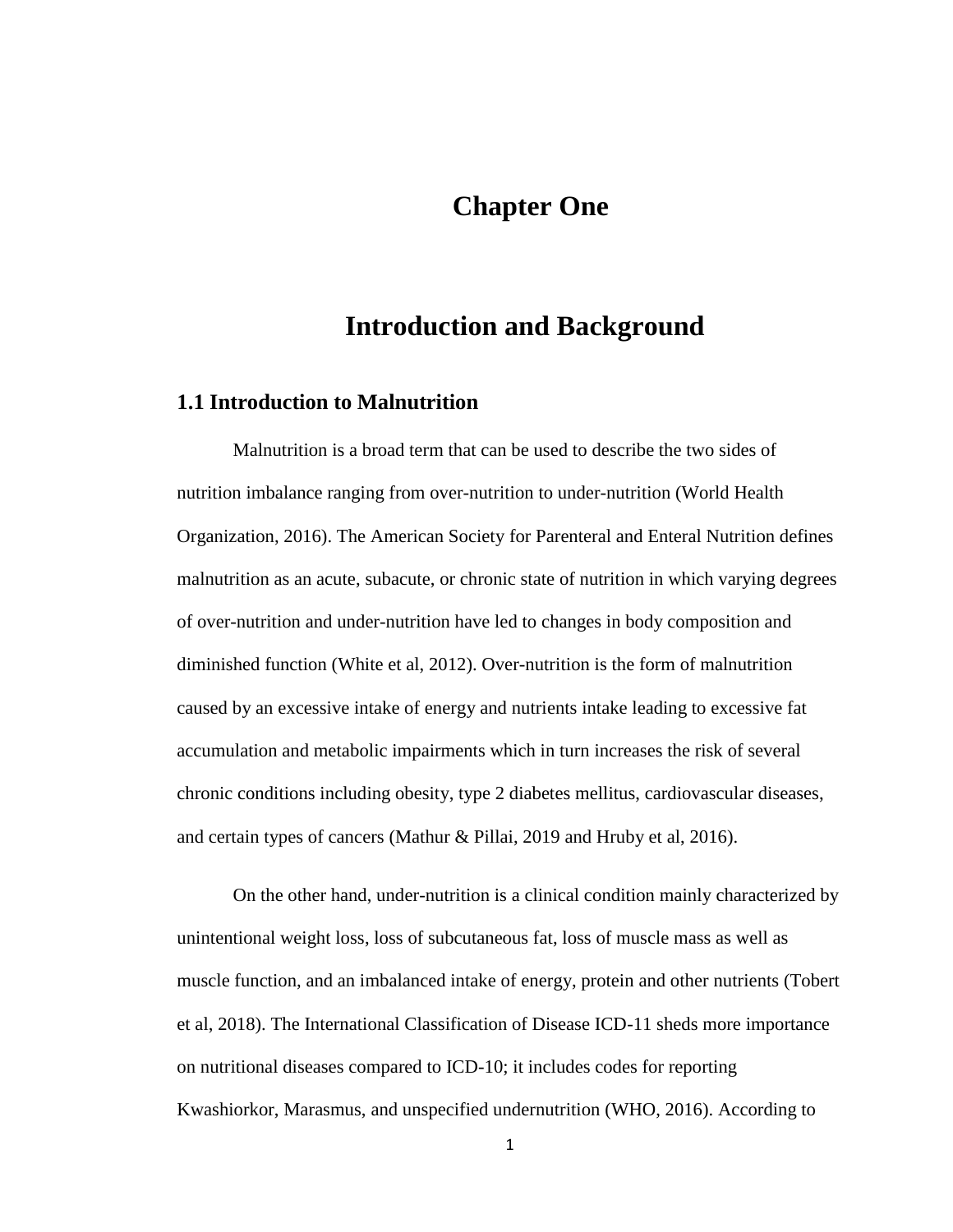# Chapter One

# Introduction and Background

## 1.1 Introduction to Malnutrition

Malnutrition is a broad term that can be used to describe the two sides of nutrition imbalance ranging from over-nutrition to under-nutrition (World Health Organization, 2016). The American Society for Parenteral and Enteral Nutrition defines malnutrition as an acute, subacute, or chronic state of nutrition in which varying degrees of over-nutrition and under-nutrition have led to changes in body composition and diminished function (White et al, 2012). Over-nutrition is the form of malnutrition caused by an excessive intake of energy and nutrients intake leading to excessive fat accumulation and metabolic impairments which in turn increases the risk of several chronic conditions including obesity, type 2 diabetes mellitus, cardiovascular diseases, and certain types of cancers (Mathur & Pillai, 2019 and Hruby et al, 2016).

On the other hand, under-nutrition is a clinical condition mainly characterized by unintentional weight loss, loss of subcutaneous fat, loss of muscle mass as well as muscle function, and an imbalanced intake of energy, protein and other nutrients (Tobert et al, 2018). The International Classification of Disease ICD-11 sheds more importance on nutritional diseases compared to ICD-10; it includes codes for reporting Kwashiorkor, Marasmus, and unspecified undernutrition (WHO, 2016). According to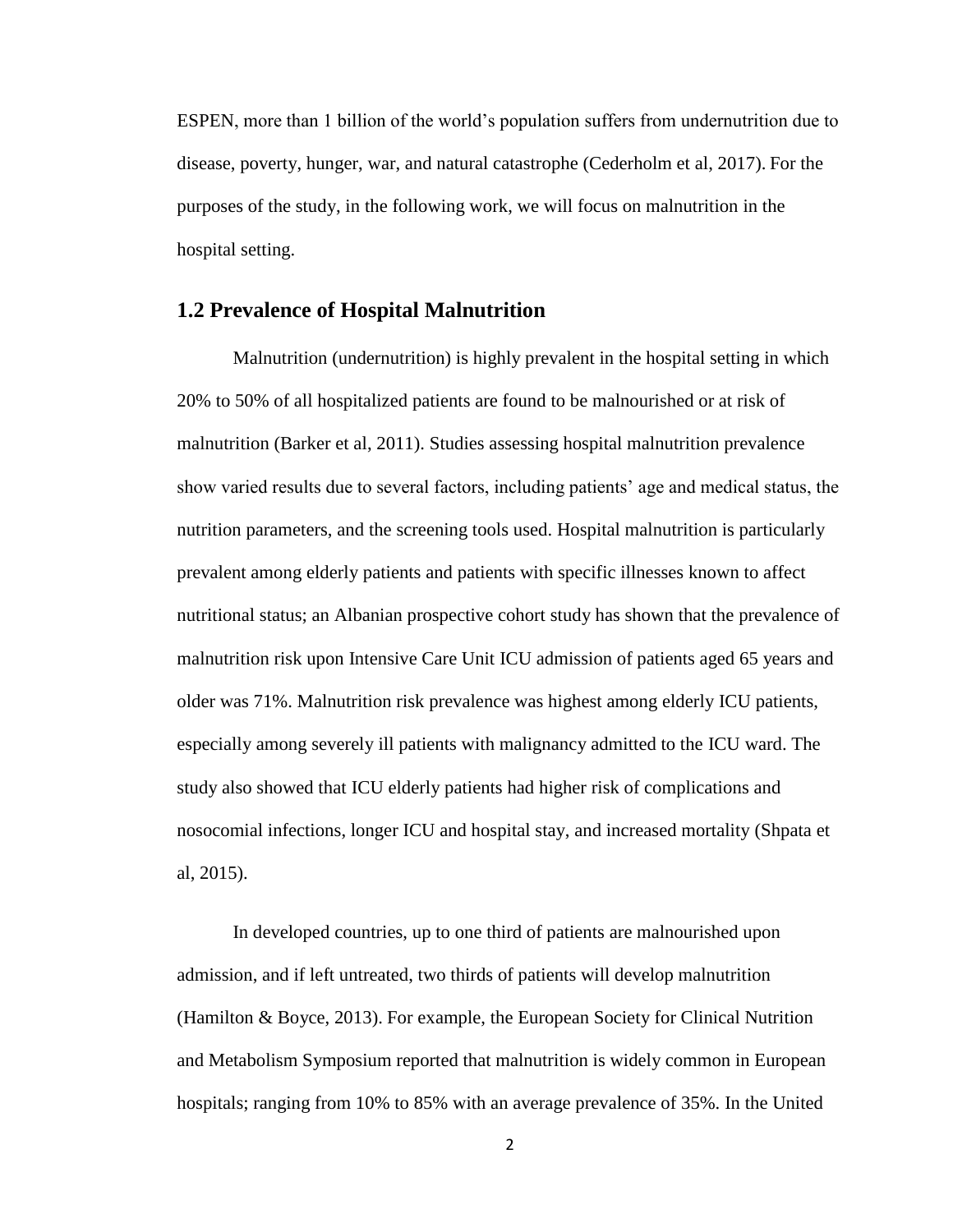ESPEN, more than 1 billion of the world's population suffers from undernutrition due to disease, poverty, hunger, war, and natural catastrophe (Cederholm et al, 2017). For the purposes of the study, in the following work, we will focus on malnutrition in the hospital setting.

## 1.2 Prevalence of Hospital Malnutrition

Malnutrition (undernutrition) is highly prevalent in the hospital setting in which 20% to 50% of all hospitalized patients are found to be malnourished or at risk of malnutrition (Barker et al, 2011). Studies assessing hospital malnutrition prevalence show varied results due to several factors, including patients' age and medical status, the nutrition parameters, and the screening tools used. Hospital malnutrition is particularly prevalent among elderly patients and patients with specific illnesses known to affect nutritional status; an Albanian prospective cohort study has shown that the prevalence of malnutrition risk upon Intensive Care Unit ICU admission of patients aged 65 years and older was 71%. Malnutrition risk prevalence was highest among elderly ICU patients, especially among severely ill patients with malignancy admitted to the ICU ward. The study also showed that ICU elderly patients had higher risk of complications and nosocomial infections, longer ICU and hospital stay, and increased mortality (Shpata et al, 2015).

In developed countries, up to one third of patients are malnourished upon admission, and if left untreated, two thirds of patients will develop malnutrition (Hamilton & Boyce, 2013). For example, the European Society for Clinical Nutrition and Metabolism Symposium reported that malnutrition is widely common in European hospitals; ranging from 10% to 85% with an average prevalence of 35%. In the United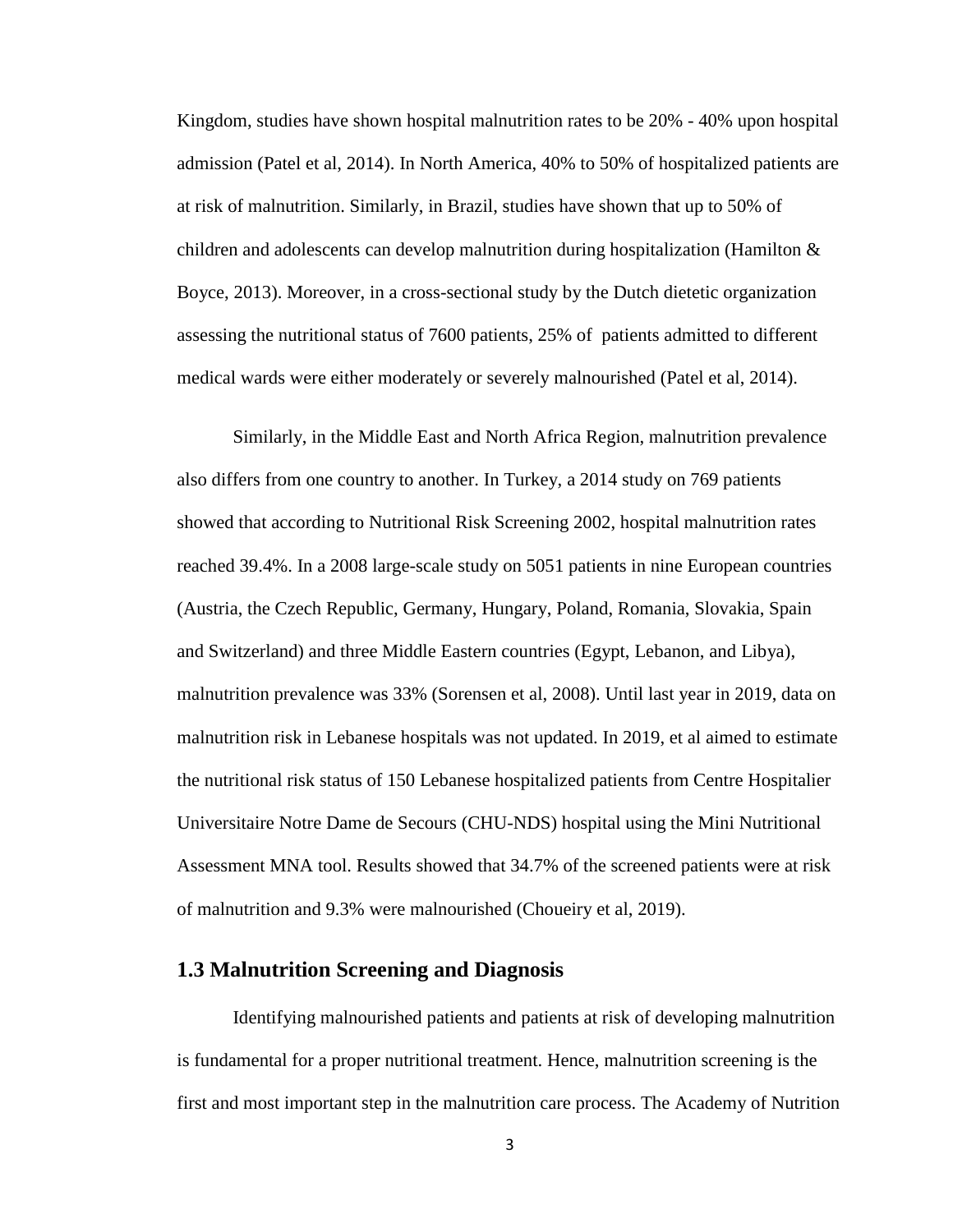Kingdom, studies have shown hospital malnutrition rates to be 20% - 40% upon hospital admission (Patel et al, 2014). In North America, 40% to 50% of hospitalized patients are at risk of malnutrition. Similarly, in Brazil, studies have shown that up to 50% of children and adolescents can develop malnutrition during hospitalization (Hamilton & Boyce, 2013). Moreover, in a cross-sectional study by the Dutch dietetic organization assessing the nutritional status of 7600 patients, 25% of patients admitted to different medical wards were either moderately or severely malnourished (Patel et al, 2014).

Similarly, in the Middle East and North Africa Region, malnutrition prevalence also differs from one country to another. In Turkey, a 2014 study on 769 patients showed that according to Nutritional Risk Screening 2002, hospital malnutrition rates reached 39.4%. In a 2008 large-scale study on 5051 patients in nine European countries (Austria, the Czech Republic, Germany, Hungary, Poland, Romania, Slovakia, Spain and Switzerland) and three Middle Eastern countries (Egypt, Lebanon, and Libya), malnutrition prevalence was 33% (Sorensen et al, 2008). Until last year in 2019, data on malnutrition risk in Lebanese hospitals was not updated. In 2019, et al aimed to estimate the nutritional risk status of 150 Lebanese hospitalized patients from Centre Hospitalier Universitaire Notre Dame de Secours (CHU-NDS) hospital using the Mini Nutritional Assessment MNA tool. Results showed that 34.7% of the screened patients were at risk of malnutrition and 9.3% were malnourished (Choueiry et al, 2019).

## 1.3 Malnutrition Screening and Diagnosis

Identifying malnourished patients and patients at risk of developing malnutrition is fundamental for a proper nutritional treatment. Hence, malnutrition screening is the first and most important step in the malnutrition care process. The Academy of Nutrition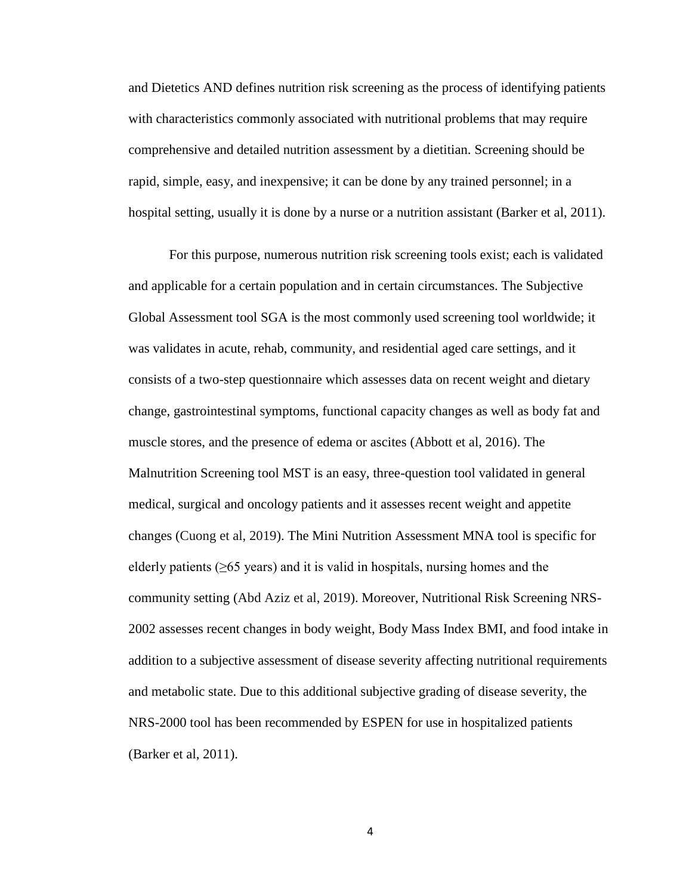and Dietetics AND defines nutrition risk screening as the process of identifying patients with characteristics commonly associated with nutritional problems that may require comprehensive and detailed nutrition assessment by a dietitian. Screening should be rapid, simple, easy, and inexpensive; it can be done by any trained personnel; in a hospital setting, usually it is done by a nurse or a nutrition assistant (Barker et al, 2011).

For this purpose, numerous nutrition risk screening tools exist; each is validated and applicable for a certain population and in certain circumstances. The Subjective Global Assessment tool SGA is the most commonly used screening tool worldwide; it was validates in acute, rehab, community, and residential aged care settings, and it consists of a two-step questionnaire which assesses data on recent weight and dietary change, gastrointestinal symptoms, functional capacity changes as well as body fat and muscle stores, and the presence of edema or ascites (Abbott et al, 2016). The Malnutrition Screening tool MST is an easy, three-question tool validated in general medical, surgical and oncology patients and it assesses recent weight and appetite changes (Cuong et al, 2019). The Mini Nutrition Assessment MNA tool is specific for elderly patients (≥65 years) and it is valid in hospitals, nursing homes and the community setting (Abd Aziz et al, 2019). Moreover, Nutritional Risk Screening NRS-2002 assesses recent changes in body weight, Body Mass Index BMI, and food intake in addition to a subjective assessment of disease severity affecting nutritional requirements and metabolic state. Due to this additional subjective grading of disease severity, the NRS-2000 tool has been recommended by ESPEN for use in hospitalized patients (Barker et al, 2011).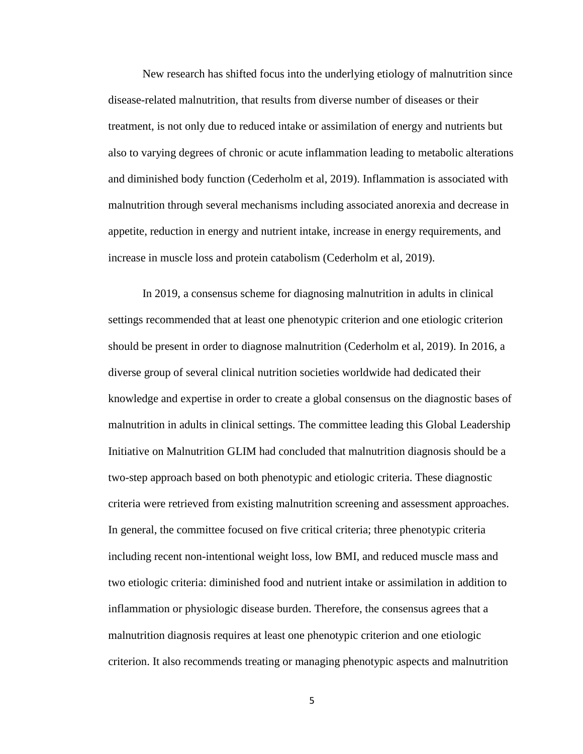New research has shifted focus into the underlying etiology of malnutrition since disease-related malnutrition, that results from diverse number of diseases or their treatment, is not only due to reduced intake or assimilation of energy and nutrients but also to varying degrees of chronic or acute inflammation leading to metabolic alterations and diminished body function (Cederholm et al, 2019). Inflammation is associated with malnutrition through several mechanisms including associated anorexia and decrease in appetite, reduction in energy and nutrient intake, increase in energy requirements, and increase in muscle loss and protein catabolism (Cederholm et al, 2019).

In 2019, a consensus scheme for diagnosing malnutrition in adults in clinical settings recommended that at least one phenotypic criterion and one etiologic criterion should be present in order to diagnose malnutrition (Cederholm et al, 2019). In 2016, a diverse group of several clinical nutrition societies worldwide had dedicated their knowledge and expertise in order to create a global consensus on the diagnostic bases of malnutrition in adults in clinical settings. The committee leading this Global Leadership Initiative on Malnutrition GLIM had concluded that malnutrition diagnosis should be a two-step approach based on both phenotypic and etiologic criteria. These diagnostic criteria were retrieved from existing malnutrition screening and assessment approaches. In general, the committee focused on five critical criteria; three phenotypic criteria including recent non-intentional weight loss, low BMI, and reduced muscle mass and two etiologic criteria: diminished food and nutrient intake or assimilation in addition to inflammation or physiologic disease burden. Therefore, the consensus agrees that a malnutrition diagnosis requires at least one phenotypic criterion and one etiologic criterion. It also recommends treating or managing phenotypic aspects and malnutrition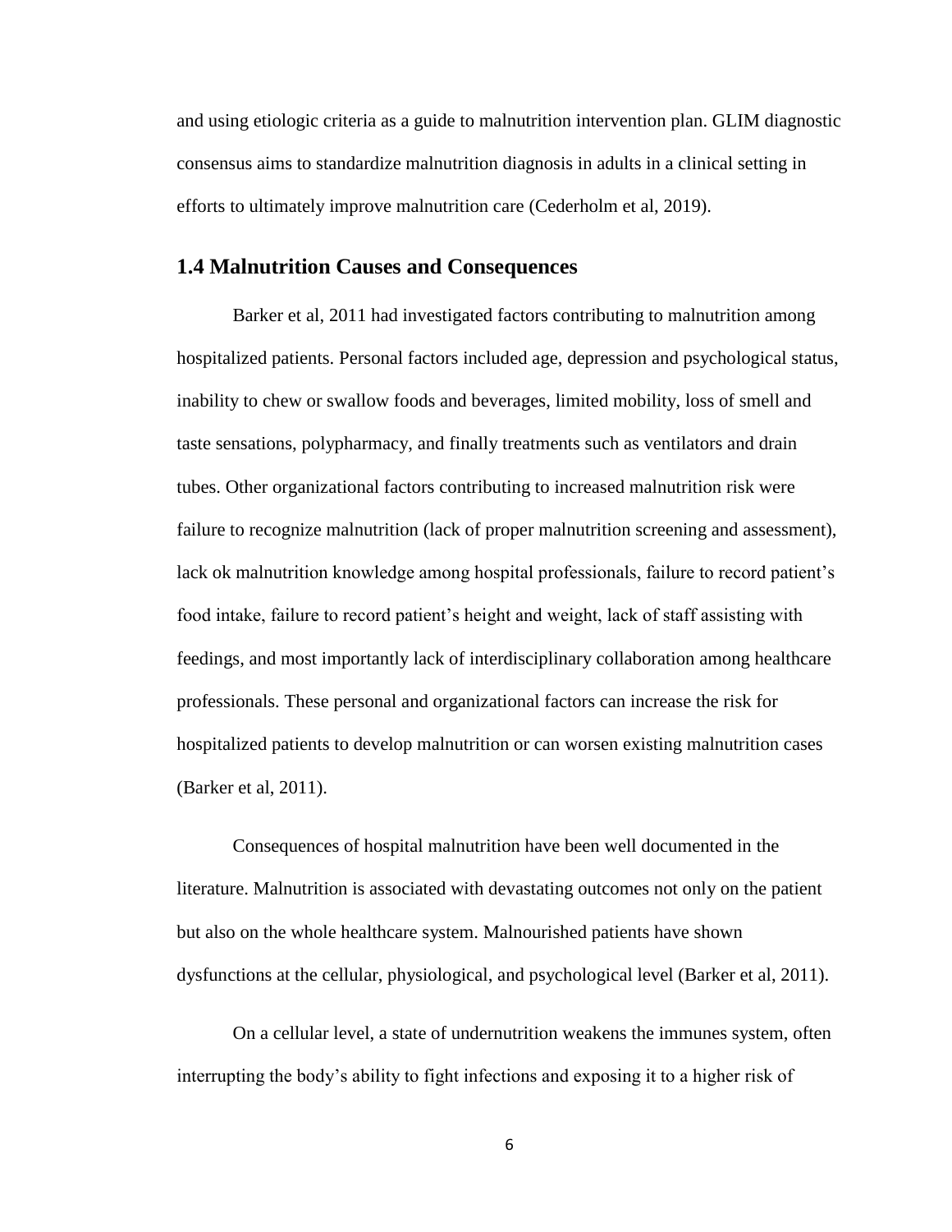and using etiologic criteria as a guide to malnutrition intervention plan. GLIM diagnostic consensus aims to standardize malnutrition diagnosis in adults in a clinical setting in efforts to ultimately improve malnutrition care (Cederholm et al, 2019).

## 1.4 Malnutrition Causes and Consequences

Barker et al, 2011 had investigated factors contributing to malnutrition among hospitalized patients. Personal factors included age, depression and psychological status, inability to chew or swallow foods and beverages, limited mobility, loss of smell and taste sensations, polypharmacy, and finally treatments such as ventilators and drain tubes. Other organizational factors contributing to increased malnutrition risk were failure to recognize malnutrition (lack of proper malnutrition screening and assessment), lack ok malnutrition knowledge among hospital professionals, failure to record patient's food intake, failure to record patient's height and weight, lack of staff assisting with feedings, and most importantly lack of interdisciplinary collaboration among healthcare professionals. These personal and organizational factors can increase the risk for hospitalized patients to develop malnutrition or can worsen existing malnutrition cases (Barker et al, 2011).

Consequences of hospital malnutrition have been well documented in the literature. Malnutrition is associated with devastating outcomes not only on the patient but also on the whole healthcare system. Malnourished patients have shown dysfunctions at the cellular, physiological, and psychological level (Barker et al, 2011).

On a cellular level, a state of undernutrition weakens the immunes system, often interrupting the body's ability to fight infections and exposing it to a higher risk of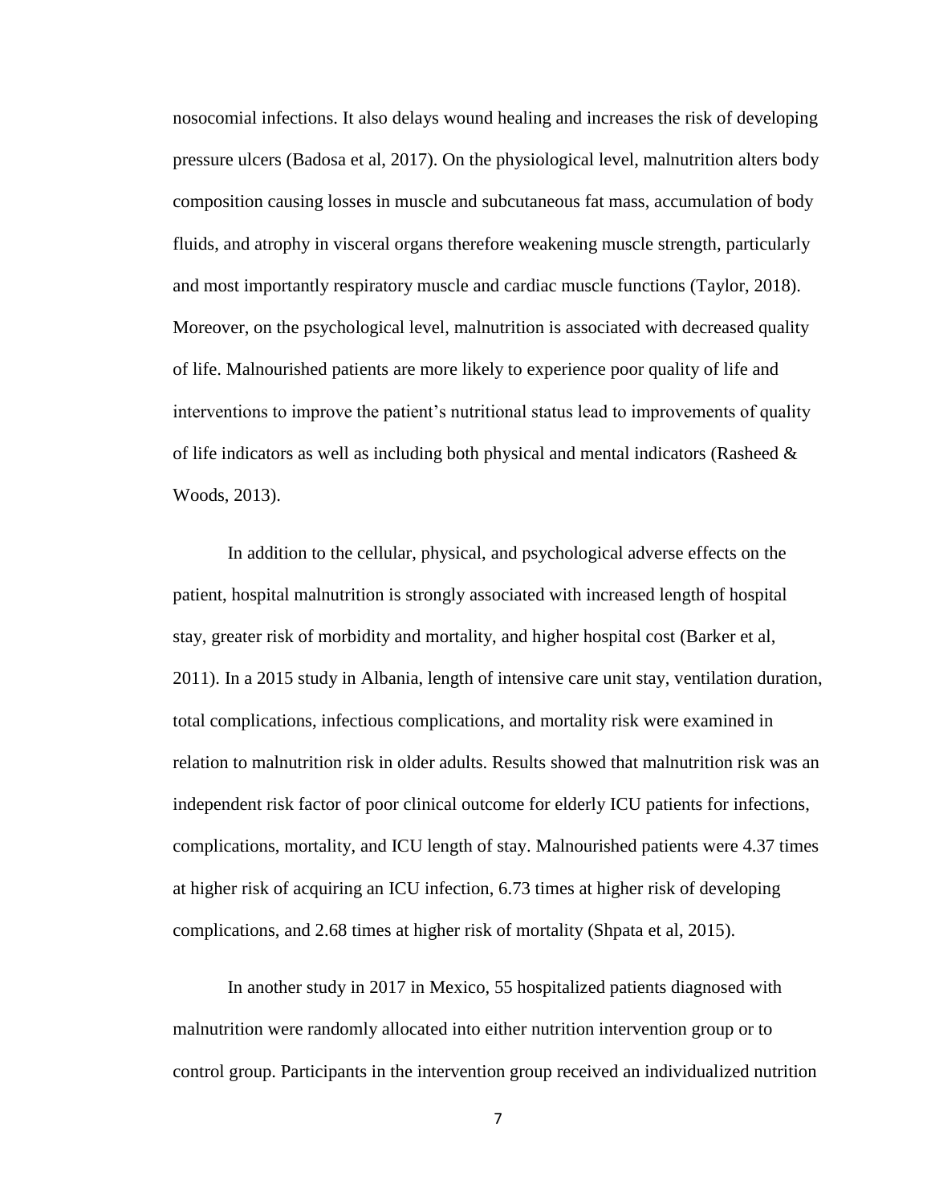nosocomial infections. It also delays wound healing and increases the risk of developing pressure ulcers (Badosa et al, 2017). On the physiological level, malnutrition alters body composition causing losses in muscle and subcutaneous fat mass, accumulation of body fluids, and atrophy in visceral organs therefore weakening muscle strength, particularly and most importantly respiratory muscle and cardiac muscle functions (Taylor, 2018). Moreover, on the psychological level, malnutrition is associated with decreased quality of life. Malnourished patients are more likely to experience poor quality of life and interventions to improve the patient's nutritional status lead to improvements of quality of life indicators as well as including both physical and mental indicators (Rasheed & Woods, 2013).

In addition to the cellular, physical, and psychological adverse effects on the patient, hospital malnutrition is strongly associated with increased length of hospital stay, greater risk of morbidity and mortality, and higher hospital cost (Barker et al, 2011). In a 2015 study in Albania, length of intensive care unit stay, ventilation duration, total complications, infectious complications, and mortality risk were examined in relation to malnutrition risk in older adults. Results showed that malnutrition risk was an independent risk factor of poor clinical outcome for elderly ICU patients for infections, complications, mortality, and ICU length of stay. Malnourished patients were 4.37 times at higher risk of acquiring an ICU infection, 6.73 times at higher risk of developing complications, and 2.68 times at higher risk of mortality (Shpata et al, 2015).

In another study in 2017 in Mexico, 55 hospitalized patients diagnosed with malnutrition were randomly allocated into either nutrition intervention group or to control group. Participants in the intervention group received an individualized nutrition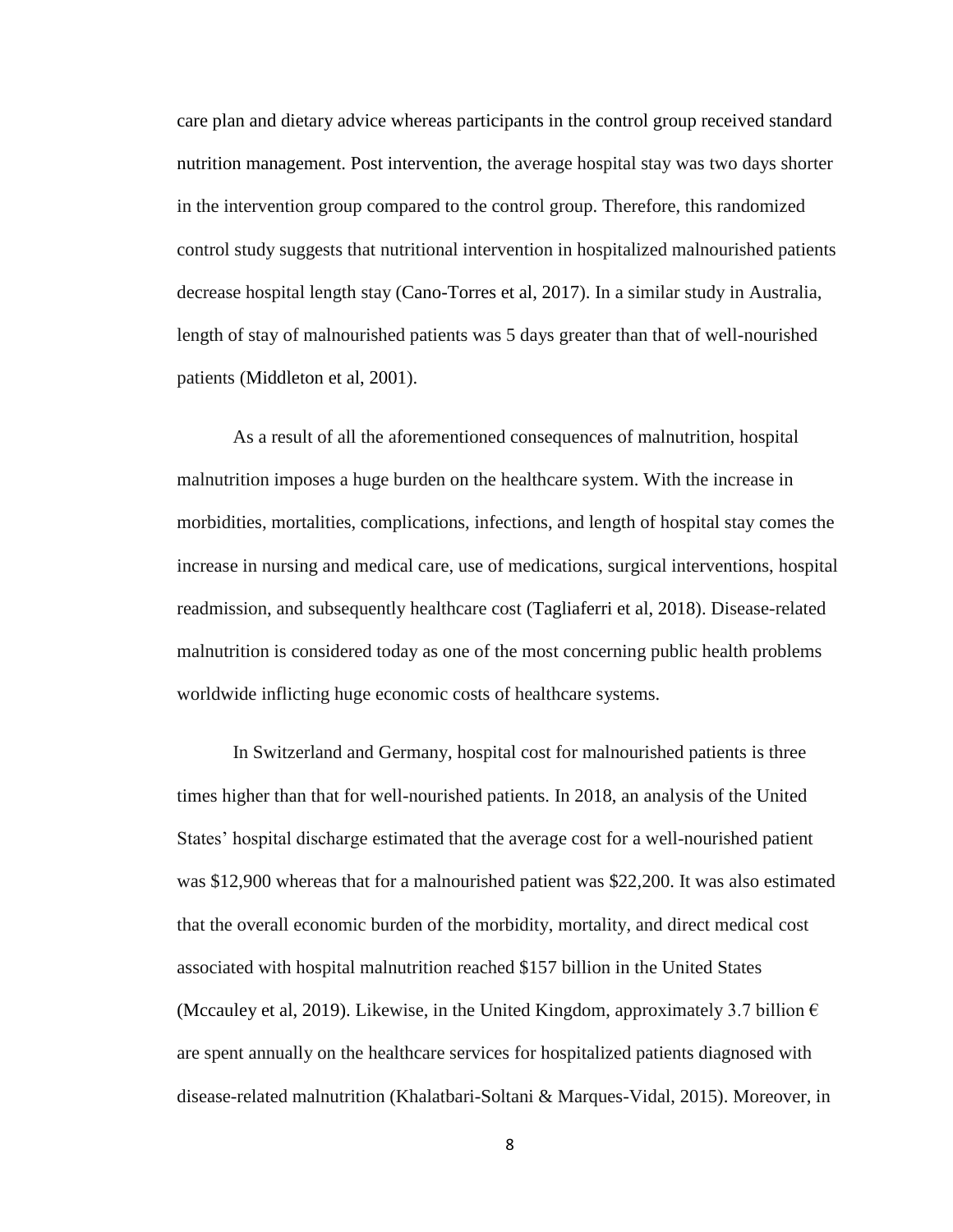care plan and dietary advice whereas participants in the control group received standard nutrition management. Post intervention, the average hospital stay was two days shorter in the intervention group compared to the control group. Therefore, this randomized control study suggests that nutritional intervention in hospitalized malnourished patients decrease hospital length stay (Cano-Torres et al, 2017). In a similar study in Australia, length of stay of malnourished patients was 5 days greater than that of well-nourished patients (Middleton et al, 2001).

As a result of all the aforementioned consequences of malnutrition, hospital malnutrition imposes a huge burden on the healthcare system. With the increase in morbidities, mortalities, complications, infections, and length of hospital stay comes the increase in nursing and medical care, use of medications, surgical interventions, hospital readmission, and subsequently healthcare cost (Tagliaferri et al, 2018). Disease-related malnutrition is considered today as one of the most concerning public health problems worldwide inflicting huge economic costs of healthcare systems.

In Switzerland and Germany, hospital cost for malnourished patients is three times higher than that for well-nourished patients. In 2018, an analysis of the United States' hospital discharge estimated that the average cost for a well-nourished patient was $12,900 whereas that for a malnourished patient was $22,200. It was also estimated that the overall economic burden of the morbidity, mortality, and direct medical cost associated with hospital malnutrition reached $157 billion in the United States (Mccauley et al, 2019). Likewise, in the United Kingdom, approximately 3.7 billion € are spent annually on the healthcare services for hospitalized patients diagnosed with disease-related malnutrition (Khalatbari-Soltani & Marques-Vidal, 2015). Moreover, in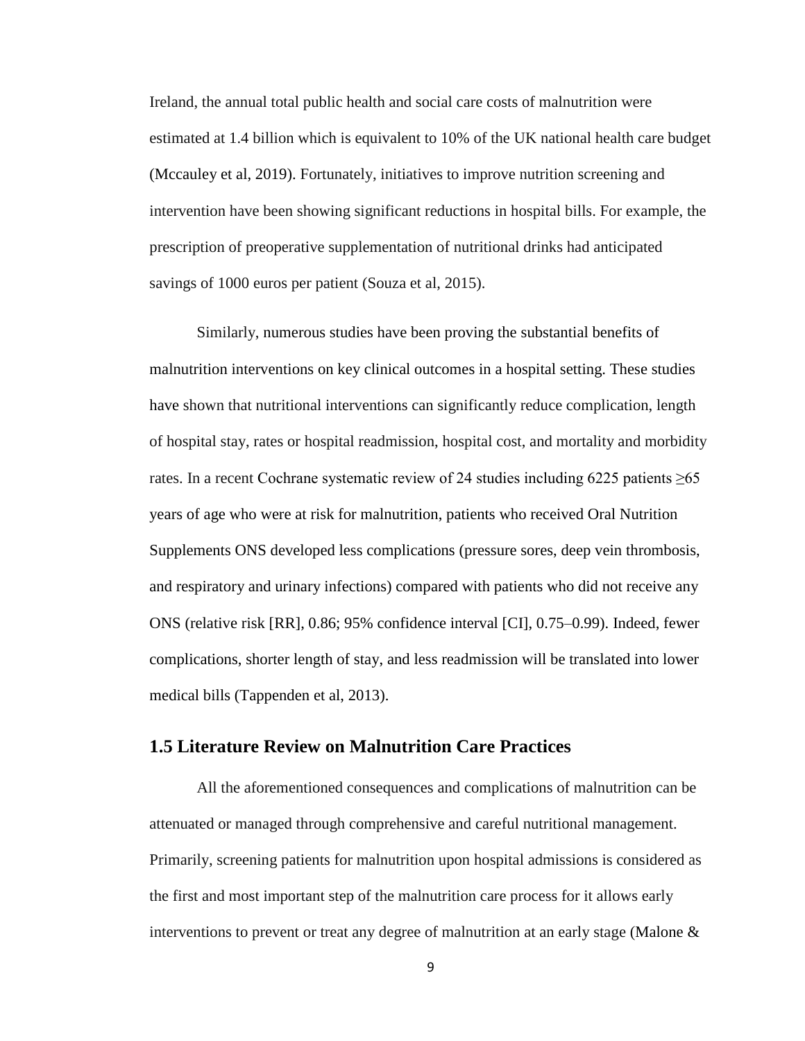Ireland, the annual total public health and social care costs of malnutrition were estimated at 1.4 billion which is equivalent to 10% of the UK national health care budget (Mccauley et al, 2019). Fortunately, initiatives to improve nutrition screening and intervention have been showing significant reductions in hospital bills. For example, the prescription of preoperative supplementation of nutritional drinks had anticipated savings of 1000 euros per patient (Souza et al, 2015).

Similarly, numerous studies have been proving the substantial benefits of malnutrition interventions on key clinical outcomes in a hospital setting. These studies have shown that nutritional interventions can significantly reduce complication, length of hospital stay, rates or hospital readmission, hospital cost, and mortality and morbidity rates. In a recent Cochrane systematic review of 24 studies including 6225 patients ≥65 years of age who were at risk for malnutrition, patients who received Oral Nutrition Supplements ONS developed less complications (pressure sores, deep vein thrombosis, and respiratory and urinary infections) compared with patients who did not receive any ONS (relative risk [RR], 0.86; 95% confidence interval [CI], 0.75–0.99). Indeed, fewer complications, shorter length of stay, and less readmission will be translated into lower medical bills (Tappenden et al, 2013).

## 1.5 Literature Review on Malnutrition Care Practices

All the aforementioned consequences and complications of malnutrition can be attenuated or managed through comprehensive and careful nutritional management. Primarily, screening patients for malnutrition upon hospital admissions is considered as the first and most important step of the malnutrition care process for it allows early interventions to prevent or treat any degree of malnutrition at an early stage (Malone &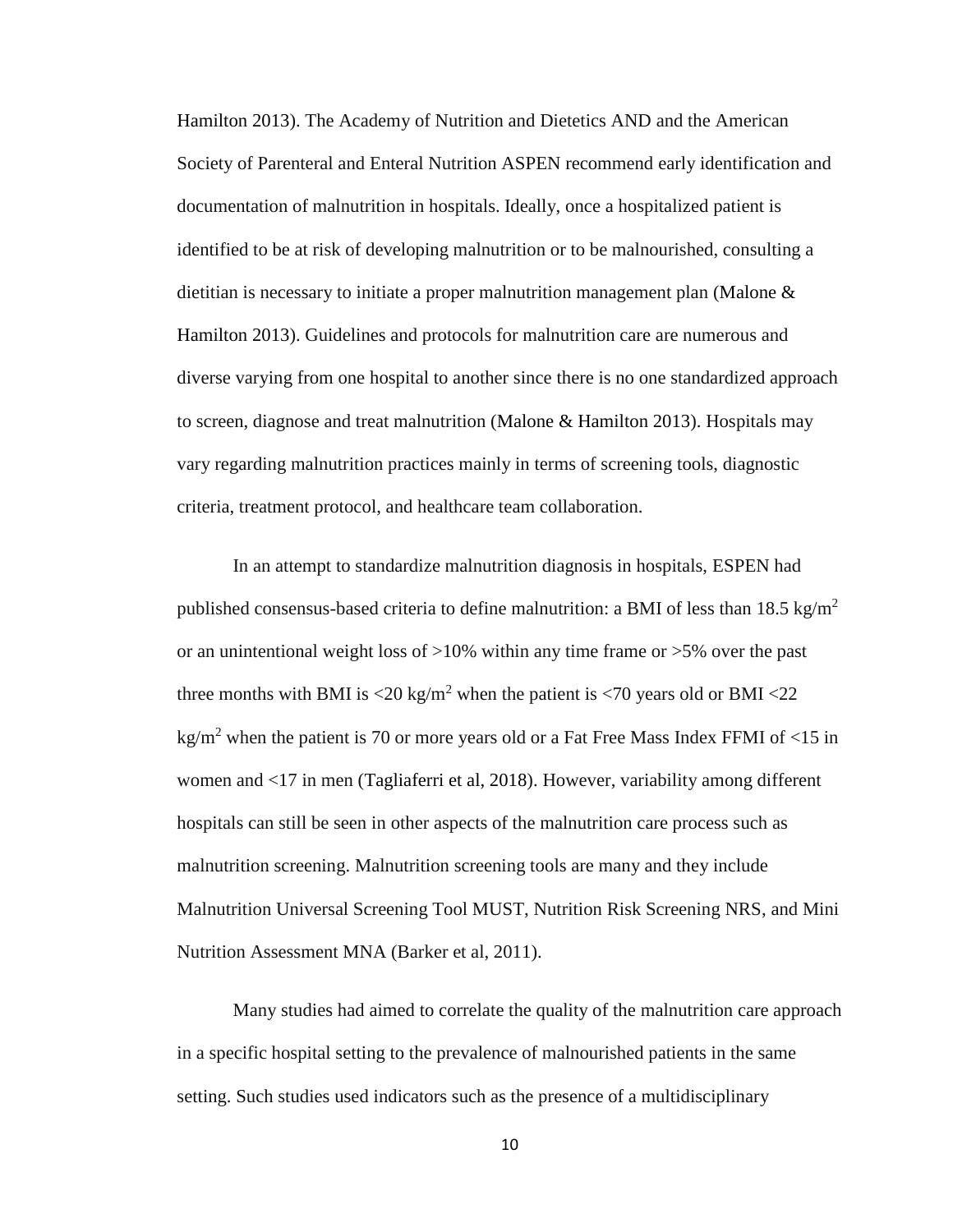Hamilton 2013). The Academy of Nutrition and Dietetics AND and the American Society of Parenteral and Enteral Nutrition ASPEN recommend early identification and documentation of malnutrition in hospitals. Ideally, once a hospitalized patient is identified to be at risk of developing malnutrition or to be malnourished, consulting a dietitian is necessary to initiate a proper malnutrition management plan (Malone & Hamilton 2013). Guidelines and protocols for malnutrition care are numerous and diverse varying from one hospital to another since there is no one standardized approach to screen, diagnose and treat malnutrition (Malone & Hamilton 2013). Hospitals may vary regarding malnutrition practices mainly in terms of screening tools, diagnostic criteria, treatment protocol, and healthcare team collaboration.

In an attempt to standardize malnutrition diagnosis in hospitals, ESPEN had published consensus-based criteria to define malnutrition: a BMI of less than 18.5 $kg/m^2$ or an unintentional weight loss of >10% within any time frame or >5% over the past three months with BMI is <20 $kg/m^2$ when the patient is <70 years old or BMI <22 $kg/m^2$ when the patient is 70 or more years old or a Fat Free Mass Index FFMI of <15 in women and <17 in men (Tagliaferri et al, 2018). However, variability among different hospitals can still be seen in other aspects of the malnutrition care process such as malnutrition screening. Malnutrition screening tools are many and they include Malnutrition Universal Screening Tool MUST, Nutrition Risk Screening NRS, and Mini Nutrition Assessment MNA (Barker et al, 2011).

Many studies had aimed to correlate the quality of the malnutrition care approach in a specific hospital setting to the prevalence of malnourished patients in the same setting. Such studies used indicators such as the presence of a multidisciplinary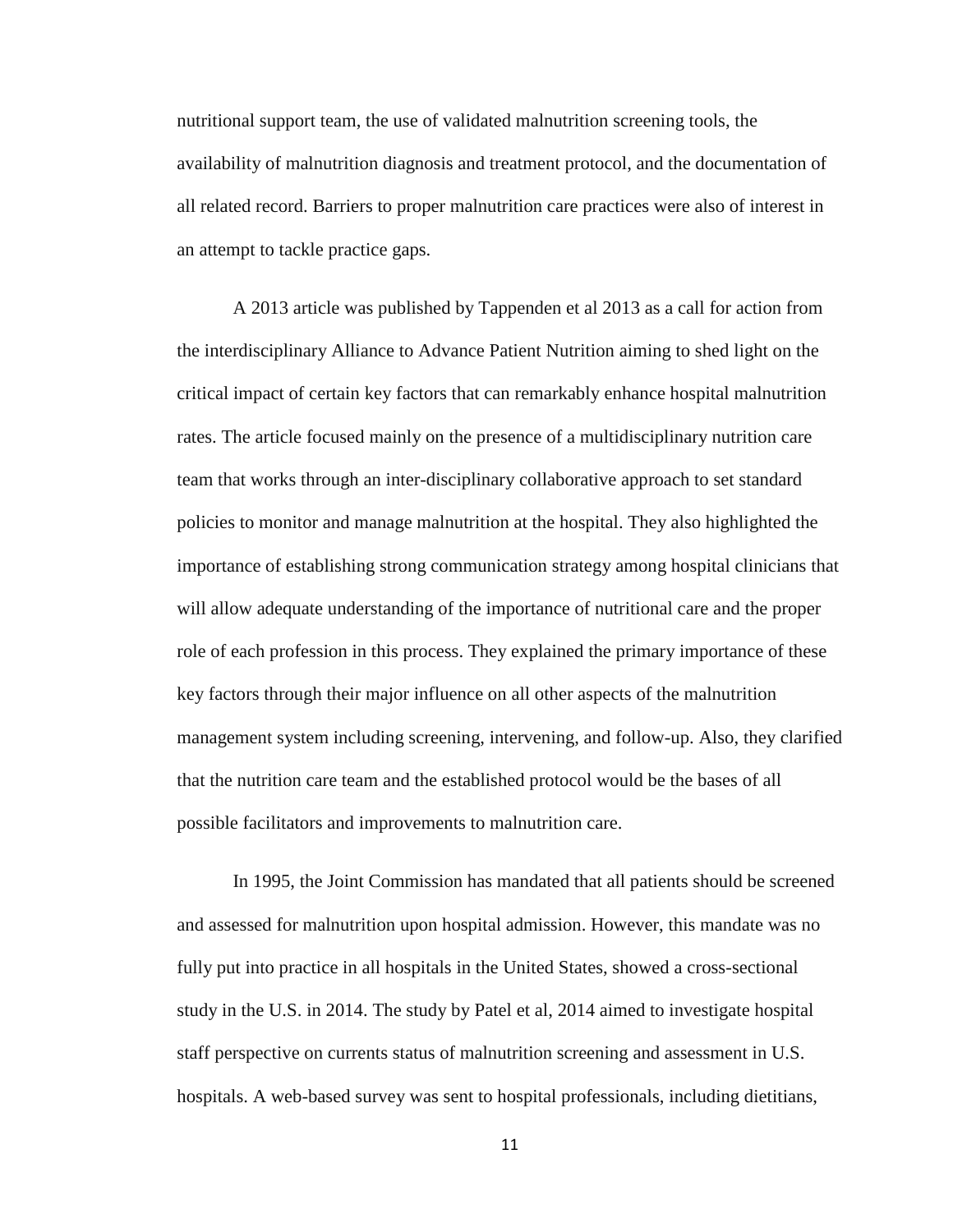nutritional support team, the use of validated malnutrition screening tools, the availability of malnutrition diagnosis and treatment protocol, and the documentation of all related record. Barriers to proper malnutrition care practices were also of interest in an attempt to tackle practice gaps.

A 2013 article was published by Tappenden et al 2013 as a call for action from the interdisciplinary Alliance to Advance Patient Nutrition aiming to shed light on the critical impact of certain key factors that can remarkably enhance hospital malnutrition rates. The article focused mainly on the presence of a multidisciplinary nutrition care team that works through an inter-disciplinary collaborative approach to set standard policies to monitor and manage malnutrition at the hospital. They also highlighted the importance of establishing strong communication strategy among hospital clinicians that will allow adequate understanding of the importance of nutritional care and the proper role of each profession in this process. They explained the primary importance of these key factors through their major influence on all other aspects of the malnutrition management system including screening, intervening, and follow-up. Also, they clarified that the nutrition care team and the established protocol would be the bases of all possible facilitators and improvements to malnutrition care.

In 1995, the Joint Commission has mandated that all patients should be screened and assessed for malnutrition upon hospital admission. However, this mandate was no fully put into practice in all hospitals in the United States, showed a cross-sectional study in the U.S. in 2014. The study by Patel et al, 2014 aimed to investigate hospital staff perspective on currents status of malnutrition screening and assessment in U.S. hospitals. A web-based survey was sent to hospital professionals, including dietitians,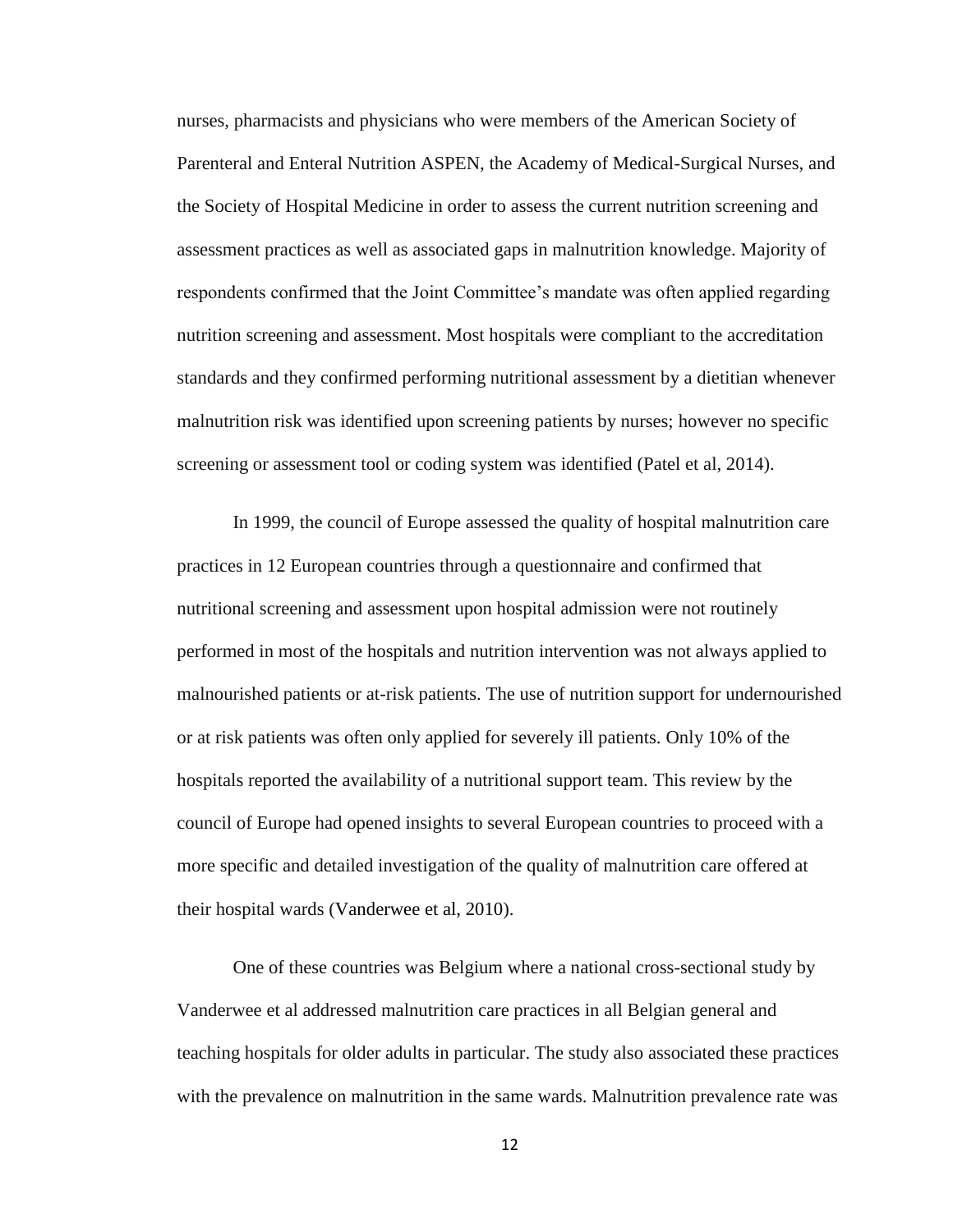nurses, pharmacists and physicians who were members of the American Society of Parenteral and Enteral Nutrition ASPEN, the Academy of Medical-Surgical Nurses, and the Society of Hospital Medicine in order to assess the current nutrition screening and assessment practices as well as associated gaps in malnutrition knowledge. Majority of respondents confirmed that the Joint Committee's mandate was often applied regarding nutrition screening and assessment. Most hospitals were compliant to the accreditation standards and they confirmed performing nutritional assessment by a dietitian whenever malnutrition risk was identified upon screening patients by nurses; however no specific screening or assessment tool or coding system was identified (Patel et al, 2014).

In 1999, the council of Europe assessed the quality of hospital malnutrition care practices in 12 European countries through a questionnaire and confirmed that nutritional screening and assessment upon hospital admission were not routinely performed in most of the hospitals and nutrition intervention was not always applied to malnourished patients or at-risk patients. The use of nutrition support for undernourished or at risk patients was often only applied for severely ill patients. Only 10% of the hospitals reported the availability of a nutritional support team. This review by the council of Europe had opened insights to several European countries to proceed with a more specific and detailed investigation of the quality of malnutrition care offered at their hospital wards (Vanderwee et al, 2010).

One of these countries was Belgium where a national cross-sectional study by Vanderwee et al addressed malnutrition care practices in all Belgian general and teaching hospitals for older adults in particular. The study also associated these practices with the prevalence on malnutrition in the same wards. Malnutrition prevalence rate was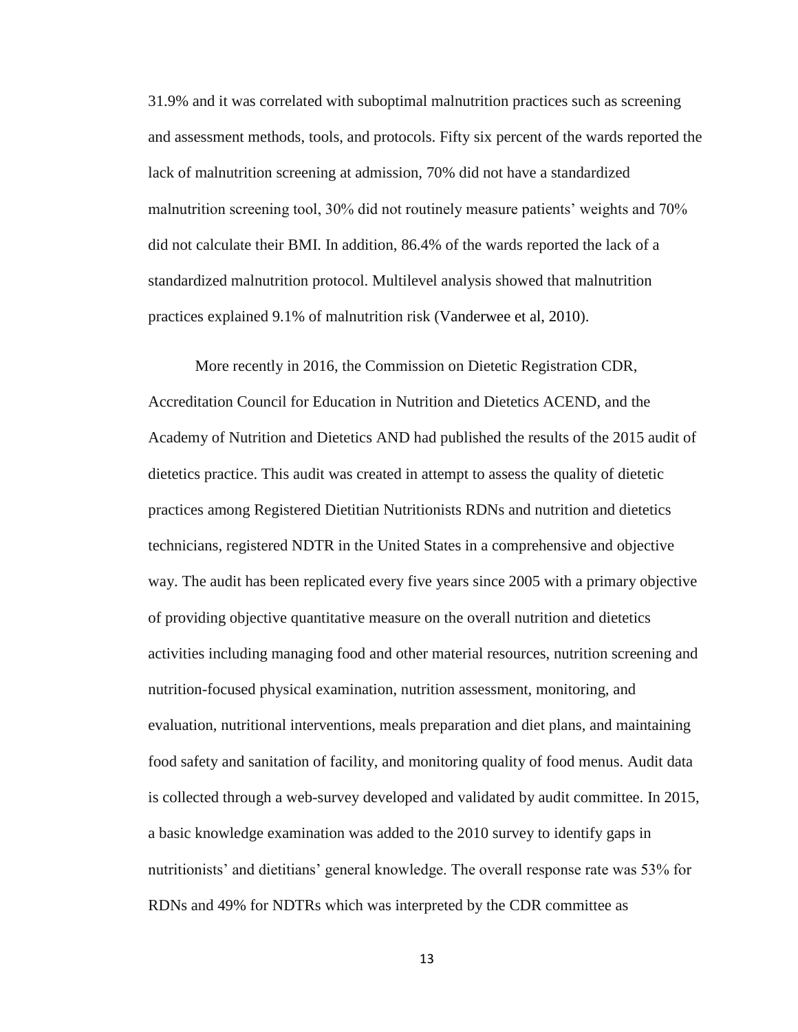31.9% and it was correlated with suboptimal malnutrition practices such as screening and assessment methods, tools, and protocols. Fifty six percent of the wards reported the lack of malnutrition screening at admission, 70% did not have a standardized malnutrition screening tool, 30% did not routinely measure patients' weights and 70% did not calculate their BMI. In addition, 86.4% of the wards reported the lack of a standardized malnutrition protocol. Multilevel analysis showed that malnutrition practices explained 9.1% of malnutrition risk (Vanderwee et al, 2010).

More recently in 2016, the Commission on Dietetic Registration CDR, Accreditation Council for Education in Nutrition and Dietetics ACEND, and the Academy of Nutrition and Dietetics AND had published the results of the 2015 audit of dietetics practice. This audit was created in attempt to assess the quality of dietetic practices among Registered Dietitian Nutritionists RDNs and nutrition and dietetics technicians, registered NDTR in the United States in a comprehensive and objective way. The audit has been replicated every five years since 2005 with a primary objective of providing objective quantitative measure on the overall nutrition and dietetics activities including managing food and other material resources, nutrition screening and nutrition-focused physical examination, nutrition assessment, monitoring, and evaluation, nutritional interventions, meals preparation and diet plans, and maintaining food safety and sanitation of facility, and monitoring quality of food menus. Audit data is collected through a web-survey developed and validated by audit committee. In 2015, a basic knowledge examination was added to the 2010 survey to identify gaps in nutritionists' and dietitians' general knowledge. The overall response rate was 53% for RDNs and 49% for NDTRs which was interpreted by the CDR committee as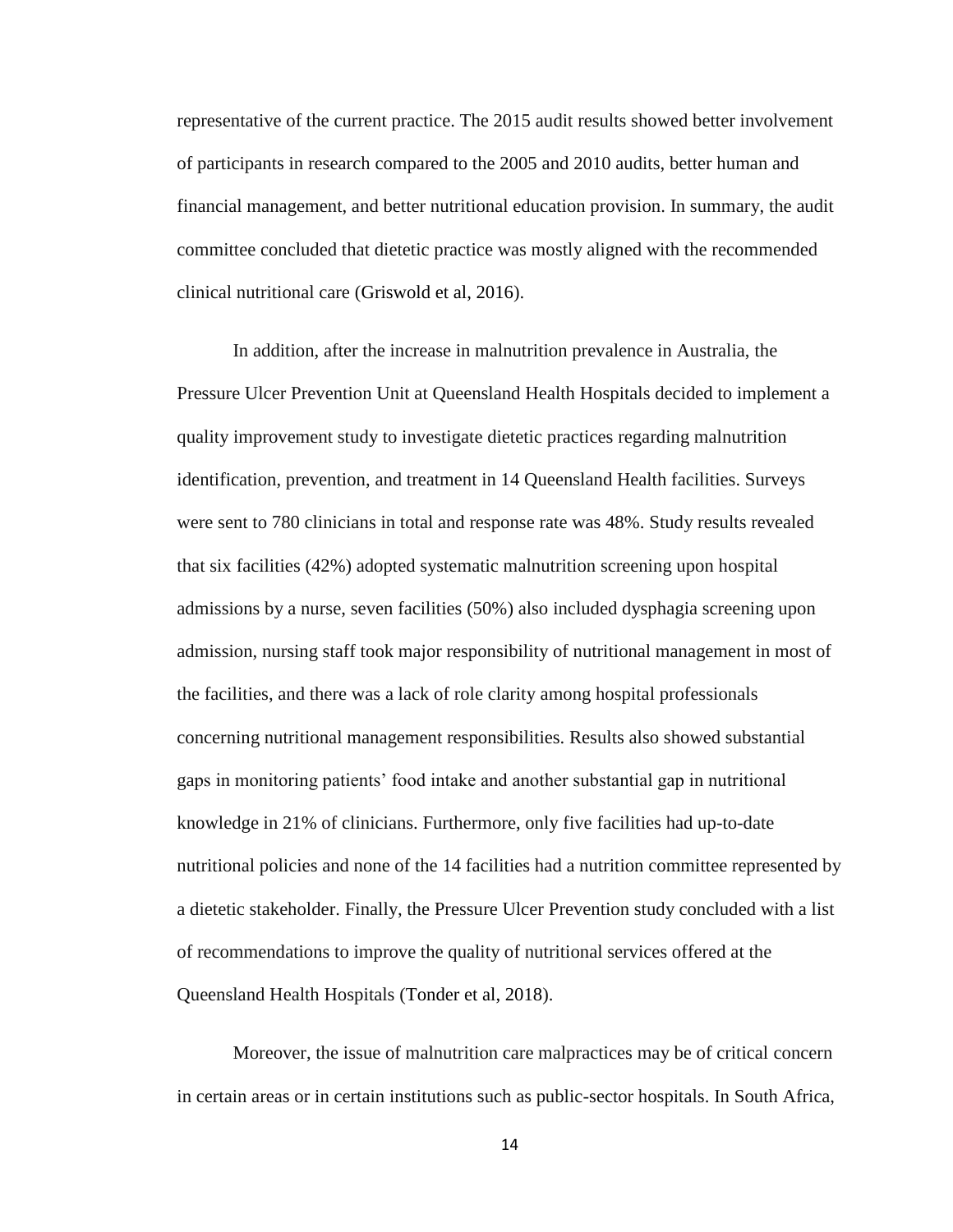representative of the current practice. The 2015 audit results showed better involvement of participants in research compared to the 2005 and 2010 audits, better human and financial management, and better nutritional education provision. In summary, the audit committee concluded that dietetic practice was mostly aligned with the recommended clinical nutritional care (Griswold et al, 2016).

In addition, after the increase in malnutrition prevalence in Australia, the Pressure Ulcer Prevention Unit at Queensland Health Hospitals decided to implement a quality improvement study to investigate dietetic practices regarding malnutrition identification, prevention, and treatment in 14 Queensland Health facilities. Surveys were sent to 780 clinicians in total and response rate was 48%. Study results revealed that six facilities (42%) adopted systematic malnutrition screening upon hospital admissions by a nurse, seven facilities (50%) also included dysphagia screening upon admission, nursing staff took major responsibility of nutritional management in most of the facilities, and there was a lack of role clarity among hospital professionals concerning nutritional management responsibilities. Results also showed substantial gaps in monitoring patients' food intake and another substantial gap in nutritional knowledge in 21% of clinicians. Furthermore, only five facilities had up-to-date nutritional policies and none of the 14 facilities had a nutrition committee represented by a dietetic stakeholder. Finally, the Pressure Ulcer Prevention study concluded with a list of recommendations to improve the quality of nutritional services offered at the Queensland Health Hospitals (Tonder et al, 2018).

Moreover, the issue of malnutrition care malpractices may be of critical concern in certain areas or in certain institutions such as public-sector hospitals. In South Africa,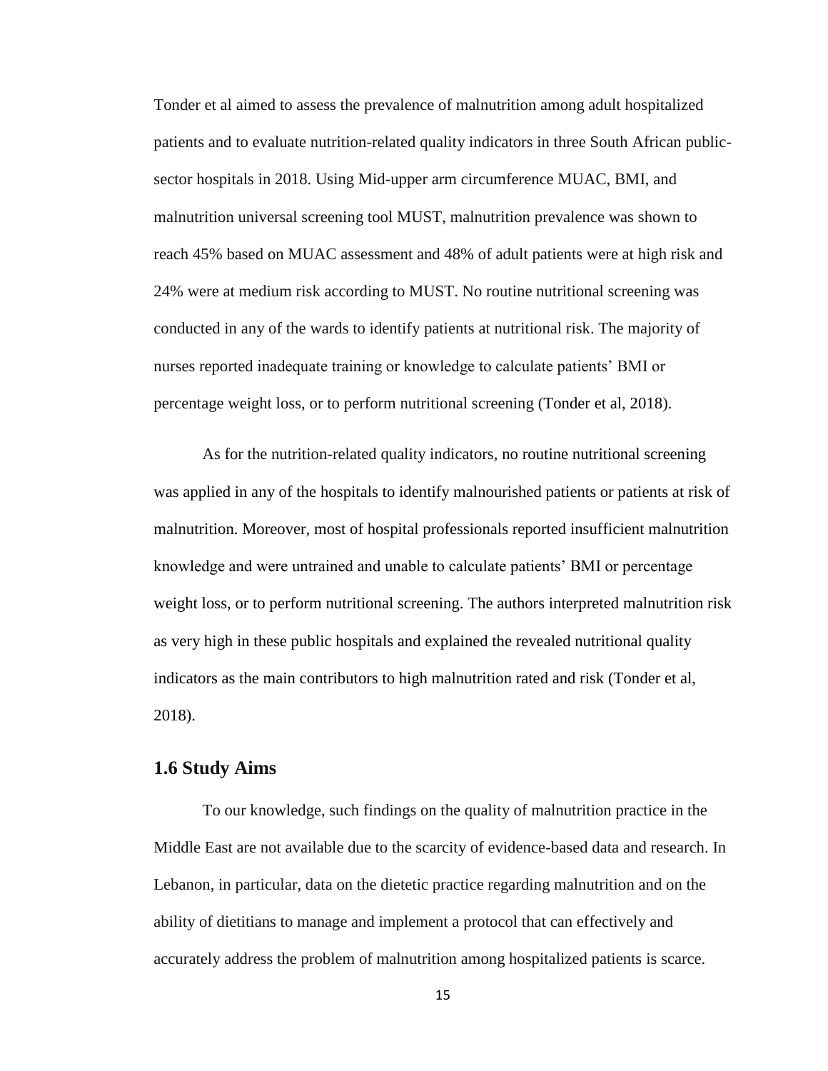Tonder et al aimed to assess the prevalence of malnutrition among adult hospitalized patients and to evaluate nutrition-related quality indicators in three South African public-sector hospitals in 2018. Using Mid-upper arm circumference MUAC, BMI, and malnutrition universal screening tool MUST, malnutrition prevalence was shown to reach 45% based on MUAC assessment and 48% of adult patients were at high risk and 24% were at medium risk according to MUST. No routine nutritional screening was conducted in any of the wards to identify patients at nutritional risk. The majority of nurses reported inadequate training or knowledge to calculate patients' BMI or percentage weight loss, or to perform nutritional screening (Tonder et al, 2018).

As for the nutrition-related quality indicators, no routine nutritional screening was applied in any of the hospitals to identify malnourished patients or patients at risk of malnutrition. Moreover, most of hospital professionals reported insufficient malnutrition knowledge and were untrained and unable to calculate patients' BMI or percentage weight loss, or to perform nutritional screening. The authors interpreted malnutrition risk as very high in these public hospitals and explained the revealed nutritional quality indicators as the main contributors to high malnutrition rated and risk (Tonder et al, 2018).

## 1.6 Study Aims

To our knowledge, such findings on the quality of malnutrition practice in the Middle East are not available due to the scarcity of evidence-based data and research. In Lebanon, in particular, data on the dietetic practice regarding malnutrition and on the ability of dietitians to manage and implement a protocol that can effectively and accurately address the problem of malnutrition among hospitalized patients is scarce.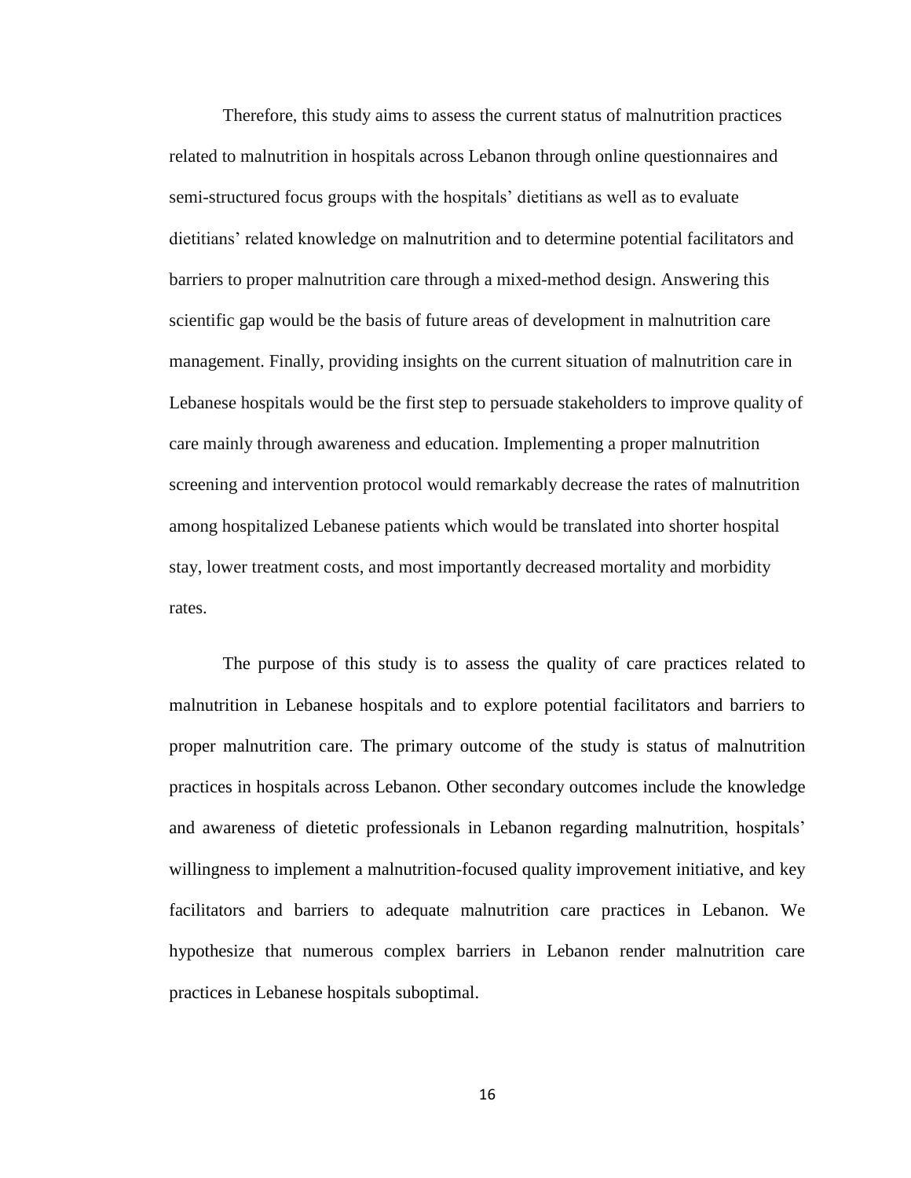Therefore, this study aims to assess the current status of malnutrition practices related to malnutrition in hospitals across Lebanon through online questionnaires and semi-structured focus groups with the hospitals' dietitians as well as to evaluate dietitians' related knowledge on malnutrition and to determine potential facilitators and barriers to proper malnutrition care through a mixed-method design. Answering this scientific gap would be the basis of future areas of development in malnutrition care management. Finally, providing insights on the current situation of malnutrition care in Lebanese hospitals would be the first step to persuade stakeholders to improve quality of care mainly through awareness and education. Implementing a proper malnutrition screening and intervention protocol would remarkably decrease the rates of malnutrition among hospitalized Lebanese patients which would be translated into shorter hospital stay, lower treatment costs, and most importantly decreased mortality and morbidity rates.

The purpose of this study is to assess the quality of care practices related to malnutrition in Lebanese hospitals and to explore potential facilitators and barriers to proper malnutrition care. The primary outcome of the study is status of malnutrition practices in hospitals across Lebanon. Other secondary outcomes include the knowledge and awareness of dietetic professionals in Lebanon regarding malnutrition, hospitals' willingness to implement a malnutrition-focused quality improvement initiative, and key facilitators and barriers to adequate malnutrition care practices in Lebanon. We hypothesize that numerous complex barriers in Lebanon render malnutrition care practices in Lebanese hospitals suboptimal.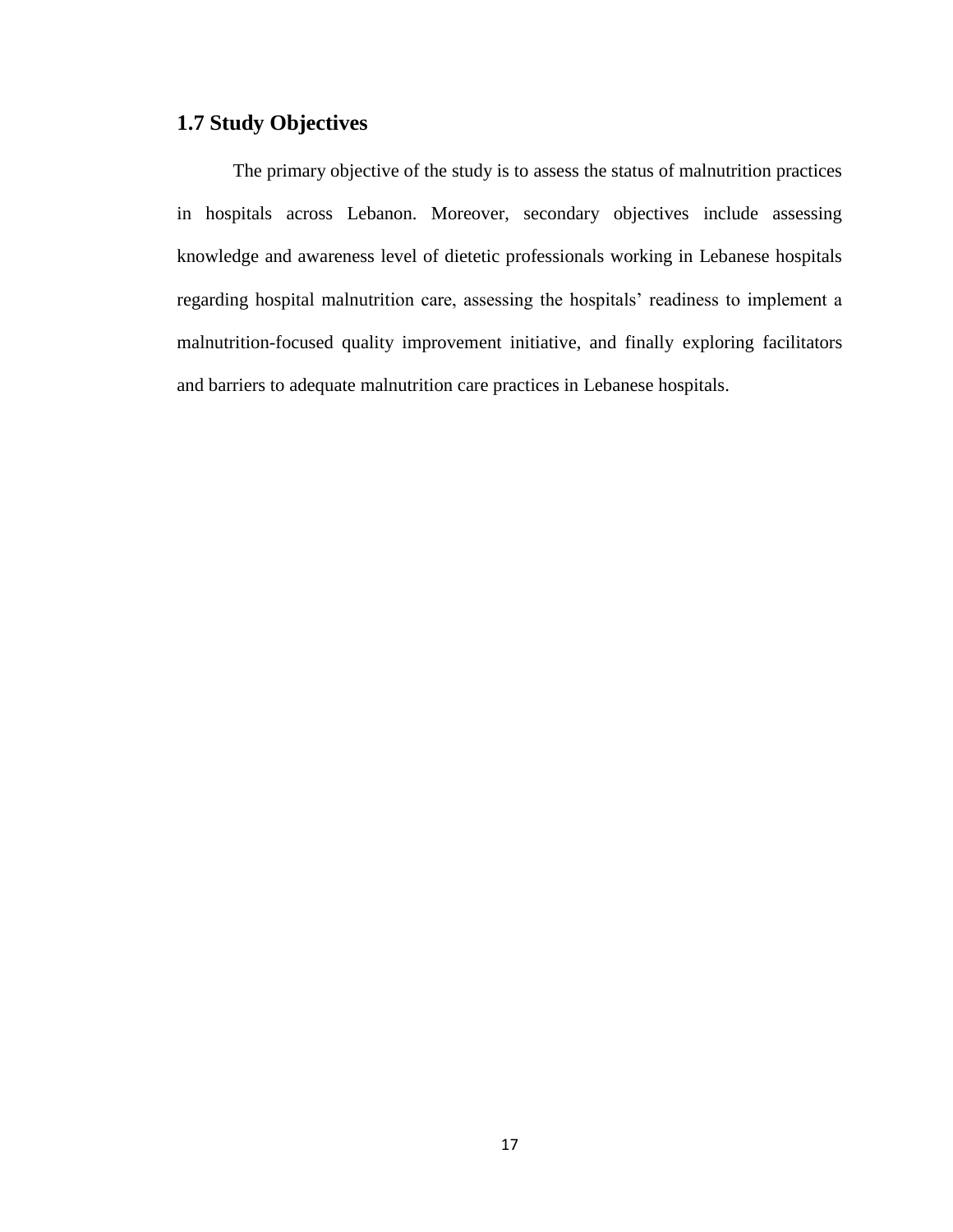## 1.7 Study Objectives

The primary objective of the study is to assess the status of malnutrition practices in hospitals across Lebanon. Moreover, secondary objectives include assessing knowledge and awareness level of dietetic professionals working in Lebanese hospitals regarding hospital malnutrition care, assessing the hospitals' readiness to implement a malnutrition-focused quality improvement initiative, and finally exploring facilitators and barriers to adequate malnutrition care practices in Lebanese hospitals.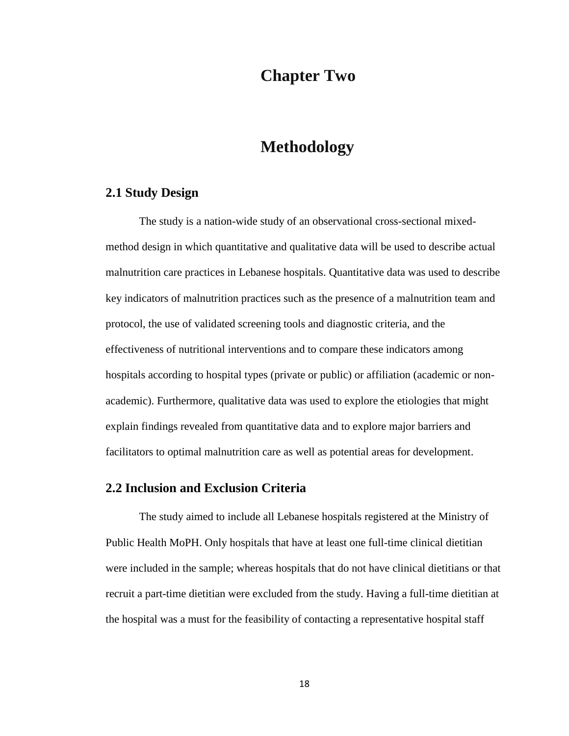# Chapter Two

# Methodology

## 2.1 Study Design

The study is a nation-wide study of an observational cross-sectional mixed-method design in which quantitative and qualitative data will be used to describe actual malnutrition care practices in Lebanese hospitals. Quantitative data was used to describe key indicators of malnutrition practices such as the presence of a malnutrition team and protocol, the use of validated screening tools and diagnostic criteria, and the effectiveness of nutritional interventions and to compare these indicators among hospitals according to hospital types (private or public) or affiliation (academic or non-academic). Furthermore, qualitative data was used to explore the etiologies that might explain findings revealed from quantitative data and to explore major barriers and facilitators to optimal malnutrition care as well as potential areas for development.

## 2.2 Inclusion and Exclusion Criteria

The study aimed to include all Lebanese hospitals registered at the Ministry of Public Health MoPH. Only hospitals that have at least one full-time clinical dietitian were included in the sample; whereas hospitals that do not have clinical dietitians or that recruit a part-time dietitian were excluded from the study. Having a full-time dietitian at the hospital was a must for the feasibility of contacting a representative hospital staff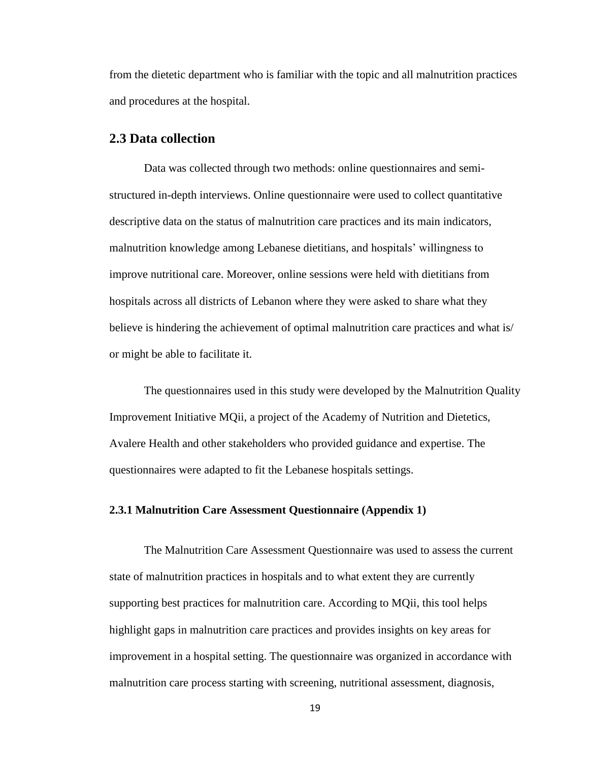from the dietetic department who is familiar with the topic and all malnutrition practices and procedures at the hospital.

## 2.3 Data collection

Data was collected through two methods: online questionnaires and semi-structured in-depth interviews. Online questionnaire were used to collect quantitative descriptive data on the status of malnutrition care practices and its main indicators, malnutrition knowledge among Lebanese dietitians, and hospitals' willingness to improve nutritional care. Moreover, online sessions were held with dietitians from hospitals across all districts of Lebanon where they were asked to share what they believe is hindering the achievement of optimal malnutrition care practices and what is/ or might be able to facilitate it.

The questionnaires used in this study were developed by the Malnutrition Quality Improvement Initiative MQii, a project of the Academy of Nutrition and Dietetics, Avalere Health and other stakeholders who provided guidance and expertise. The questionnaires were adapted to fit the Lebanese hospitals settings.

### 2.3.1 Malnutrition Care Assessment Questionnaire (Appendix 1)

The Malnutrition Care Assessment Questionnaire was used to assess the current state of malnutrition practices in hospitals and to what extent they are currently supporting best practices for malnutrition care. According to MQii, this tool helps highlight gaps in malnutrition care practices and provides insights on key areas for improvement in a hospital setting. The questionnaire was organized in accordance with malnutrition care process starting with screening, nutritional assessment, diagnosis,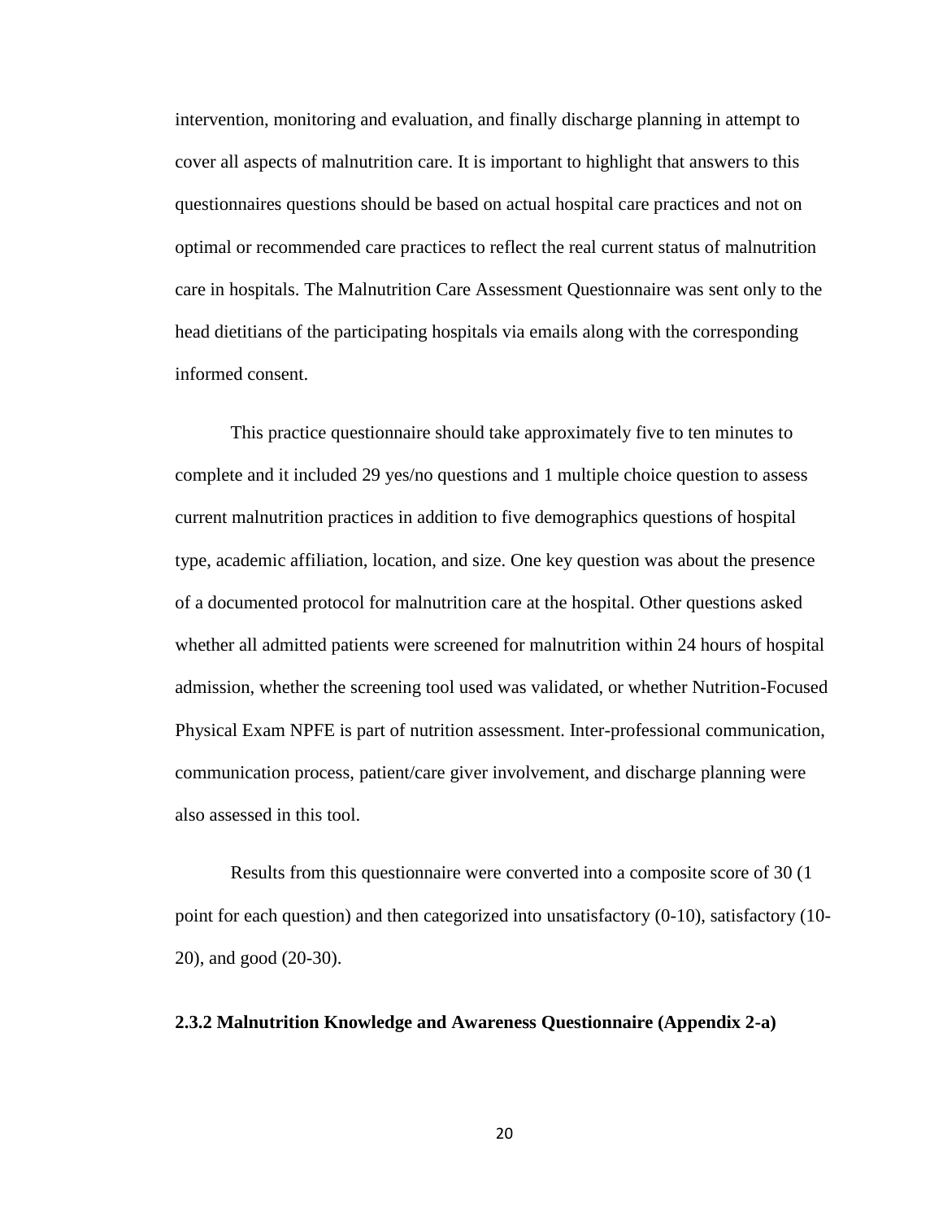intervention, monitoring and evaluation, and finally discharge planning in attempt to cover all aspects of malnutrition care. It is important to highlight that answers to this questionnaires questions should be based on actual hospital care practices and not on optimal or recommended care practices to reflect the real current status of malnutrition care in hospitals. The Malnutrition Care Assessment Questionnaire was sent only to the head dietitians of the participating hospitals via emails along with the corresponding informed consent.

This practice questionnaire should take approximately five to ten minutes to complete and it included 29 yes/no questions and 1 multiple choice question to assess current malnutrition practices in addition to five demographics questions of hospital type, academic affiliation, location, and size. One key question was about the presence of a documented protocol for malnutrition care at the hospital. Other questions asked whether all admitted patients were screened for malnutrition within 24 hours of hospital admission, whether the screening tool used was validated, or whether Nutrition-Focused Physical Exam NPFE is part of nutrition assessment. Inter-professional communication, communication process, patient/care giver involvement, and discharge planning were also assessed in this tool.

Results from this questionnaire were converted into a composite score of 30 (1 point for each question) and then categorized into unsatisfactory (0-10), satisfactory (10-20), and good (20-30).

### 2.3.2 Malnutrition Knowledge and Awareness Questionnaire (Appendix 2-a)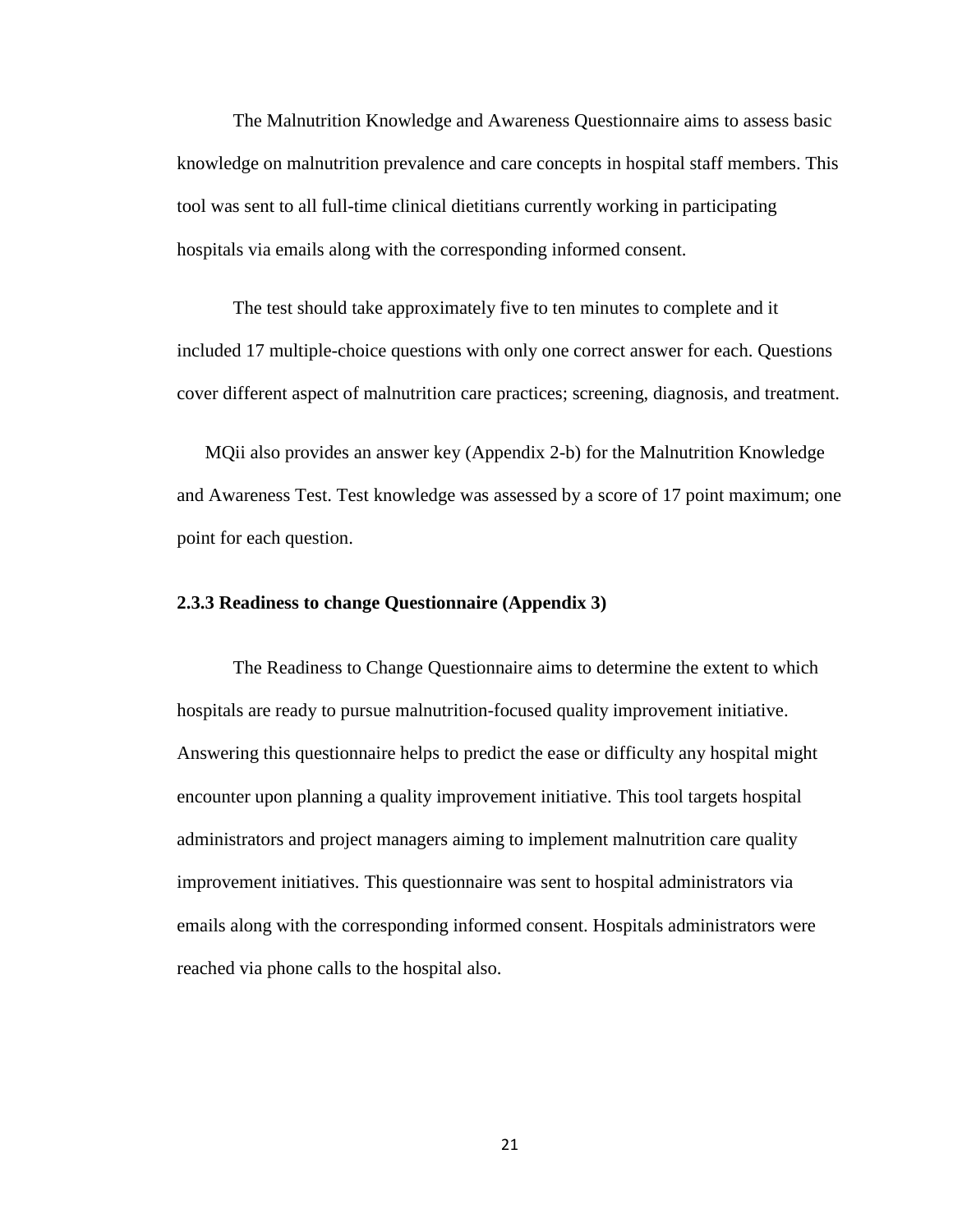The Malnutrition Knowledge and Awareness Questionnaire aims to assess basic knowledge on malnutrition prevalence and care concepts in hospital staff members. This tool was sent to all full-time clinical dietitians currently working in participating hospitals via emails along with the corresponding informed consent.

The test should take approximately five to ten minutes to complete and it included 17 multiple-choice questions with only one correct answer for each. Questions cover different aspect of malnutrition care practices; screening, diagnosis, and treatment.

MQii also provides an answer key (Appendix 2-b) for the Malnutrition Knowledge and Awareness Test. Test knowledge was assessed by a score of 17 point maximum; one point for each question.

### 2.3.3 Readiness to change Questionnaire (Appendix 3)

The Readiness to Change Questionnaire aims to determine the extent to which hospitals are ready to pursue malnutrition-focused quality improvement initiative. Answering this questionnaire helps to predict the ease or difficulty any hospital might encounter upon planning a quality improvement initiative. This tool targets hospital administrators and project managers aiming to implement malnutrition care quality improvement initiatives. This questionnaire was sent to hospital administrators via emails along with the corresponding informed consent. Hospitals administrators were reached via phone calls to the hospital also.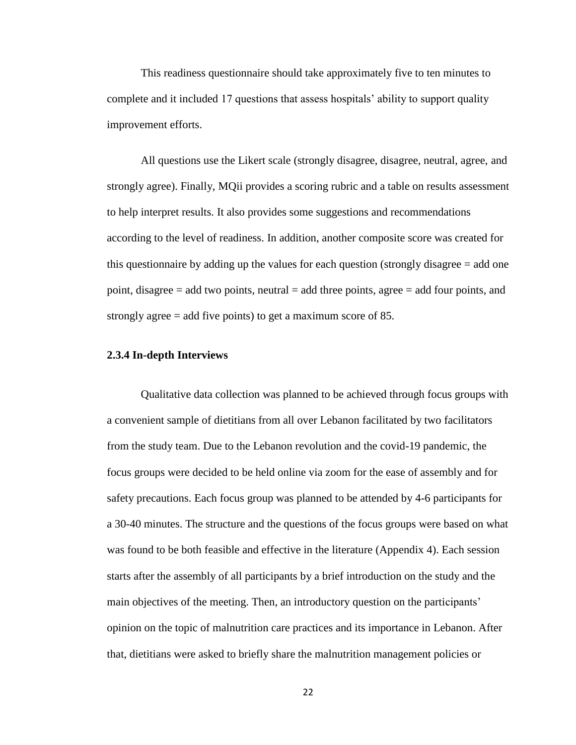This readiness questionnaire should take approximately five to ten minutes to complete and it included 17 questions that assess hospitals' ability to support quality improvement efforts.

All questions use the Likert scale (strongly disagree, disagree, neutral, agree, and strongly agree). Finally, MQii provides a scoring rubric and a table on results assessment to help interpret results. It also provides some suggestions and recommendations according to the level of readiness. In addition, another composite score was created for this questionnaire by adding up the values for each question (strongly disagree = add one point, disagree = add two points, neutral = add three points, agree = add four points, and strongly agree = add five points) to get a maximum score of 85.

### 2.3.4 In-depth Interviews

Qualitative data collection was planned to be achieved through focus groups with a convenient sample of dietitians from all over Lebanon facilitated by two facilitators from the study team. Due to the Lebanon revolution and the covid-19 pandemic, the focus groups were decided to be held online via zoom for the ease of assembly and for safety precautions. Each focus group was planned to be attended by 4-6 participants for a 30-40 minutes. The structure and the questions of the focus groups were based on what was found to be both feasible and effective in the literature (Appendix 4). Each session starts after the assembly of all participants by a brief introduction on the study and the main objectives of the meeting. Then, an introductory question on the participants' opinion on the topic of malnutrition care practices and its importance in Lebanon. After that, dietitians were asked to briefly share the malnutrition management policies or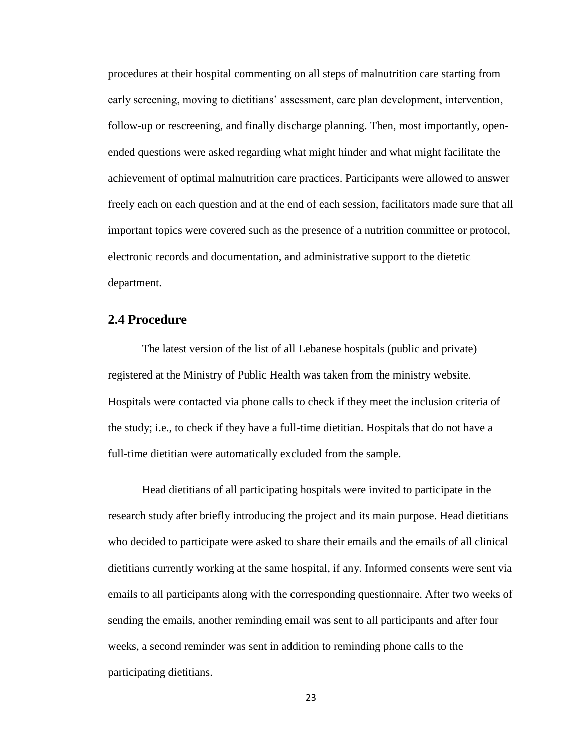procedures at their hospital commenting on all steps of malnutrition care starting from early screening, moving to dietitians' assessment, care plan development, intervention, follow-up or rescreening, and finally discharge planning. Then, most importantly, open-ended questions were asked regarding what might hinder and what might facilitate the achievement of optimal malnutrition care practices. Participants were allowed to answer freely each on each question and at the end of each session, facilitators made sure that all important topics were covered such as the presence of a nutrition committee or protocol, electronic records and documentation, and administrative support to the dietetic department.

## 2.4 Procedure

The latest version of the list of all Lebanese hospitals (public and private) registered at the Ministry of Public Health was taken from the ministry website. Hospitals were contacted via phone calls to check if they meet the inclusion criteria of the study; i.e., to check if they have a full-time dietitian. Hospitals that do not have a full-time dietitian were automatically excluded from the sample.

Head dietitians of all participating hospitals were invited to participate in the research study after briefly introducing the project and its main purpose. Head dietitians who decided to participate were asked to share their emails and the emails of all clinical dietitians currently working at the same hospital, if any. Informed consents were sent via emails to all participants along with the corresponding questionnaire. After two weeks of sending the emails, another reminding email was sent to all participants and after four weeks, a second reminder was sent in addition to reminding phone calls to the participating dietitians.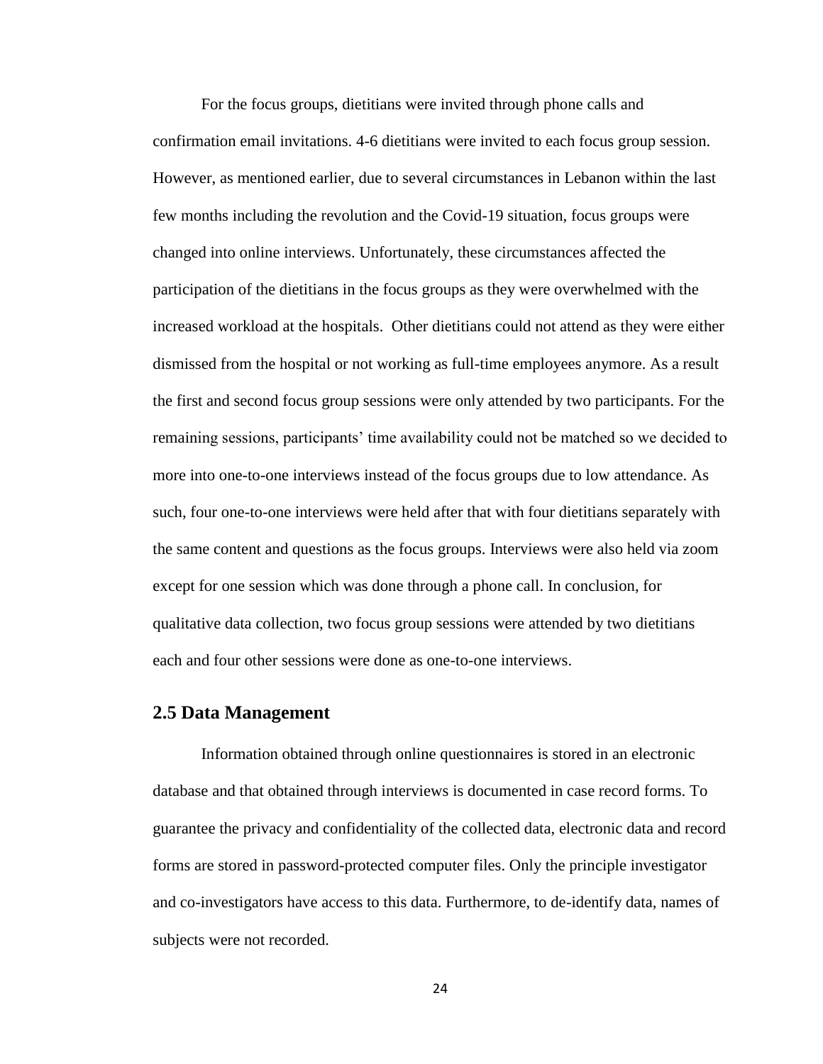For the focus groups, dietitians were invited through phone calls and confirmation email invitations. 4-6 dietitians were invited to each focus group session. However, as mentioned earlier, due to several circumstances in Lebanon within the last few months including the revolution and the Covid-19 situation, focus groups were changed into online interviews. Unfortunately, these circumstances affected the participation of the dietitians in the focus groups as they were overwhelmed with the increased workload at the hospitals. Other dietitians could not attend as they were either dismissed from the hospital or not working as full-time employees anymore. As a result the first and second focus group sessions were only attended by two participants. For the remaining sessions, participants' time availability could not be matched so we decided to more into one-to-one interviews instead of the focus groups due to low attendance. As such, four one-to-one interviews were held after that with four dietitians separately with the same content and questions as the focus groups. Interviews were also held via zoom except for one session which was done through a phone call. In conclusion, for qualitative data collection, two focus group sessions were attended by two dietitians each and four other sessions were done as one-to-one interviews.

## 2.5 Data Management

Information obtained through online questionnaires is stored in an electronic database and that obtained through interviews is documented in case record forms. To guarantee the privacy and confidentiality of the collected data, electronic data and record forms are stored in password-protected computer files. Only the principle investigator and co-investigators have access to this data. Furthermore, to de-identify data, names of subjects were not recorded.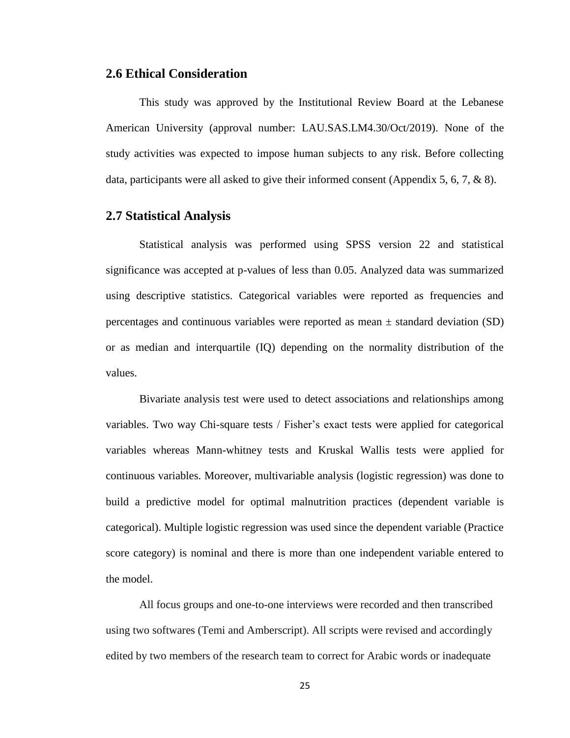## 2.6 Ethical Consideration

This study was approved by the Institutional Review Board at the Lebanese American University (approval number: LAU.SAS.LM4.30/Oct/2019). None of the study activities was expected to impose human subjects to any risk. Before collecting data, participants were all asked to give their informed consent (Appendix 5, 6, 7, & 8).

## 2.7 Statistical Analysis

Statistical analysis was performed using SPSS version 22 and statistical significance was accepted at p-values of less than 0.05. Analyzed data was summarized using descriptive statistics. Categorical variables were reported as frequencies and percentages and continuous variables were reported as mean ± standard deviation (SD) or as median and interquartile (IQ) depending on the normality distribution of the values.

Bivariate analysis test were used to detect associations and relationships among variables. Two way Chi-square tests / Fisher's exact tests were applied for categorical variables whereas Mann-whitney tests and Kruskal Wallis tests were applied for continuous variables. Moreover, multivariable analysis (logistic regression) was done to build a predictive model for optimal malnutrition practices (dependent variable is categorical). Multiple logistic regression was used since the dependent variable (Practice score category) is nominal and there is more than one independent variable entered to the model.

All focus groups and one-to-one interviews were recorded and then transcribed using two softwares (Temi and Amberscript). All scripts were revised and accordingly edited by two members of the research team to correct for Arabic words or inadequate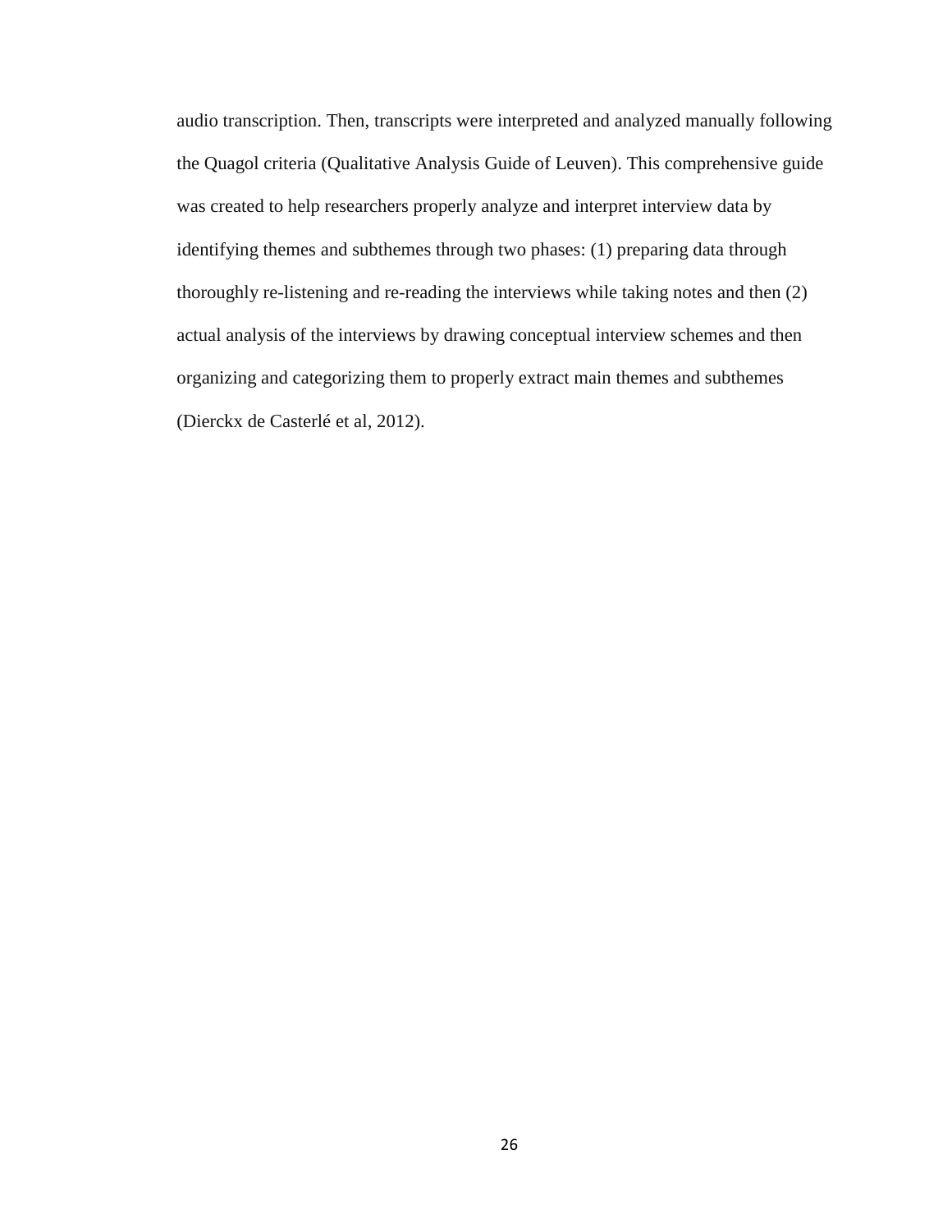audio transcription. Then, transcripts were interpreted and analyzed manually following the Quagol criteria (Qualitative Analysis Guide of Leuven). This comprehensive guide was created to help researchers properly analyze and interpret interview data by identifying themes and subthemes through two phases: (1) preparing data through thoroughly re-listening and re-reading the interviews while taking notes and then (2) actual analysis of the interviews by drawing conceptual interview schemes and then organizing and categorizing them to properly extract main themes and subthemes (Dierckx de Casterlé et al, 2012).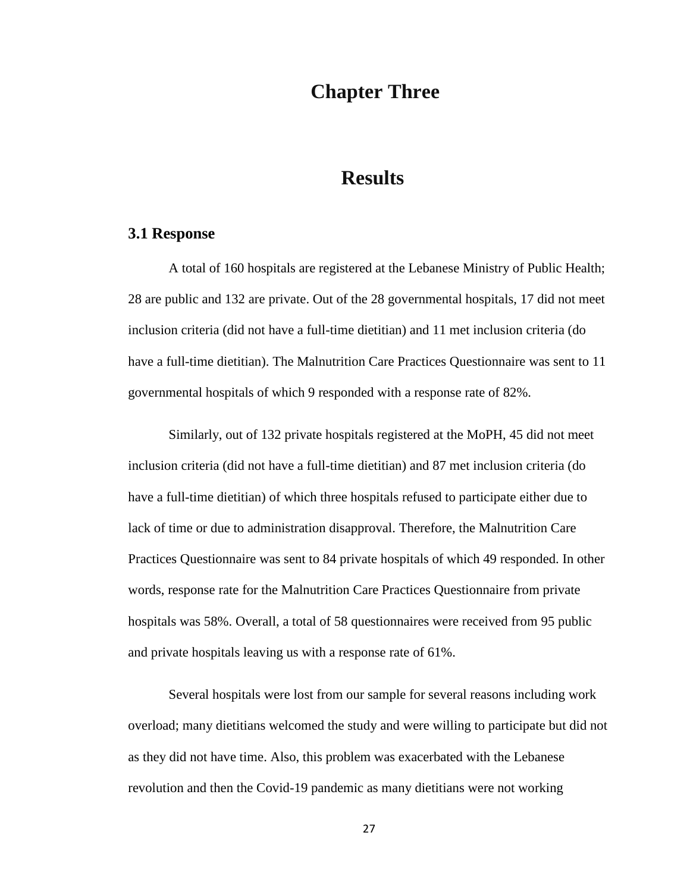# Chapter Three

# Results

## 3.1 Response

A total of 160 hospitals are registered at the Lebanese Ministry of Public Health; 28 are public and 132 are private. Out of the 28 governmental hospitals, 17 did not meet inclusion criteria (did not have a full-time dietitian) and 11 met inclusion criteria (do have a full-time dietitian). The Malnutrition Care Practices Questionnaire was sent to 11 governmental hospitals of which 9 responded with a response rate of 82%.

Similarly, out of 132 private hospitals registered at the MoPH, 45 did not meet inclusion criteria (did not have a full-time dietitian) and 87 met inclusion criteria (do have a full-time dietitian) of which three hospitals refused to participate either due to lack of time or due to administration disapproval. Therefore, the Malnutrition Care Practices Questionnaire was sent to 84 private hospitals of which 49 responded. In other words, response rate for the Malnutrition Care Practices Questionnaire from private hospitals was 58%. Overall, a total of 58 questionnaires were received from 95 public and private hospitals leaving us with a response rate of 61%.

Several hospitals were lost from our sample for several reasons including work overload; many dietitians welcomed the study and were willing to participate but did not as they did not have time. Also, this problem was exacerbated with the Lebanese revolution and then the Covid-19 pandemic as many dietitians were not working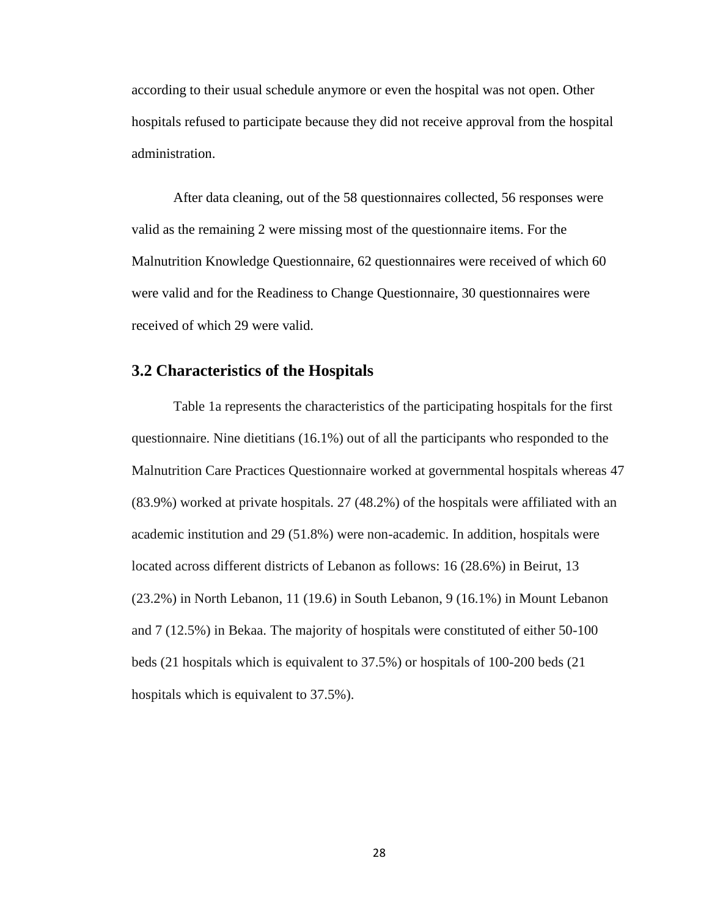according to their usual schedule anymore or even the hospital was not open. Other hospitals refused to participate because they did not receive approval from the hospital administration.

After data cleaning, out of the 58 questionnaires collected, 56 responses were valid as the remaining 2 were missing most of the questionnaire items. For the Malnutrition Knowledge Questionnaire, 62 questionnaires were received of which 60 were valid and for the Readiness to Change Questionnaire, 30 questionnaires were received of which 29 were valid.

## 3.2 Characteristics of the Hospitals

Table 1a represents the characteristics of the participating hospitals for the first questionnaire. Nine dietitians (16.1%) out of all the participants who responded to the Malnutrition Care Practices Questionnaire worked at governmental hospitals whereas 47 (83.9%) worked at private hospitals. 27 (48.2%) of the hospitals were affiliated with an academic institution and 29 (51.8%) were non-academic. In addition, hospitals were located across different districts of Lebanon as follows: 16 (28.6%) in Beirut, 13 (23.2%) in North Lebanon, 11 (19.6) in South Lebanon, 9 (16.1%) in Mount Lebanon and 7 (12.5%) in Bekaa. The majority of hospitals were constituted of either 50-100 beds (21 hospitals which is equivalent to 37.5%) or hospitals of 100-200 beds (21 hospitals which is equivalent to 37.5%).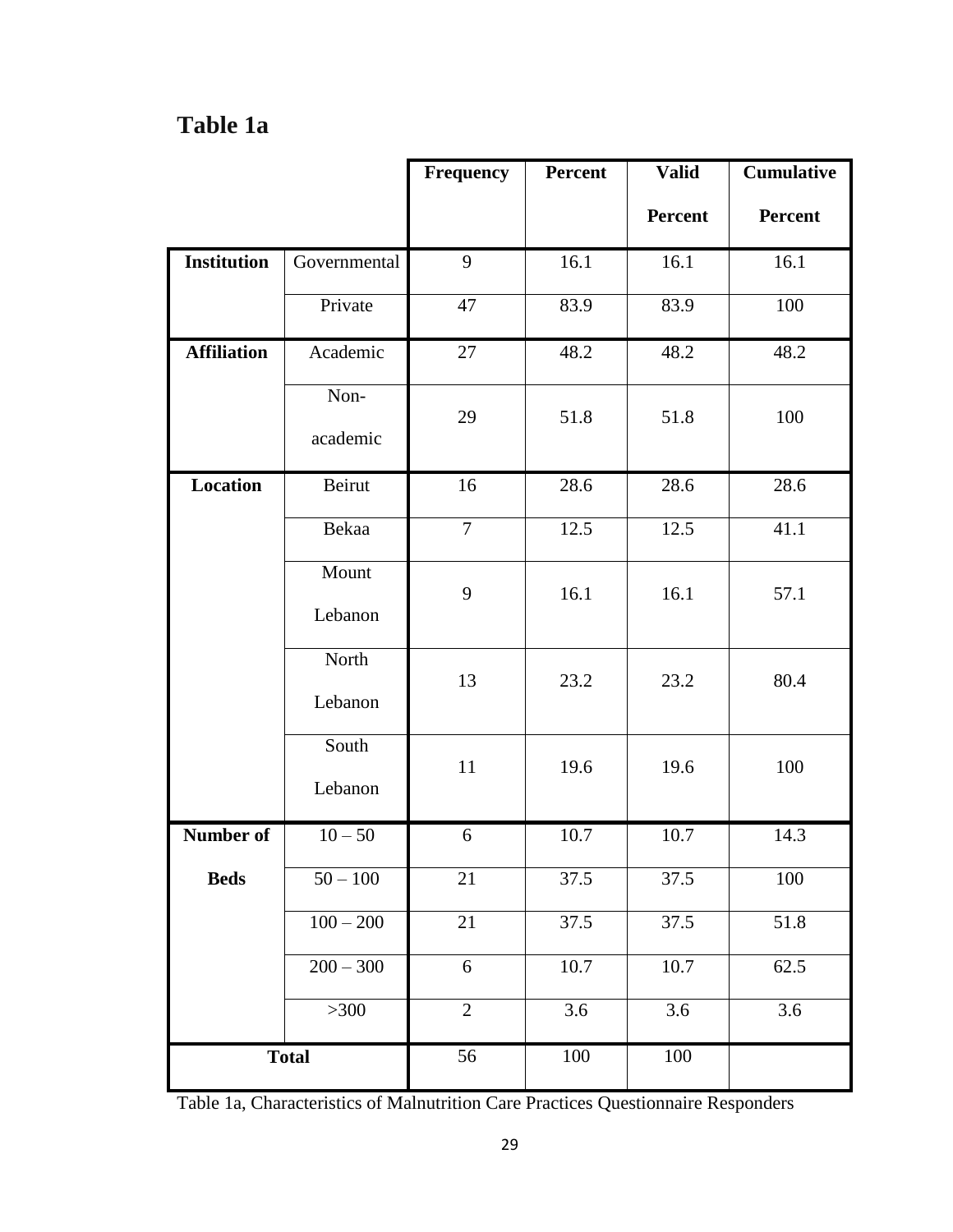## Table 1a

| | | Frequency | Percent | Valid Percent | Cumulative Percent |
|---|---|---|---|---|---|
| **Institution** | Governmental | 9 | 16.1 | 16.1 | 16.1 |
| | Private | 47 | 83.9 | 83.9 | 100 |
| **Affiliation** | Academic | 27 | 48.2 | 48.2 | 48.2 |
| | Non-academic | 29 | 51.8 | 51.8 | 100 |
| **Location** | Beirut | 16 | 28.6 | 28.6 | 28.6 |
| | Bekaa | 7 | 12.5 | 12.5 | 41.1 |
| | Mount Lebanon | 9 | 16.1 | 16.1 | 57.1 |
| | North Lebanon | 13 | 23.2 | 23.2 | 80.4 |
| | South Lebanon | 11 | 19.6 | 19.6 | 100 |
| **Number of Beds** | 10 – 50 | 6 | 10.7 | 10.7 | 14.3 |
| | 50 – 100 | 21 | 37.5 | 37.5 | 100 |
| | 100 – 200 | 21 | 37.5 | 37.5 | 51.8 |
| | 200 – 300 | 6 | 10.7 | 10.7 | 62.5 |
| | >300 | 2 | 3.6 | 3.6 | 3.6 |
| **Total** | | 56 | 100 | 100 | |

Table 1a, Characteristics of Malnutrition Care Practices Questionnaire Responders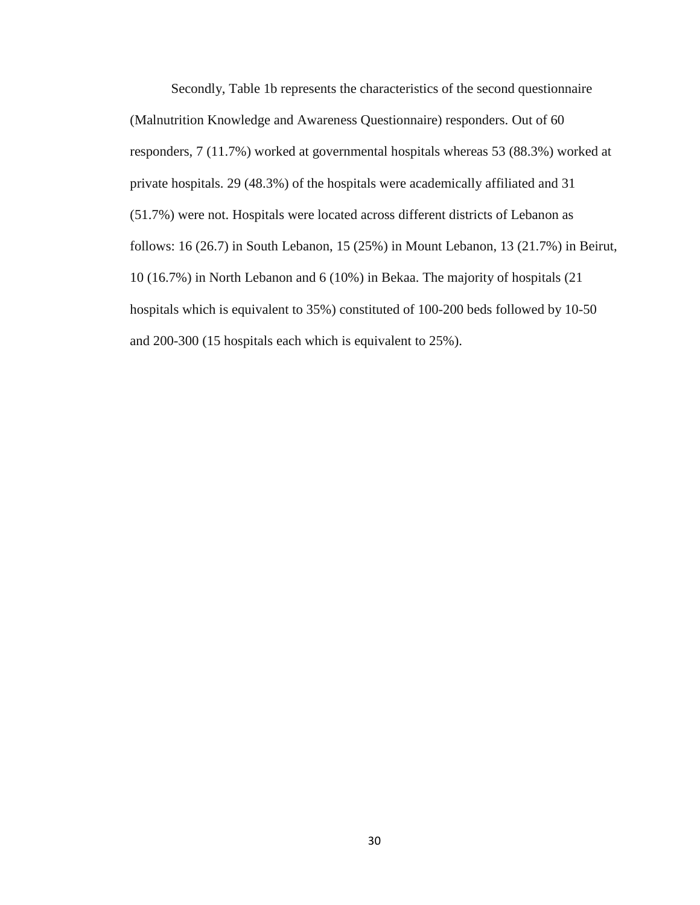Secondly, Table 1b represents the characteristics of the second questionnaire (Malnutrition Knowledge and Awareness Questionnaire) responders. Out of 60 responders, 7 (11.7%) worked at governmental hospitals whereas 53 (88.3%) worked at private hospitals. 29 (48.3%) of the hospitals were academically affiliated and 31 (51.7%) were not. Hospitals were located across different districts of Lebanon as follows: 16 (26.7) in South Lebanon, 15 (25%) in Mount Lebanon, 13 (21.7%) in Beirut, 10 (16.7%) in North Lebanon and 6 (10%) in Bekaa. The majority of hospitals (21 hospitals which is equivalent to 35%) constituted of 100-200 beds followed by 10-50 and 200-300 (15 hospitals each which is equivalent to 25%).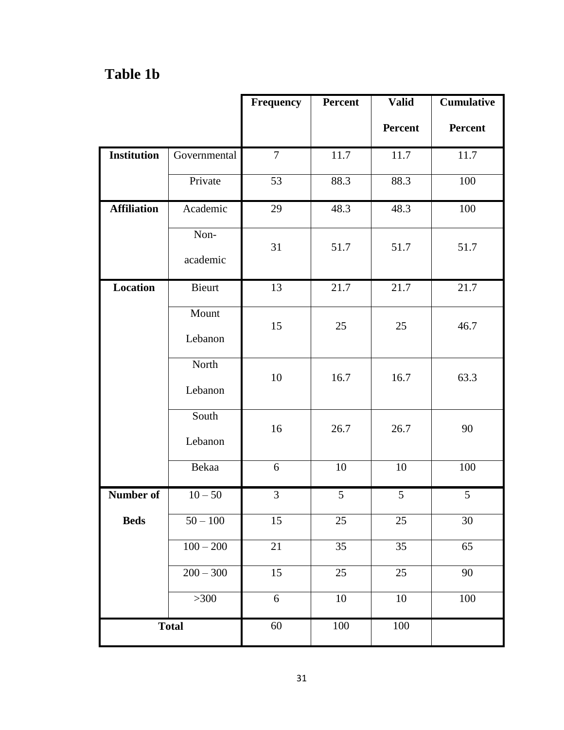## Table 1b

| | | Frequency | Percent | Valid Percent | Cumulative Percent |
|---|---|---|---|---|---|
| **Institution** | Governmental | 7 | 11.7 | 11.7 | 11.7 |
| | Private | 53 | 88.3 | 88.3 | 100 |
| **Affiliation** | Academic | 29 | 48.3 | 48.3 | 100 |
| | Non-academic | 31 | 51.7 | 51.7 | 51.7 |
| **Location** | Bieurt | 13 | 21.7 | 21.7 | 21.7 |
| | Mount Lebanon | 15 | 25 | 25 | 46.7 |
| | North Lebanon | 10 | 16.7 | 16.7 | 63.3 |
| | South Lebanon | 16 | 26.7 | 26.7 | 90 |
| | Bekaa | 6 | 10 | 10 | 100 |
| **Number of Beds** | 10 – 50 | 3 | 5 | 5 | 5 |
| | 50 – 100 | 15 | 25 | 25 | 30 |
| | 100 – 200 | 21 | 35 | 35 | 65 |
| | 200 – 300 | 15 | 25 | 25 | 90 |
| | >300 | 6 | 10 | 10 | 100 |
| **Total** | | 60 | 100 | 100 | |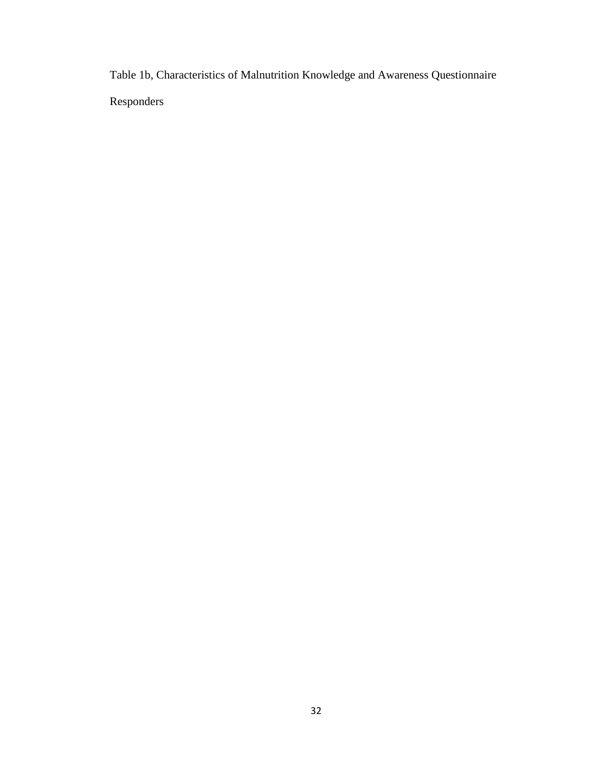Table 1b, Characteristics of Malnutrition Knowledge and Awareness Questionnaire Responders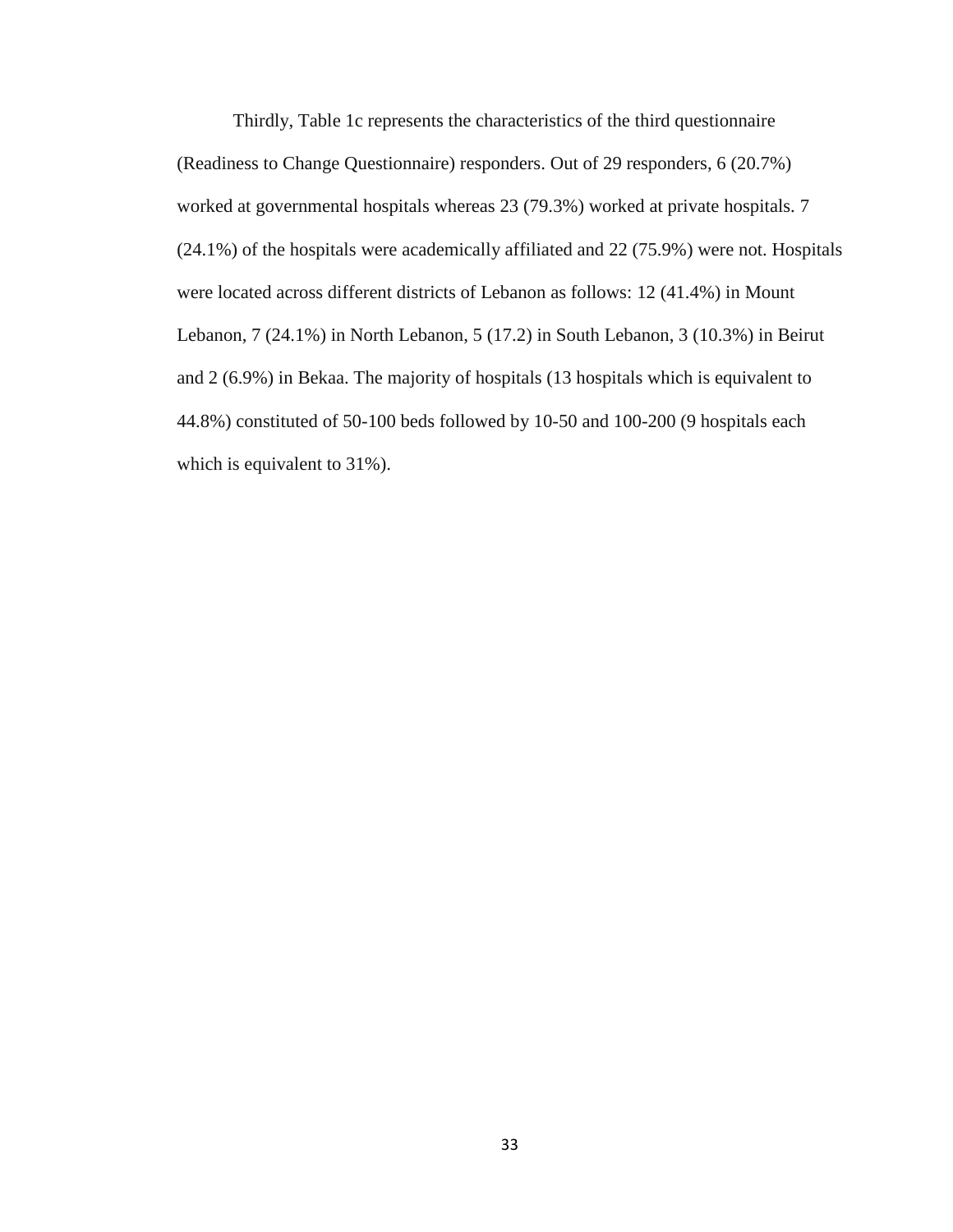Thirdly, Table 1c represents the characteristics of the third questionnaire (Readiness to Change Questionnaire) responders. Out of 29 responders, 6 (20.7%) worked at governmental hospitals whereas 23 (79.3%) worked at private hospitals. 7 (24.1%) of the hospitals were academically affiliated and 22 (75.9%) were not. Hospitals were located across different districts of Lebanon as follows: 12 (41.4%) in Mount Lebanon, 7 (24.1%) in North Lebanon, 5 (17.2) in South Lebanon, 3 (10.3%) in Beirut and 2 (6.9%) in Bekaa. The majority of hospitals (13 hospitals which is equivalent to 44.8%) constituted of 50-100 beds followed by 10-50 and 100-200 (9 hospitals each which is equivalent to 31%).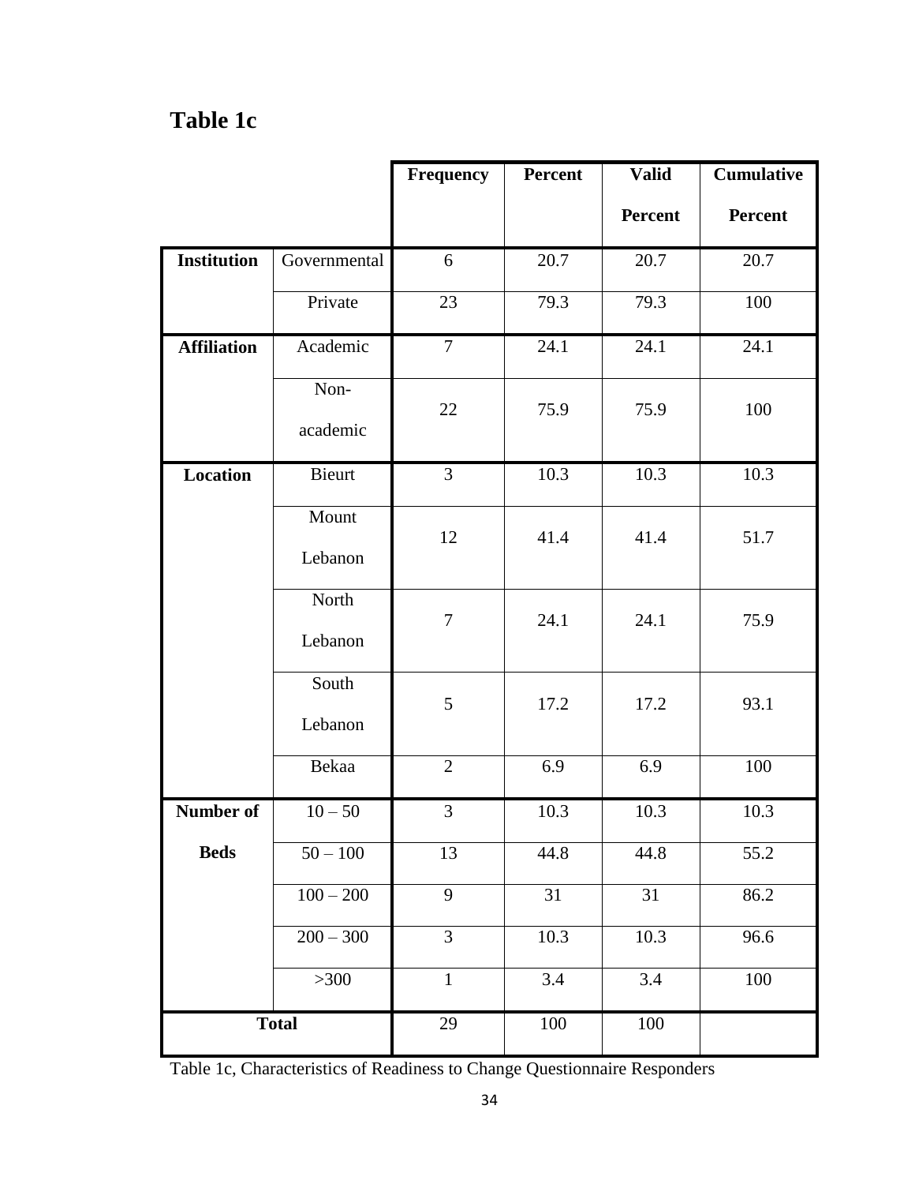# Table 1c

| | | Frequency | Percent | Valid Percent | Cumulative Percent |
|---|---|---|---|---|---|
| **Institution** | Governmental | 6 | 20.7 | 20.7 | 20.7 |
| | Private | 23 | 79.3 | 79.3 | 100 |
| **Affiliation** | Academic | 7 | 24.1 | 24.1 | 24.1 |
| | Non-academic | 22 | 75.9 | 75.9 | 100 |
| **Location** | Bieurt | 3 | 10.3 | 10.3 | 10.3 |
| | Mount Lebanon | 12 | 41.4 | 41.4 | 51.7 |
| | North Lebanon | 7 | 24.1 | 24.1 | 75.9 |
| | South Lebanon | 5 | 17.2 | 17.2 | 93.1 |
| | Bekaa | 2 | 6.9 | 6.9 | 100 |
| **Number of Beds** | 10 – 50 | 3 | 10.3 | 10.3 | 10.3 |
| | 50 – 100 | 13 | 44.8 | 44.8 | 55.2 |
| | 100 – 200 | 9 | 31 | 31 | 86.2 |
| | 200 – 300 | 3 | 10.3 | 10.3 | 96.6 |
| | >300 | 1 | 3.4 | 3.4 | 100 |
| **Total** | | 29 | 100 | 100 | |

Table 1c, Characteristics of Readiness to Change Questionnaire Responders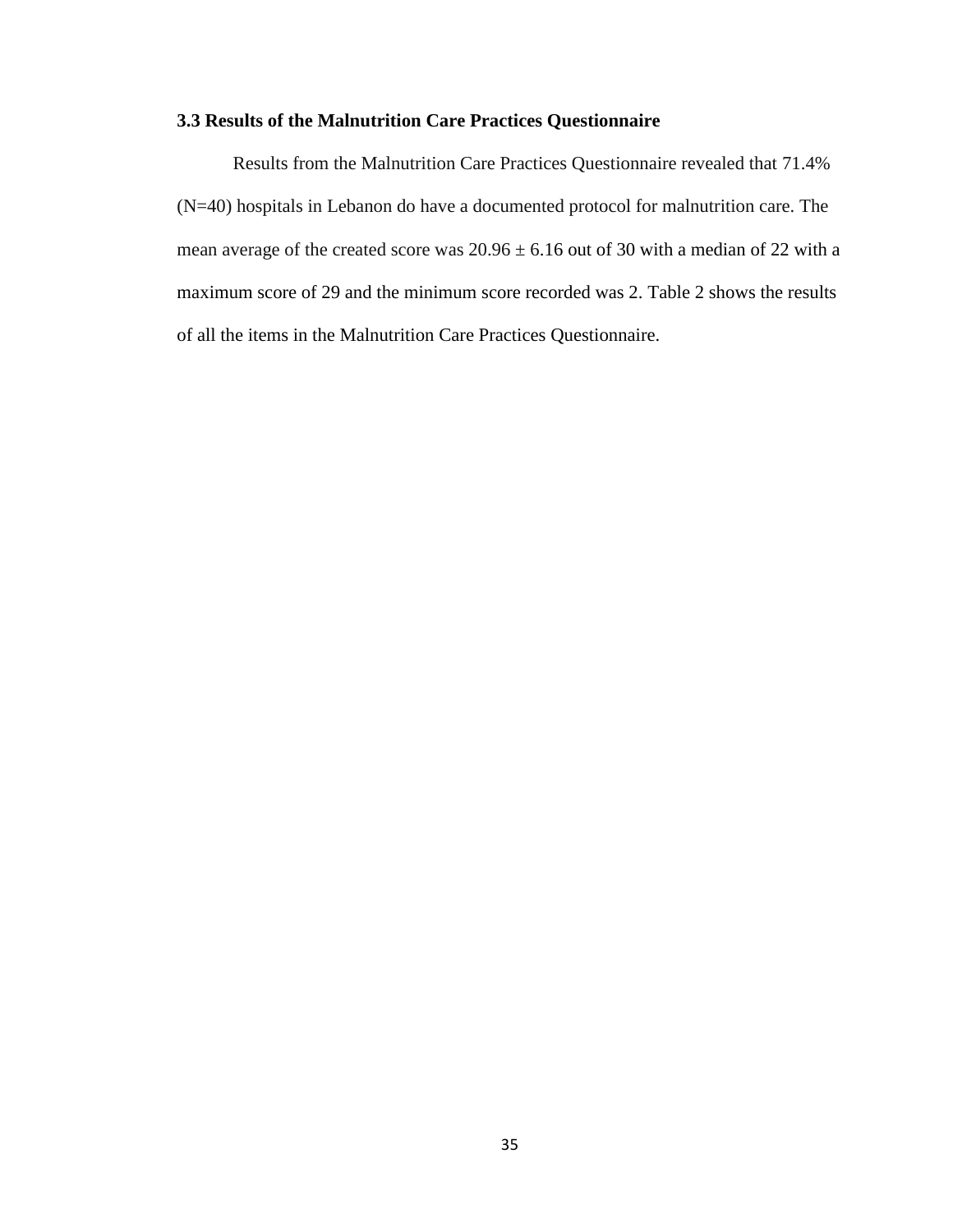### 3.3 Results of the Malnutrition Care Practices Questionnaire

Results from the Malnutrition Care Practices Questionnaire revealed that 71.4% (N=40) hospitals in Lebanon do have a documented protocol for malnutrition care. The mean average of the created score was 20.96 ± 6.16 out of 30 with a median of 22 with a maximum score of 29 and the minimum score recorded was 2. Table 2 shows the results of all the items in the Malnutrition Care Practices Questionnaire.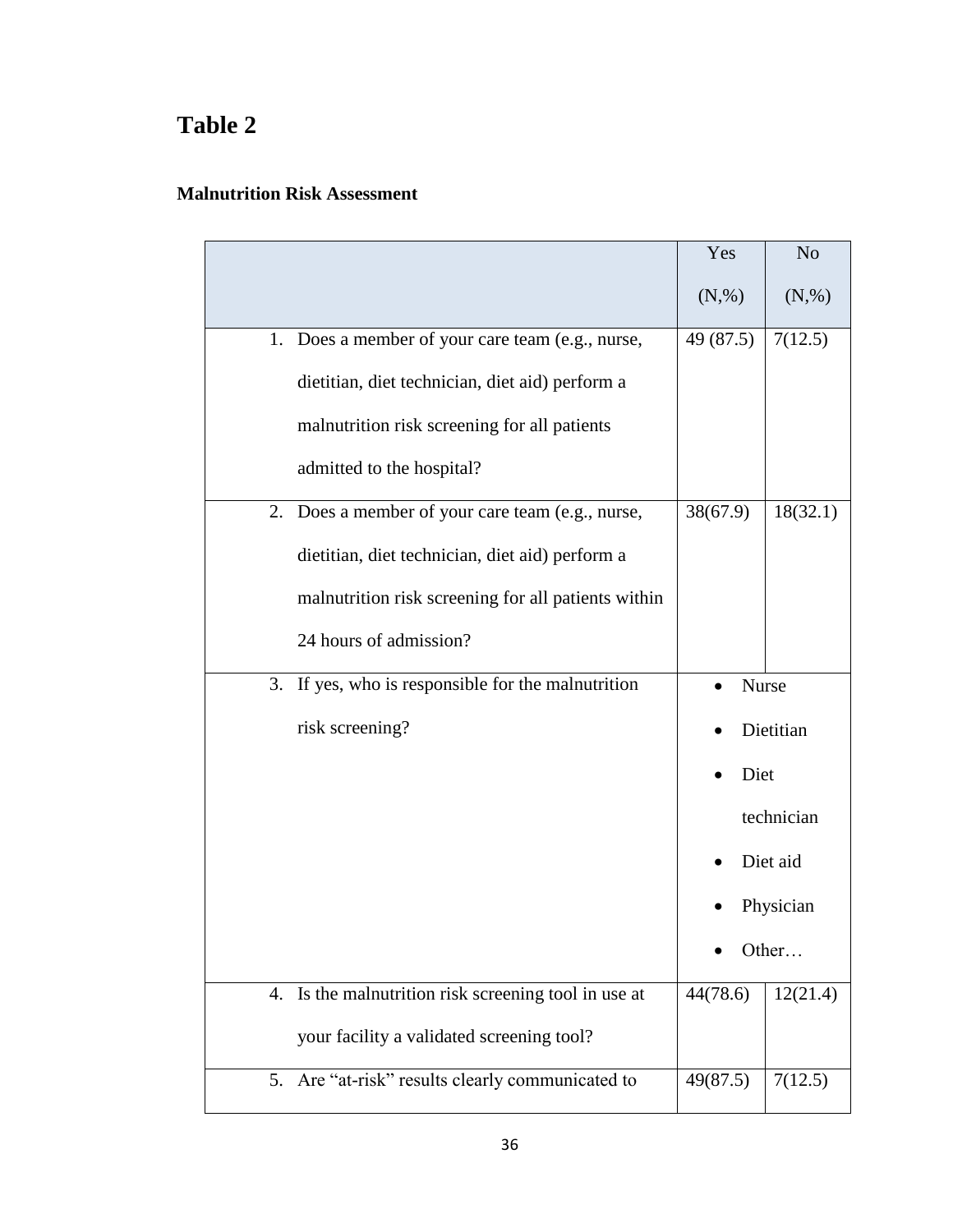# Table 2

**Malnutrition Risk Assessment**

| | Yes (N,%) | No (N,%) |
|---|---|---|
| 1. Does a member of your care team (e.g., nurse, dietitian, diet technician, diet aid) perform a malnutrition risk screening for all patients admitted to the hospital? | 49 (87.5) | 7(12.5) |
| 2. Does a member of your care team (e.g., nurse, dietitian, diet technician, diet aid) perform a malnutrition risk screening for all patients within 24 hours of admission? | 38(67.9) | 18(32.1) |
| 3. If yes, who is responsible for the malnutrition risk screening? | • Nurse<br>• Dietitian<br>• Diet technician<br>• Diet aid<br>• Physician<br>• Other… | |
| 4. Is the malnutrition risk screening tool in use at your facility a validated screening tool? | 44(78.6) | 12(21.4) |
| 5. Are "at-risk" results clearly communicated to | 49(87.5) | 7(12.5) |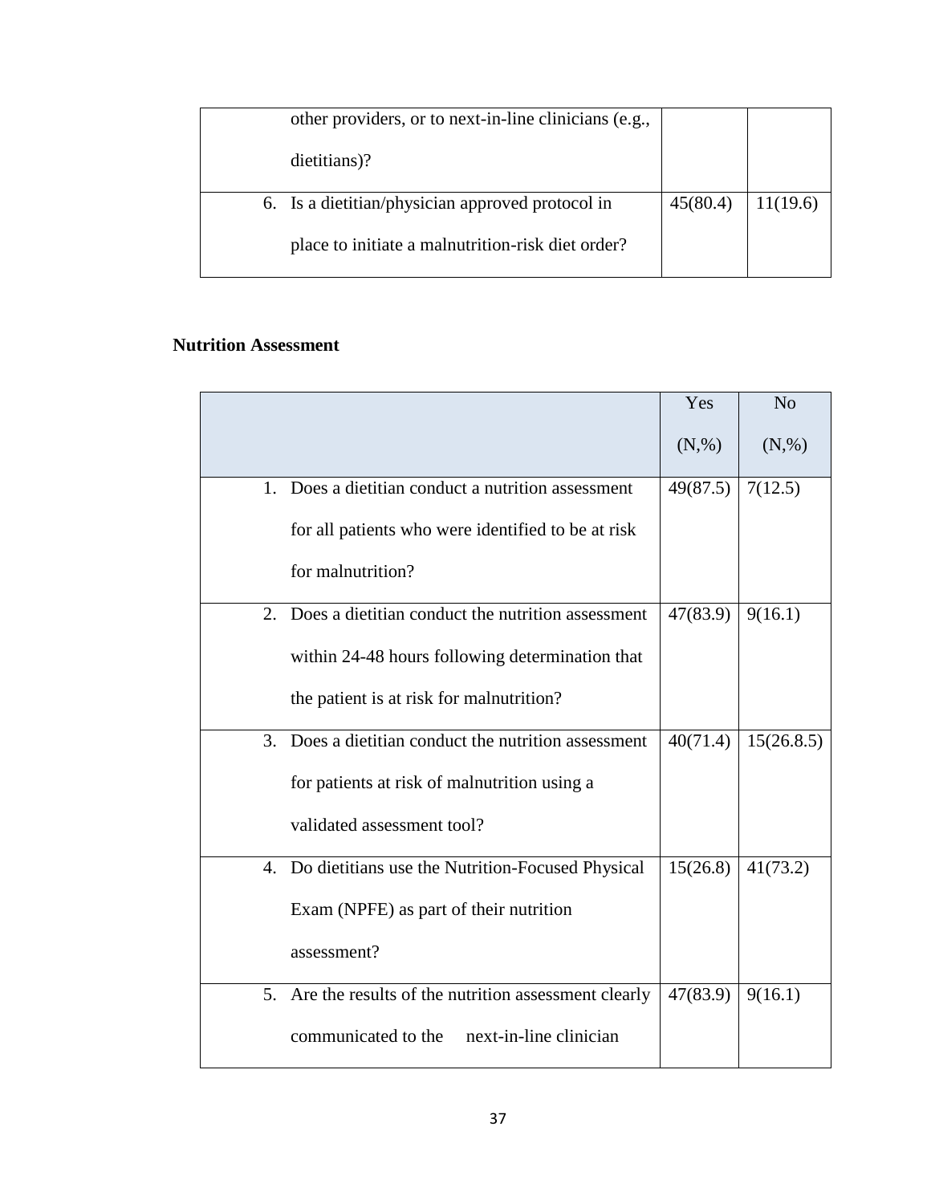| | | |
|---|---|---|
| other providers, or to next-in-line clinicians (e.g., dietitians)? | | |
| 6. Is a dietitian/physician approved protocol in place to initiate a malnutrition-risk diet order? | 45(80.4) | 11(19.6) |

**Nutrition Assessment**

| | Yes (N,%) | No (N,%) |
|---|---|---|
| 1. Does a dietitian conduct a nutrition assessment for all patients who were identified to be at risk for malnutrition? | 49(87.5) | 7(12.5) |
| 2. Does a dietitian conduct the nutrition assessment within 24-48 hours following determination that the patient is at risk for malnutrition? | 47(83.9) | 9(16.1) |
| 3. Does a dietitian conduct the nutrition assessment for patients at risk of malnutrition using a validated assessment tool? | 40(71.4) | 15(26.8.5) |
| 4. Do dietitians use the Nutrition-Focused Physical Exam (NPFE) as part of their nutrition assessment? | 15(26.8) | 41(73.2) |
| 5. Are the results of the nutrition assessment clearly communicated to the next-in-line clinician | 47(83.9) | 9(16.1) |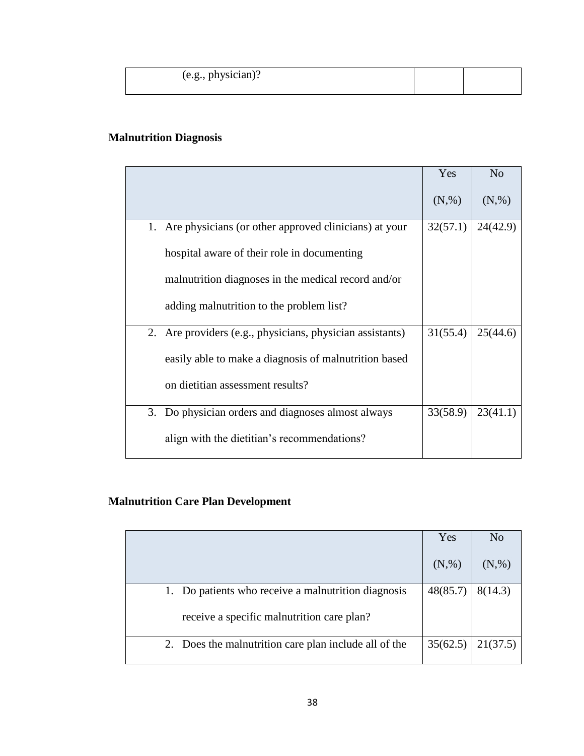| (e.g., physician)? | | |
|---|---|---|

**Malnutrition Diagnosis**

| | Yes (N,%) | No (N,%) |
|---|---|---|
| 1. Are physicians (or other approved clinicians) at your hospital aware of their role in documenting malnutrition diagnoses in the medical record and/or adding malnutrition to the problem list? | 32(57.1) | 24(42.9) |
| 2. Are providers (e.g., physicians, physician assistants) easily able to make a diagnosis of malnutrition based on dietitian assessment results? | 31(55.4) | 25(44.6) |
| 3. Do physician orders and diagnoses almost always align with the dietitian's recommendations? | 33(58.9) | 23(41.1) |

**Malnutrition Care Plan Development**

| | Yes (N,%) | No (N,%) |
|---|---|---|
| 1. Do patients who receive a malnutrition diagnosis receive a specific malnutrition care plan? | 48(85.7) | 8(14.3) |
| 2. Does the malnutrition care plan include all of the | 35(62.5) | 21(37.5) |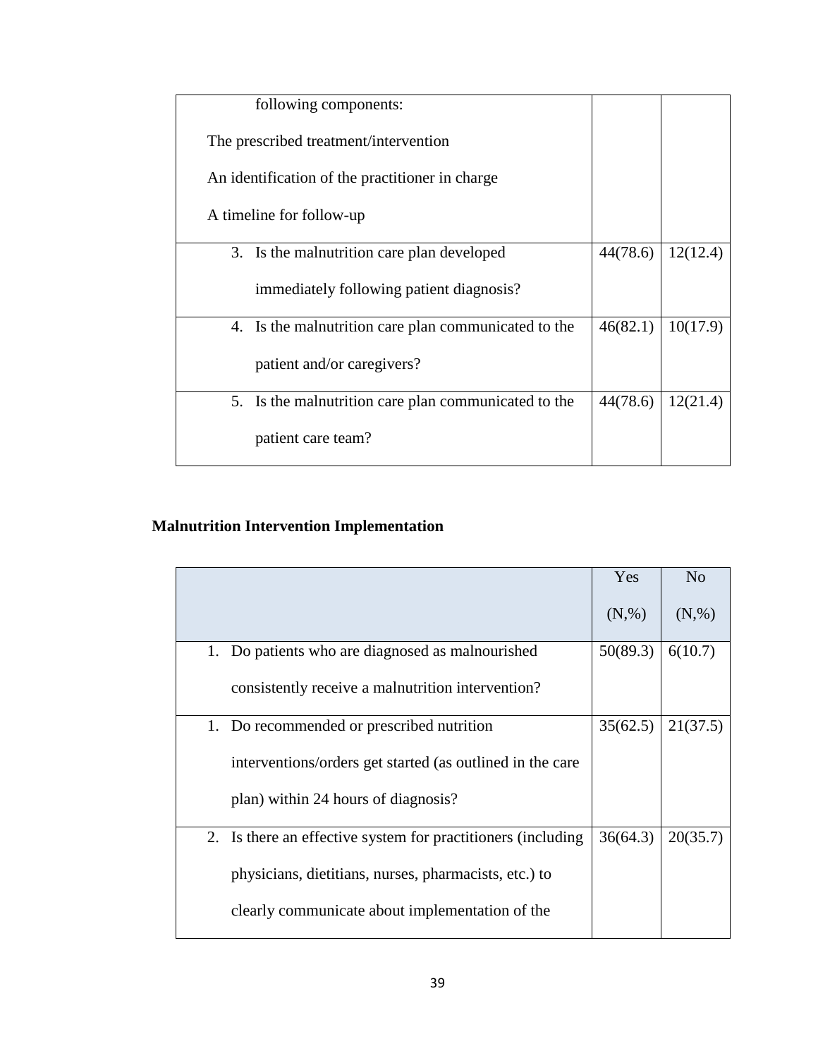| | | |
|---|---|---|
| following components:<br>The prescribed treatment/intervention<br>An identification of the practitioner in charge<br>A timeline for follow-up | | |
| 3. Is the malnutrition care plan developed immediately following patient diagnosis? | 44(78.6) | 12(12.4) |
| 4. Is the malnutrition care plan communicated to the patient and/or caregivers? | 46(82.1) | 10(17.9) |
| 5. Is the malnutrition care plan communicated to the patient care team? | 44(78.6) | 12(21.4) |

**Malnutrition Intervention Implementation**

| | Yes (N,%) | No (N,%) |
|---|---|---|
| 1. Do patients who are diagnosed as malnourished consistently receive a malnutrition intervention? | 50(89.3) | 6(10.7) |
| 1. Do recommended or prescribed nutrition interventions/orders get started (as outlined in the care plan) within 24 hours of diagnosis? | 35(62.5) | 21(37.5) |
| 2. Is there an effective system for practitioners (including physicians, dietitians, nurses, pharmacists, etc.) to clearly communicate about implementation of the | 36(64.3) | 20(35.7) |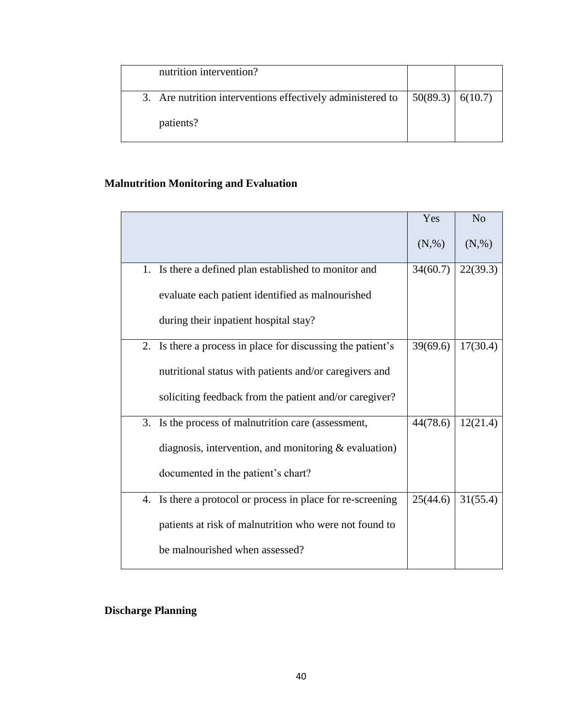| | | |
|---|---|---|
| nutrition intervention? | | |
| 3. Are nutrition interventions effectively administered to patients? | 50(89.3) | 6(10.7) |

**Malnutrition Monitoring and Evaluation**

| | Yes (N,%) | No (N,%) |
|---|---|---|
| 1. Is there a defined plan established to monitor and evaluate each patient identified as malnourished during their inpatient hospital stay? | 34(60.7) | 22(39.3) |
| 2. Is there a process in place for discussing the patient's nutritional status with patients and/or caregivers and soliciting feedback from the patient and/or caregiver? | 39(69.6) | 17(30.4) |
| 3. Is the process of malnutrition care (assessment, diagnosis, intervention, and monitoring & evaluation) documented in the patient's chart? | 44(78.6) | 12(21.4) |
| 4. Is there a protocol or process in place for re-screening patients at risk of malnutrition who were not found to be malnourished when assessed? | 25(44.6) | 31(55.4) |

**Discharge Planning**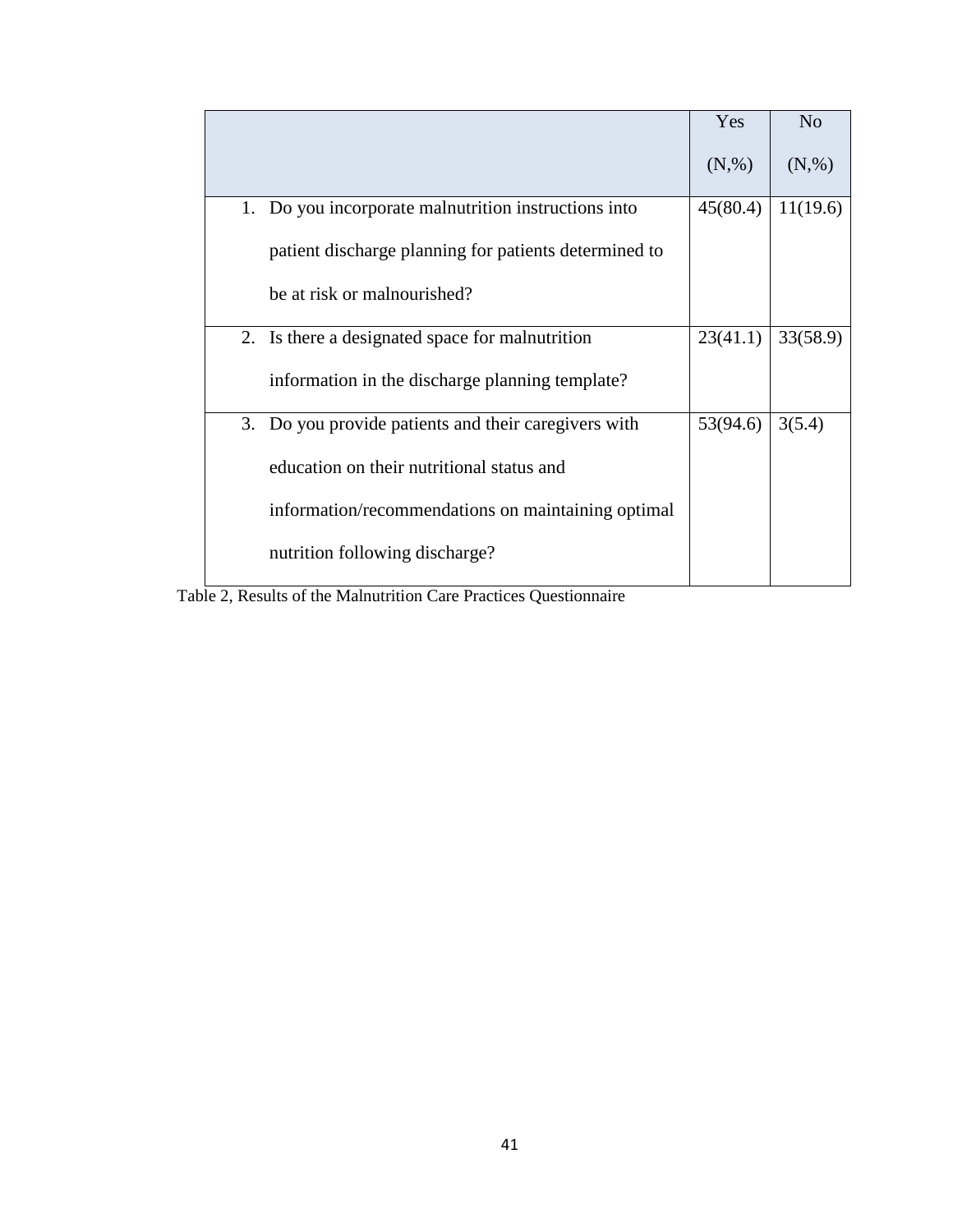| | Yes (N,%) | No (N,%) |
|---|---|---|
| 1. Do you incorporate malnutrition instructions into patient discharge planning for patients determined to be at risk or malnourished? | 45(80.4) | 11(19.6) |
| 2. Is there a designated space for malnutrition information in the discharge planning template? | 23(41.1) | 33(58.9) |
| 3. Do you provide patients and their caregivers with education on their nutritional status and information/recommendations on maintaining optimal nutrition following discharge? | 53(94.6) | 3(5.4) |

Table 2, Results of the Malnutrition Care Practices Questionnaire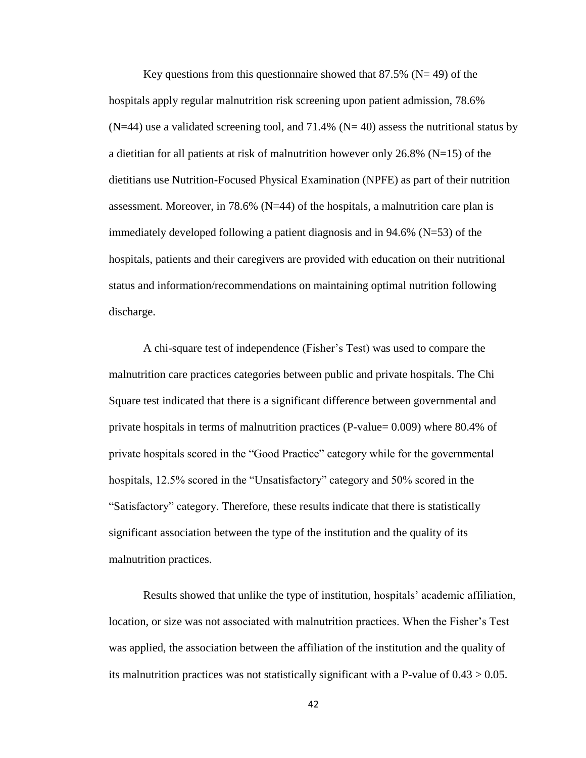Key questions from this questionnaire showed that 87.5% (N= 49) of the hospitals apply regular malnutrition risk screening upon patient admission, 78.6% (N=44) use a validated screening tool, and 71.4% (N= 40) assess the nutritional status by a dietitian for all patients at risk of malnutrition however only 26.8% (N=15) of the dietitians use Nutrition-Focused Physical Examination (NPFE) as part of their nutrition assessment. Moreover, in 78.6% (N=44) of the hospitals, a malnutrition care plan is immediately developed following a patient diagnosis and in 94.6% (N=53) of the hospitals, patients and their caregivers are provided with education on their nutritional status and information/recommendations on maintaining optimal nutrition following discharge.

A chi-square test of independence (Fisher's Test) was used to compare the malnutrition care practices categories between public and private hospitals. The Chi Square test indicated that there is a significant difference between governmental and private hospitals in terms of malnutrition practices (P-value= 0.009) where 80.4% of private hospitals scored in the "Good Practice" category while for the governmental hospitals, 12.5% scored in the "Unsatisfactory" category and 50% scored in the "Satisfactory" category. Therefore, these results indicate that there is statistically significant association between the type of the institution and the quality of its malnutrition practices.

Results showed that unlike the type of institution, hospitals' academic affiliation, location, or size was not associated with malnutrition practices. When the Fisher's Test was applied, the association between the affiliation of the institution and the quality of its malnutrition practices was not statistically significant with a P-value of $0.43 > 0.05$.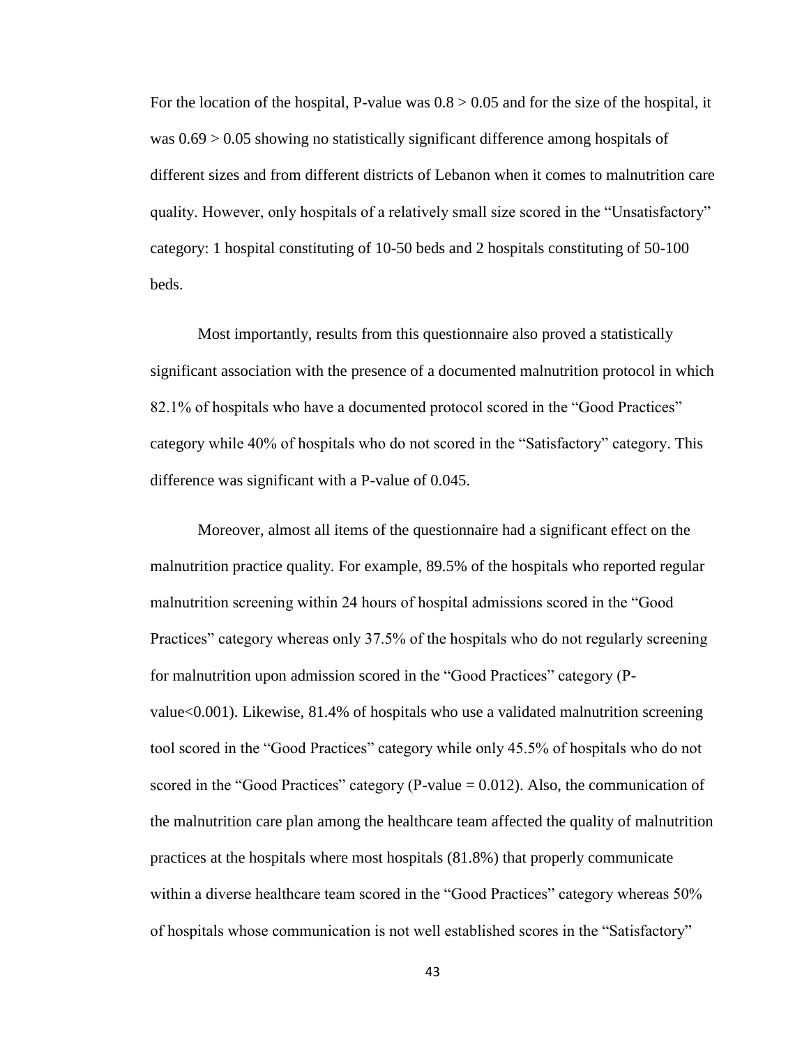For the location of the hospital, P-value was $0.8 > 0.05$ and for the size of the hospital, it was $0.69 > 0.05$ showing no statistically significant difference among hospitals of different sizes and from different districts of Lebanon when it comes to malnutrition care quality. However, only hospitals of a relatively small size scored in the "Unsatisfactory" category: 1 hospital constituting of 10-50 beds and 2 hospitals constituting of 50-100 beds.

Most importantly, results from this questionnaire also proved a statistically significant association with the presence of a documented malnutrition protocol in which 82.1% of hospitals who have a documented protocol scored in the "Good Practices" category while 40% of hospitals who do not scored in the "Satisfactory" category. This difference was significant with a P-value of 0.045.

Moreover, almost all items of the questionnaire had a significant effect on the malnutrition practice quality. For example, 89.5% of the hospitals who reported regular malnutrition screening within 24 hours of hospital admissions scored in the "Good Practices" category whereas only 37.5% of the hospitals who do not regularly screening for malnutrition upon admission scored in the "Good Practices" category (P-value$<0.001$). Likewise, 81.4% of hospitals who use a validated malnutrition screening tool scored in the "Good Practices" category while only 45.5% of hospitals who do not scored in the "Good Practices" category (P-value $= 0.012$). Also, the communication of the malnutrition care plan among the healthcare team affected the quality of malnutrition practices at the hospitals where most hospitals (81.8%) that properly communicate within a diverse healthcare team scored in the "Good Practices" category whereas 50% of hospitals whose communication is not well established scores in the "Satisfactory"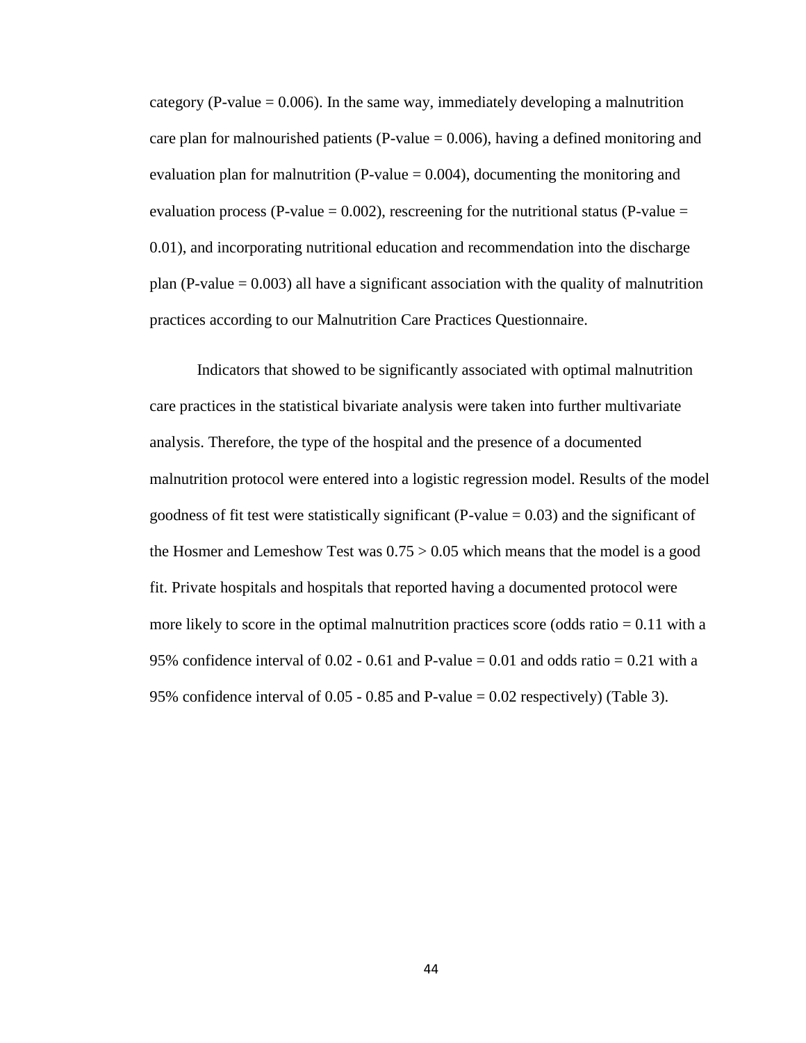category (P-value = 0.006). In the same way, immediately developing a malnutrition care plan for malnourished patients (P-value = 0.006), having a defined monitoring and evaluation plan for malnutrition (P-value = 0.004), documenting the monitoring and evaluation process (P-value = 0.002), rescreening for the nutritional status (P-value = 0.01), and incorporating nutritional education and recommendation into the discharge plan (P-value = 0.003) all have a significant association with the quality of malnutrition practices according to our Malnutrition Care Practices Questionnaire.

Indicators that showed to be significantly associated with optimal malnutrition care practices in the statistical bivariate analysis were taken into further multivariate analysis. Therefore, the type of the hospital and the presence of a documented malnutrition protocol were entered into a logistic regression model. Results of the model goodness of fit test were statistically significant (P-value = 0.03) and the significant of the Hosmer and Lemeshow Test was 0.75 > 0.05 which means that the model is a good fit. Private hospitals and hospitals that reported having a documented protocol were more likely to score in the optimal malnutrition practices score (odds ratio = 0.11 with a 95% confidence interval of 0.02 - 0.61 and P-value = 0.01 and odds ratio = 0.21 with a 95% confidence interval of 0.05 - 0.85 and P-value = 0.02 respectively) (Table 3).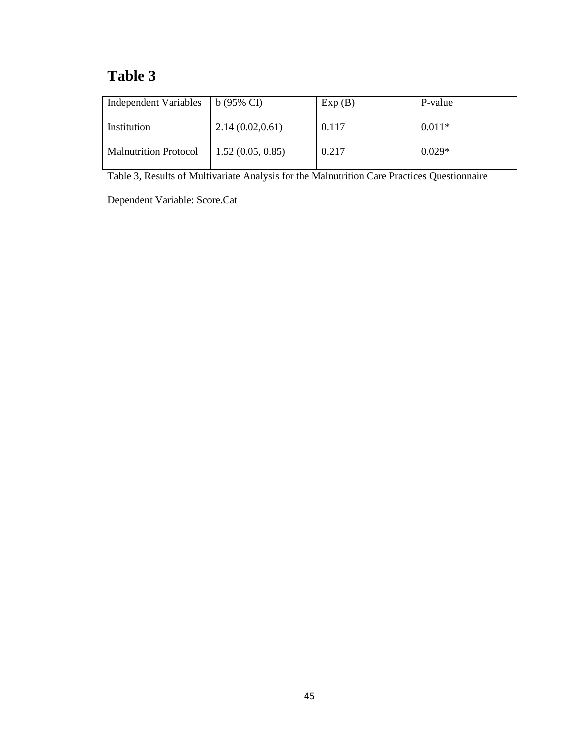# Table 3

| Independent Variables | b (95% CI) | Exp (B) | P-value |
|---|---|---|---|
| Institution | 2.14 (0.02,0.61) | 0.117 | 0.011* |
| Malnutrition Protocol | 1.52 (0.05, 0.85) | 0.217 | 0.029* |

Table 3, Results of Multivariate Analysis for the Malnutrition Care Practices Questionnaire

Dependent Variable: Score.Cat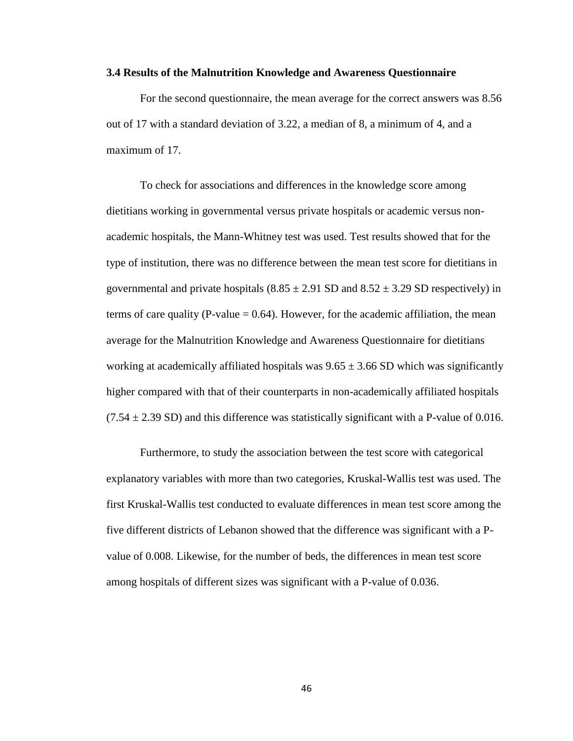### 3.4 Results of the Malnutrition Knowledge and Awareness Questionnaire

For the second questionnaire, the mean average for the correct answers was 8.56 out of 17 with a standard deviation of 3.22, a median of 8, a minimum of 4, and a maximum of 17.

To check for associations and differences in the knowledge score among dietitians working in governmental versus private hospitals or academic versus non-academic hospitals, the Mann-Whitney test was used. Test results showed that for the type of institution, there was no difference between the mean test score for dietitians in governmental and private hospitals ($8.85 \pm 2.91$ SD and $8.52 \pm 3.29$ SD respectively) in terms of care quality (P-value = 0.64). However, for the academic affiliation, the mean average for the Malnutrition Knowledge and Awareness Questionnaire for dietitians working at academically affiliated hospitals was $9.65 \pm 3.66$ SD which was significantly higher compared with that of their counterparts in non-academically affiliated hospitals ($7.54 \pm 2.39$ SD) and this difference was statistically significant with a P-value of 0.016.

Furthermore, to study the association between the test score with categorical explanatory variables with more than two categories, Kruskal-Wallis test was used. The first Kruskal-Wallis test conducted to evaluate differences in mean test score among the five different districts of Lebanon showed that the difference was significant with a P-value of 0.008. Likewise, for the number of beds, the differences in mean test score among hospitals of different sizes was significant with a P-value of 0.036.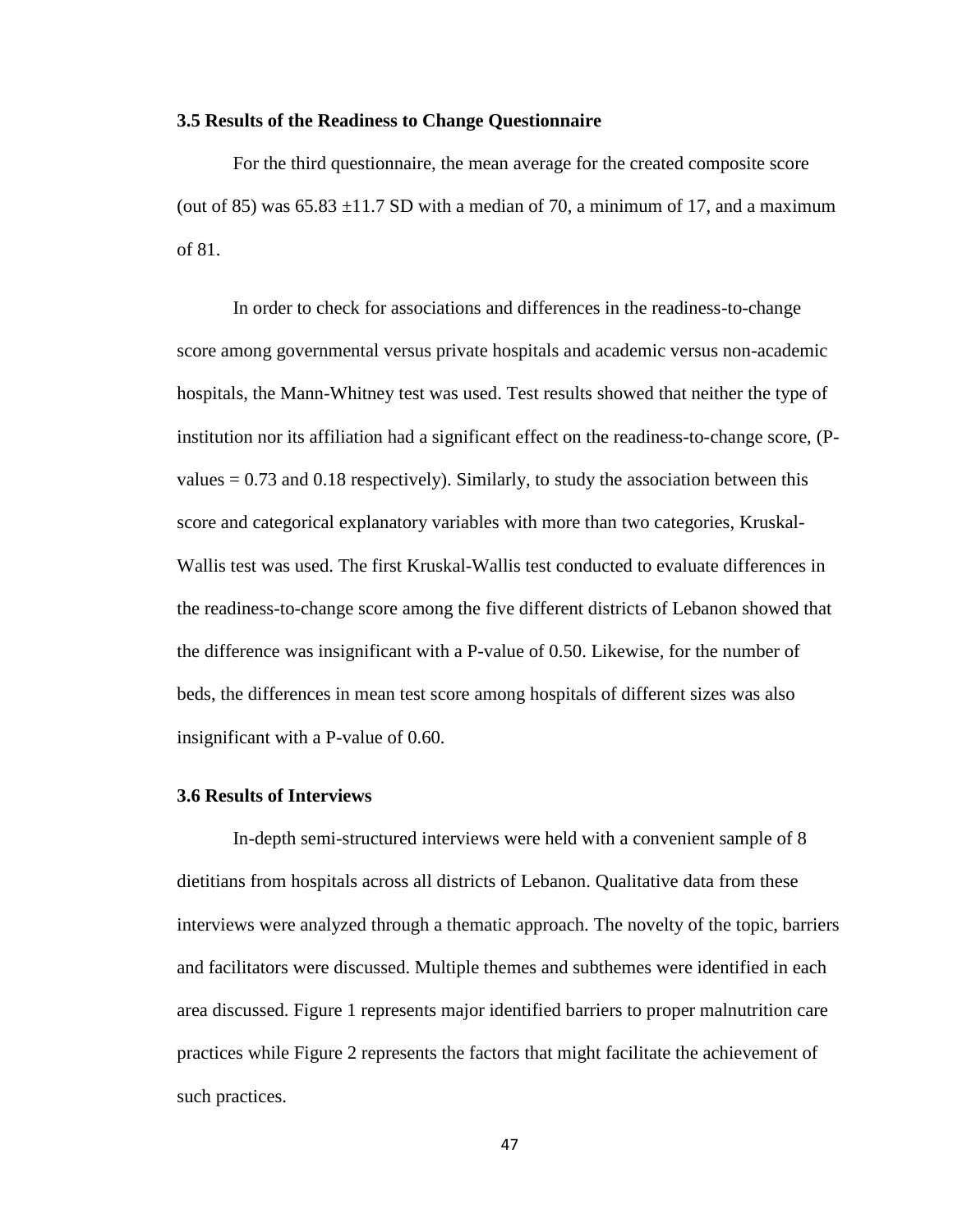### 3.5 Results of the Readiness to Change Questionnaire

For the third questionnaire, the mean average for the created composite score (out of 85) was 65.83 ±11.7 SD with a median of 70, a minimum of 17, and a maximum of 81.

In order to check for associations and differences in the readiness-to-change score among governmental versus private hospitals and academic versus non-academic hospitals, the Mann-Whitney test was used. Test results showed that neither the type of institution nor its affiliation had a significant effect on the readiness-to-change score, (P-values = 0.73 and 0.18 respectively). Similarly, to study the association between this score and categorical explanatory variables with more than two categories, Kruskal-Wallis test was used. The first Kruskal-Wallis test conducted to evaluate differences in the readiness-to-change score among the five different districts of Lebanon showed that the difference was insignificant with a P-value of 0.50. Likewise, for the number of beds, the differences in mean test score among hospitals of different sizes was also insignificant with a P-value of 0.60.

### 3.6 Results of Interviews

In-depth semi-structured interviews were held with a convenient sample of 8 dietitians from hospitals across all districts of Lebanon. Qualitative data from these interviews were analyzed through a thematic approach. The novelty of the topic, barriers and facilitators were discussed. Multiple themes and subthemes were identified in each area discussed. Figure 1 represents major identified barriers to proper malnutrition care practices while Figure 2 represents the factors that might facilitate the achievement of such practices.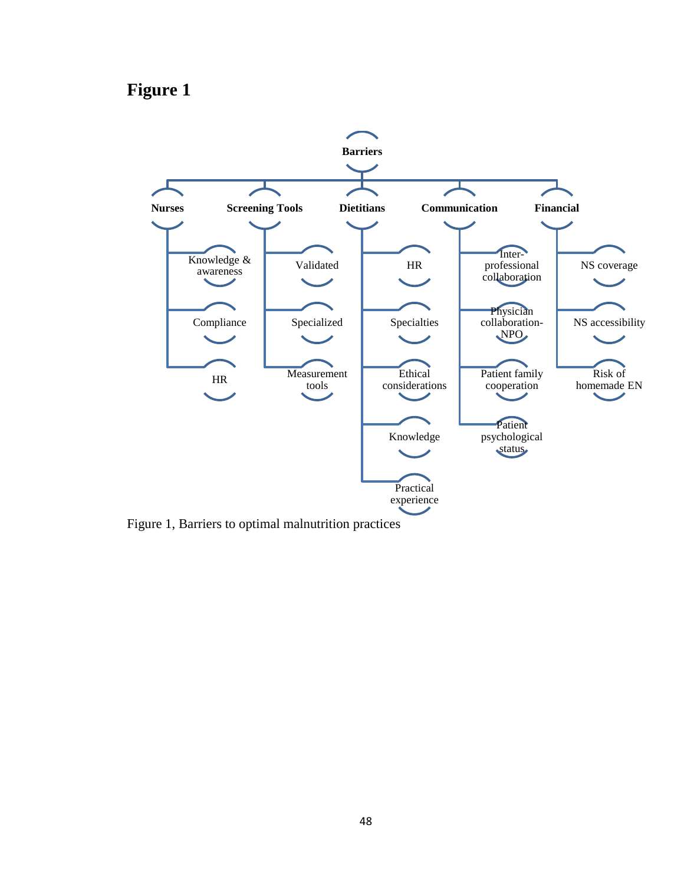# Figure 1

- **Barriers**
  - **Nurses**
    - Knowledge & awareness
    - Compliance
    - HR
  - **Screening Tools**
    - Validated
    - Specialized
    - Measurement tools
  - **Dietitians**
    - HR
    - Specialties
    - Ethical considerations
    - Knowledge
    - Practical experience
  - **Communication**
    - Inter-professional collaboration
    - Physician collaboration-NPO
    - Patient family cooperation
    - Patient psychological status
  - **Financial**
    - NS coverage
    - NS accessibility
    - Risk of homemade EN

Figure 1, Barriers to optimal malnutrition practices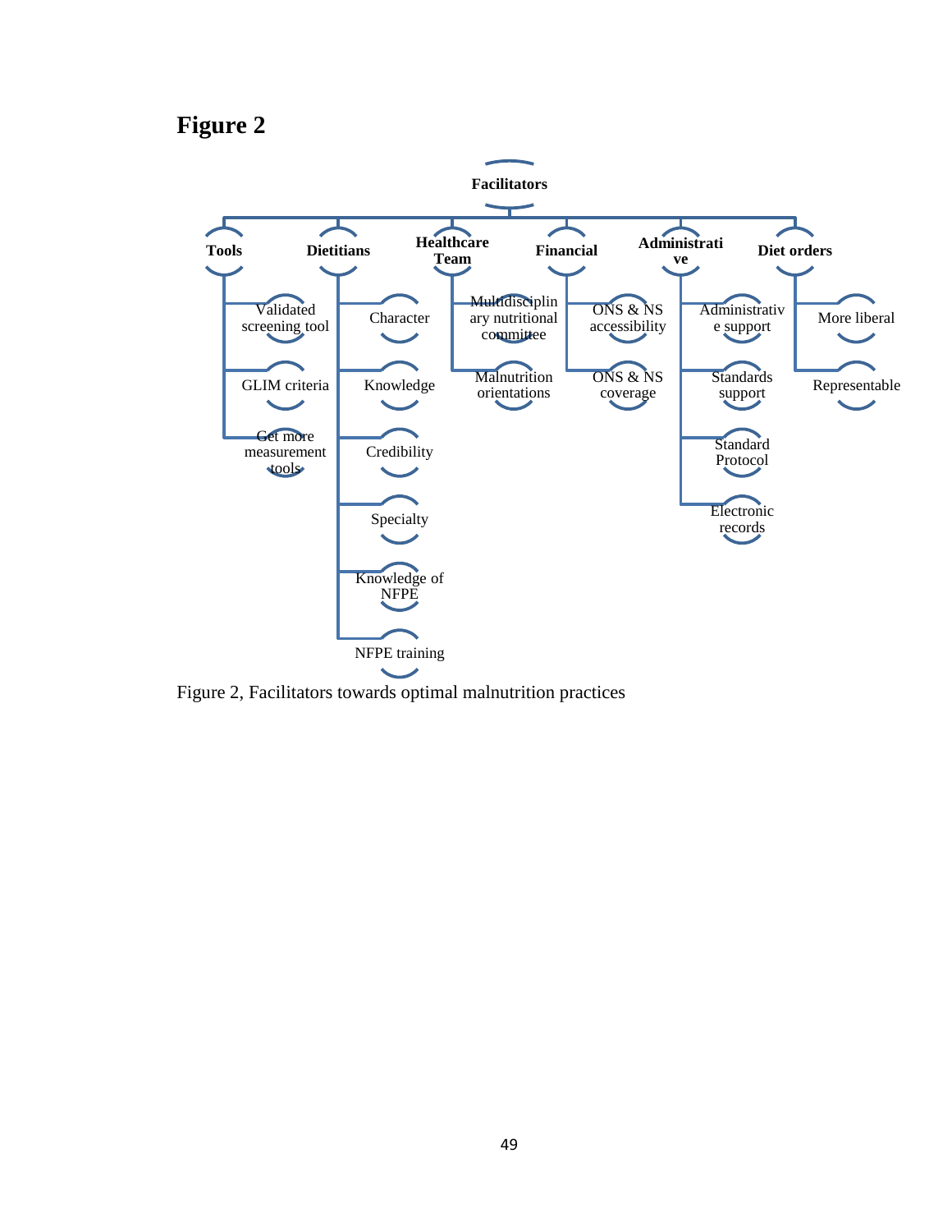# Figure 2

Facilitators

- **Tools**
  - Validated screening tool
  - GLIM criteria
  - Get more measurement tools
- **Dietitians**
  - Character
  - Knowledge
  - Credibility
  - Specialty
  - Knowledge of NFPE
  - NFPE training
- **Healthcare Team**
  - Multidisciplinary nutritional committee
  - Malnutrition orientations
- **Financial**
  - ONS & NS accessibility
  - ONS & NS coverage
- **Administrative**
  - Administrative support
  - Standards support
  - Standard Protocol
  - Electronic records
- **Diet orders**
  - More liberal
  - Representable

Figure 2, Facilitators towards optimal malnutrition practices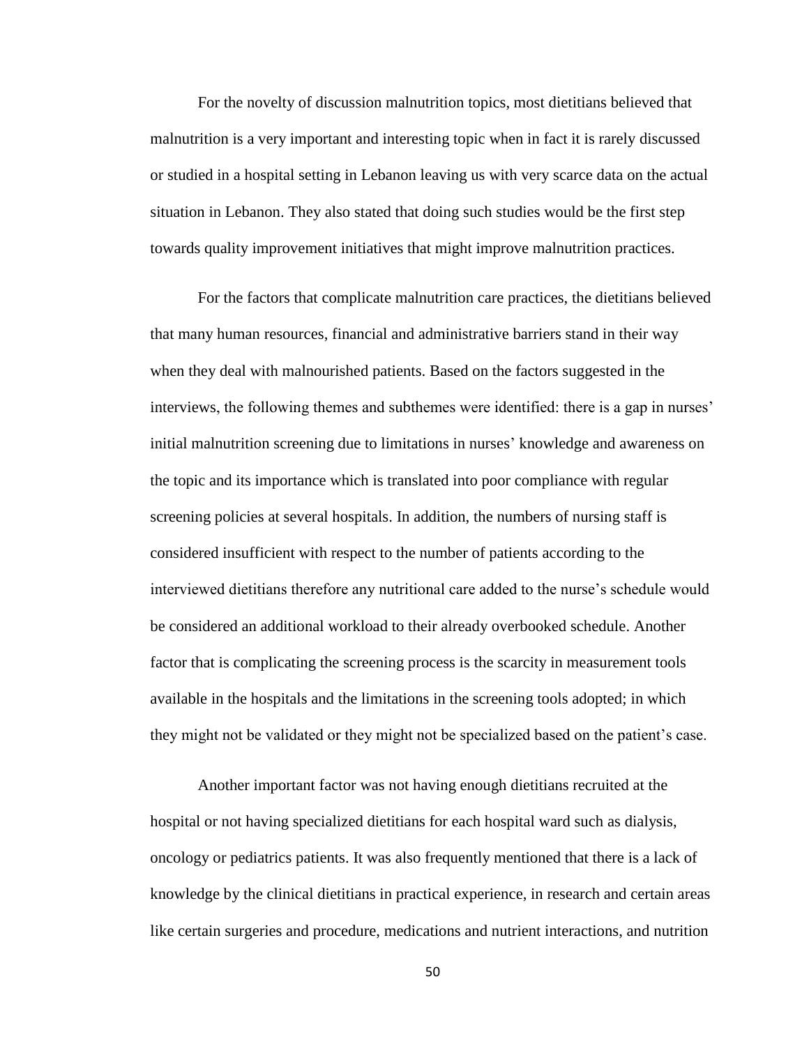For the novelty of discussion malnutrition topics, most dietitians believed that malnutrition is a very important and interesting topic when in fact it is rarely discussed or studied in a hospital setting in Lebanon leaving us with very scarce data on the actual situation in Lebanon. They also stated that doing such studies would be the first step towards quality improvement initiatives that might improve malnutrition practices.

For the factors that complicate malnutrition care practices, the dietitians believed that many human resources, financial and administrative barriers stand in their way when they deal with malnourished patients. Based on the factors suggested in the interviews, the following themes and subthemes were identified: there is a gap in nurses' initial malnutrition screening due to limitations in nurses' knowledge and awareness on the topic and its importance which is translated into poor compliance with regular screening policies at several hospitals. In addition, the numbers of nursing staff is considered insufficient with respect to the number of patients according to the interviewed dietitians therefore any nutritional care added to the nurse's schedule would be considered an additional workload to their already overbooked schedule. Another factor that is complicating the screening process is the scarcity in measurement tools available in the hospitals and the limitations in the screening tools adopted; in which they might not be validated or they might not be specialized based on the patient's case.

Another important factor was not having enough dietitians recruited at the hospital or not having specialized dietitians for each hospital ward such as dialysis, oncology or pediatrics patients. It was also frequently mentioned that there is a lack of knowledge by the clinical dietitians in practical experience, in research and certain areas like certain surgeries and procedure, medications and nutrient interactions, and nutrition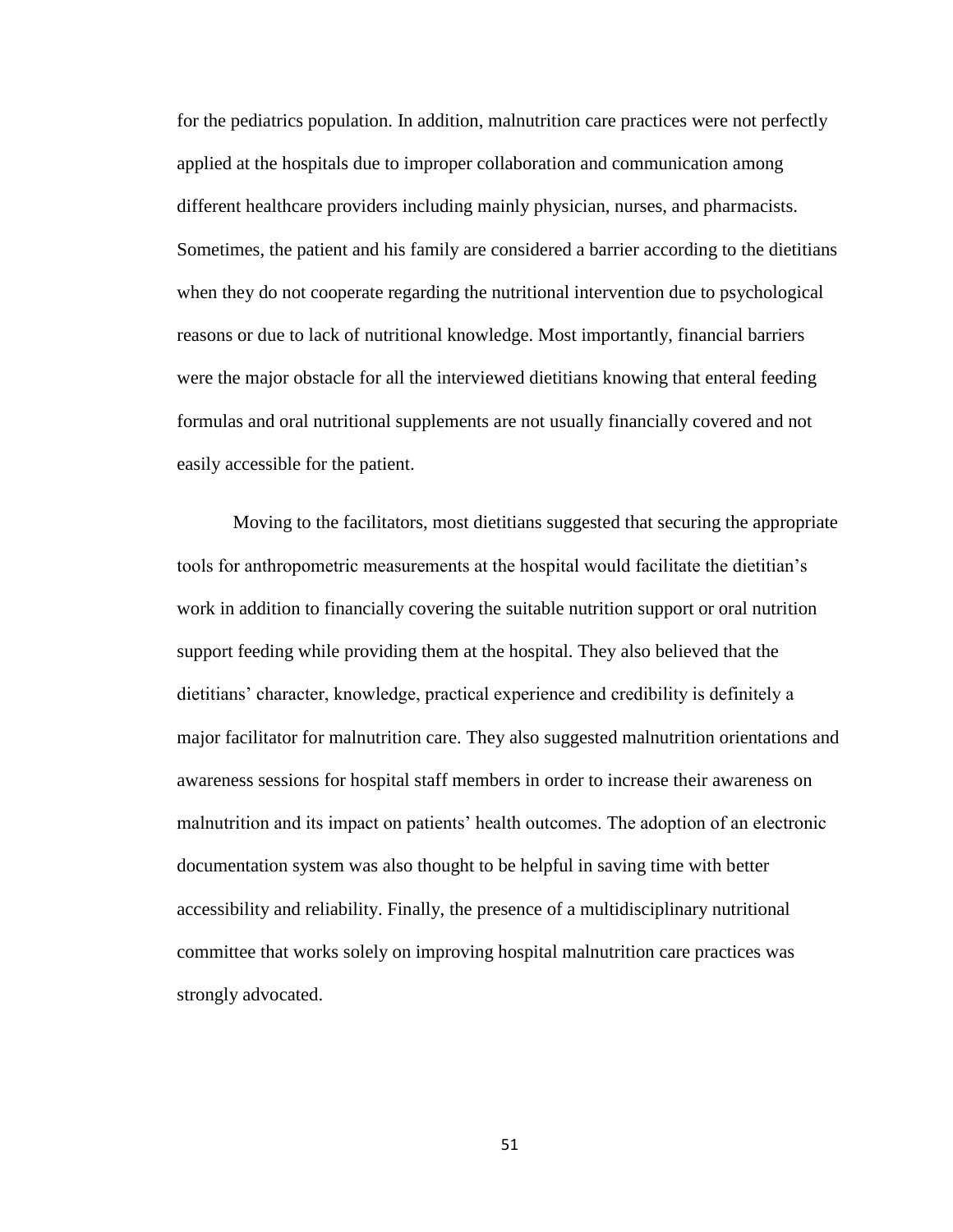for the pediatrics population. In addition, malnutrition care practices were not perfectly applied at the hospitals due to improper collaboration and communication among different healthcare providers including mainly physician, nurses, and pharmacists. Sometimes, the patient and his family are considered a barrier according to the dietitians when they do not cooperate regarding the nutritional intervention due to psychological reasons or due to lack of nutritional knowledge. Most importantly, financial barriers were the major obstacle for all the interviewed dietitians knowing that enteral feeding formulas and oral nutritional supplements are not usually financially covered and not easily accessible for the patient.

Moving to the facilitators, most dietitians suggested that securing the appropriate tools for anthropometric measurements at the hospital would facilitate the dietitian's work in addition to financially covering the suitable nutrition support or oral nutrition support feeding while providing them at the hospital. They also believed that the dietitians' character, knowledge, practical experience and credibility is definitely a major facilitator for malnutrition care. They also suggested malnutrition orientations and awareness sessions for hospital staff members in order to increase their awareness on malnutrition and its impact on patients' health outcomes. The adoption of an electronic documentation system was also thought to be helpful in saving time with better accessibility and reliability. Finally, the presence of a multidisciplinary nutritional committee that works solely on improving hospital malnutrition care practices was strongly advocated.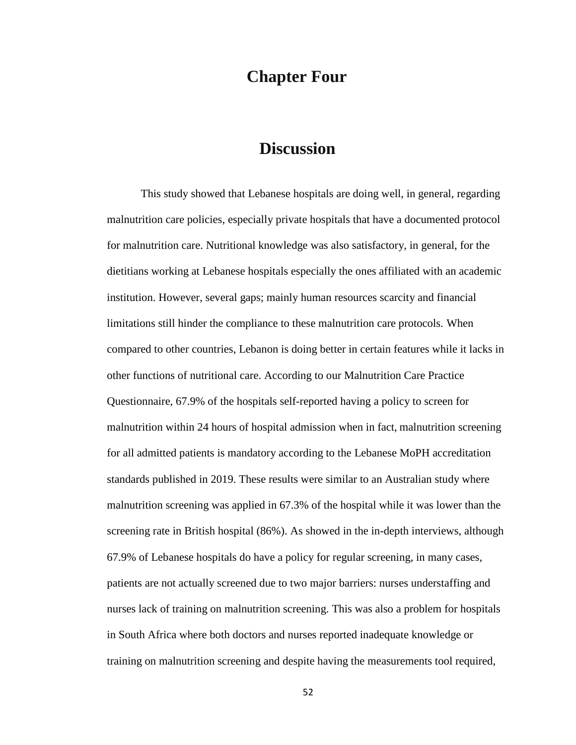# Chapter Four

## Discussion

This study showed that Lebanese hospitals are doing well, in general, regarding malnutrition care policies, especially private hospitals that have a documented protocol for malnutrition care. Nutritional knowledge was also satisfactory, in general, for the dietitians working at Lebanese hospitals especially the ones affiliated with an academic institution. However, several gaps; mainly human resources scarcity and financial limitations still hinder the compliance to these malnutrition care protocols. When compared to other countries, Lebanon is doing better in certain features while it lacks in other functions of nutritional care. According to our Malnutrition Care Practice Questionnaire, 67.9% of the hospitals self-reported having a policy to screen for malnutrition within 24 hours of hospital admission when in fact, malnutrition screening for all admitted patients is mandatory according to the Lebanese MoPH accreditation standards published in 2019. These results were similar to an Australian study where malnutrition screening was applied in 67.3% of the hospital while it was lower than the screening rate in British hospital (86%). As showed in the in-depth interviews, although 67.9% of Lebanese hospitals do have a policy for regular screening, in many cases, patients are not actually screened due to two major barriers: nurses understaffing and nurses lack of training on malnutrition screening. This was also a problem for hospitals in South Africa where both doctors and nurses reported inadequate knowledge or training on malnutrition screening and despite having the measurements tool required,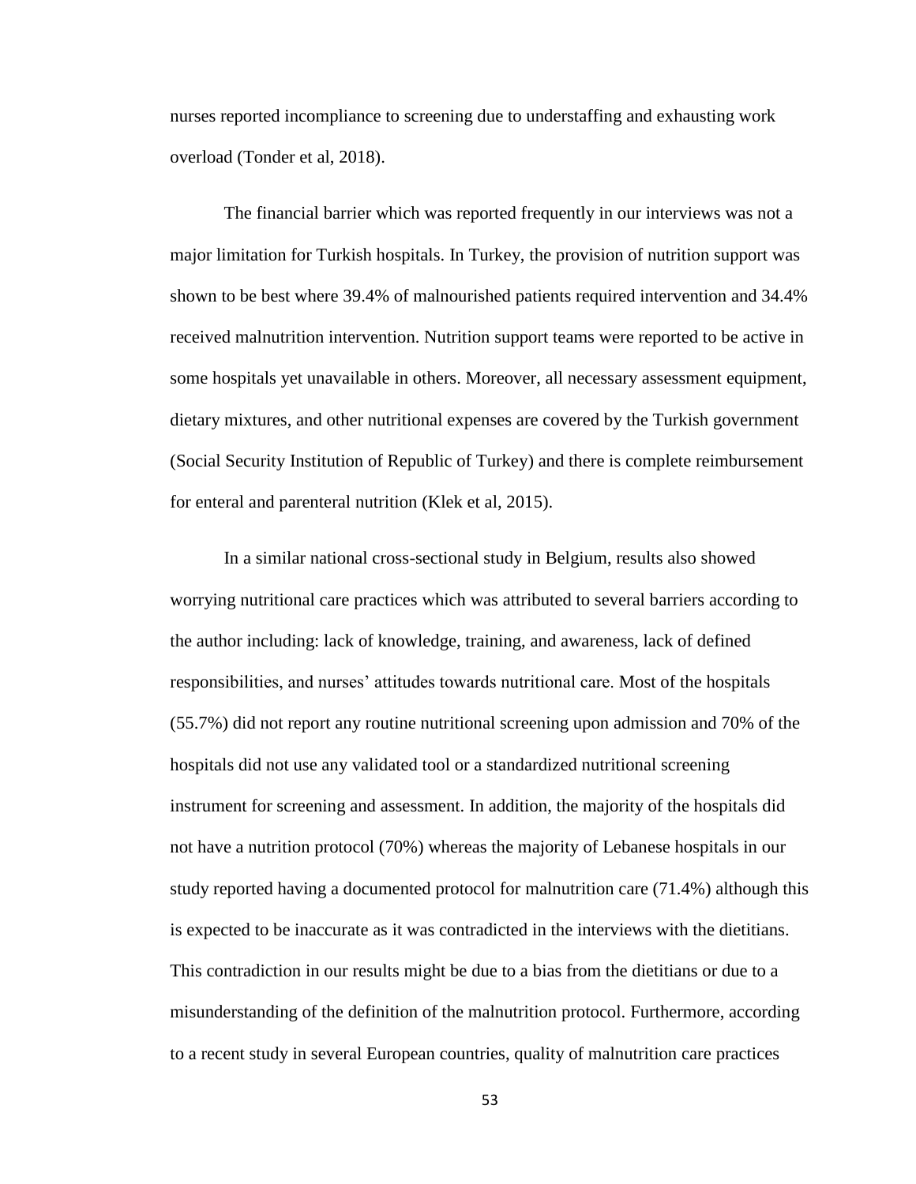nurses reported incompliance to screening due to understaffing and exhausting work overload (Tonder et al, 2018).

The financial barrier which was reported frequently in our interviews was not a major limitation for Turkish hospitals. In Turkey, the provision of nutrition support was shown to be best where 39.4% of malnourished patients required intervention and 34.4% received malnutrition intervention. Nutrition support teams were reported to be active in some hospitals yet unavailable in others. Moreover, all necessary assessment equipment, dietary mixtures, and other nutritional expenses are covered by the Turkish government (Social Security Institution of Republic of Turkey) and there is complete reimbursement for enteral and parenteral nutrition (Klek et al, 2015).

In a similar national cross-sectional study in Belgium, results also showed worrying nutritional care practices which was attributed to several barriers according to the author including: lack of knowledge, training, and awareness, lack of defined responsibilities, and nurses' attitudes towards nutritional care. Most of the hospitals (55.7%) did not report any routine nutritional screening upon admission and 70% of the hospitals did not use any validated tool or a standardized nutritional screening instrument for screening and assessment. In addition, the majority of the hospitals did not have a nutrition protocol (70%) whereas the majority of Lebanese hospitals in our study reported having a documented protocol for malnutrition care (71.4%) although this is expected to be inaccurate as it was contradicted in the interviews with the dietitians. This contradiction in our results might be due to a bias from the dietitians or due to a misunderstanding of the definition of the malnutrition protocol. Furthermore, according to a recent study in several European countries, quality of malnutrition care practices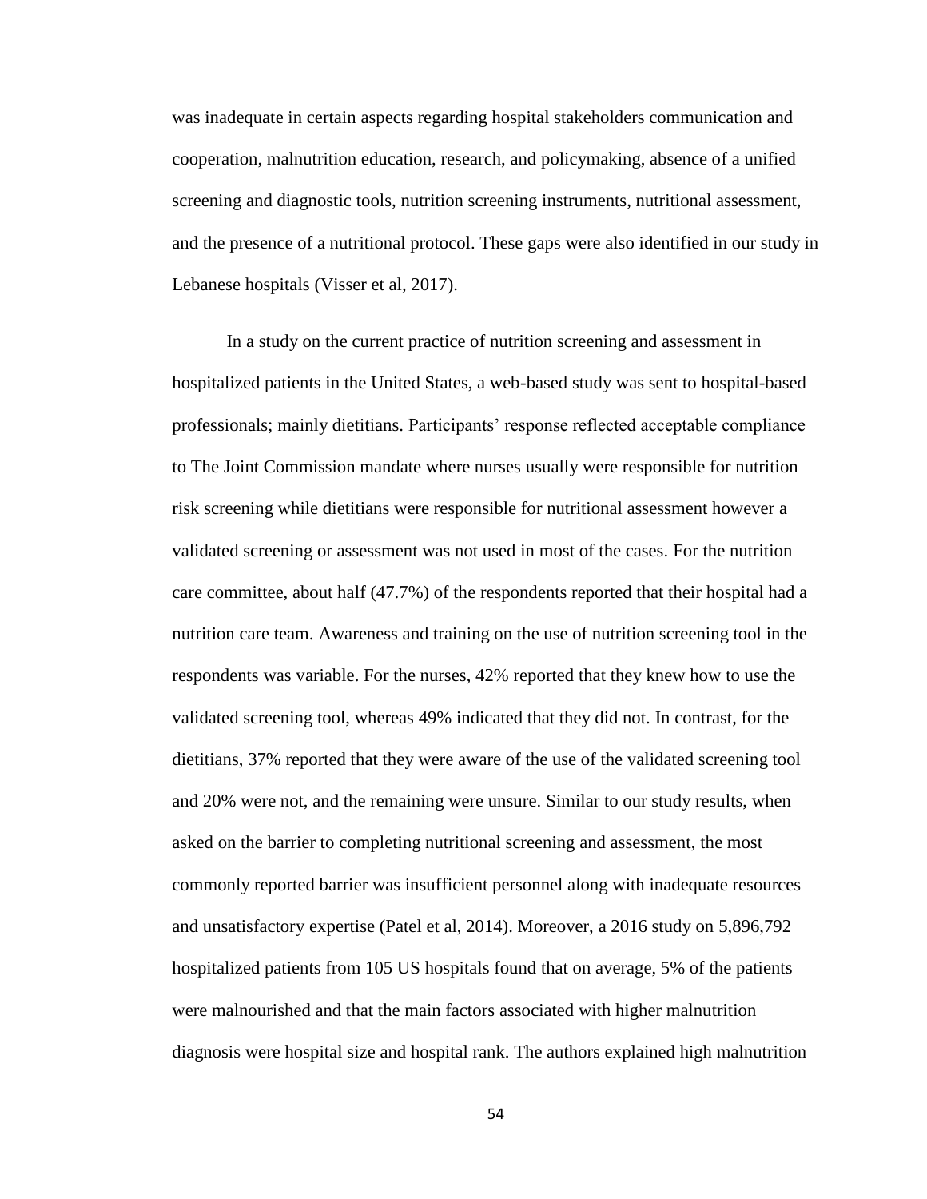was inadequate in certain aspects regarding hospital stakeholders communication and cooperation, malnutrition education, research, and policymaking, absence of a unified screening and diagnostic tools, nutrition screening instruments, nutritional assessment, and the presence of a nutritional protocol. These gaps were also identified in our study in Lebanese hospitals (Visser et al, 2017).

In a study on the current practice of nutrition screening and assessment in hospitalized patients in the United States, a web-based study was sent to hospital-based professionals; mainly dietitians. Participants' response reflected acceptable compliance to The Joint Commission mandate where nurses usually were responsible for nutrition risk screening while dietitians were responsible for nutritional assessment however a validated screening or assessment was not used in most of the cases. For the nutrition care committee, about half (47.7%) of the respondents reported that their hospital had a nutrition care team. Awareness and training on the use of nutrition screening tool in the respondents was variable. For the nurses, 42% reported that they knew how to use the validated screening tool, whereas 49% indicated that they did not. In contrast, for the dietitians, 37% reported that they were aware of the use of the validated screening tool and 20% were not, and the remaining were unsure. Similar to our study results, when asked on the barrier to completing nutritional screening and assessment, the most commonly reported barrier was insufficient personnel along with inadequate resources and unsatisfactory expertise (Patel et al, 2014). Moreover, a 2016 study on 5,896,792 hospitalized patients from 105 US hospitals found that on average, 5% of the patients were malnourished and that the main factors associated with higher malnutrition diagnosis were hospital size and hospital rank. The authors explained high malnutrition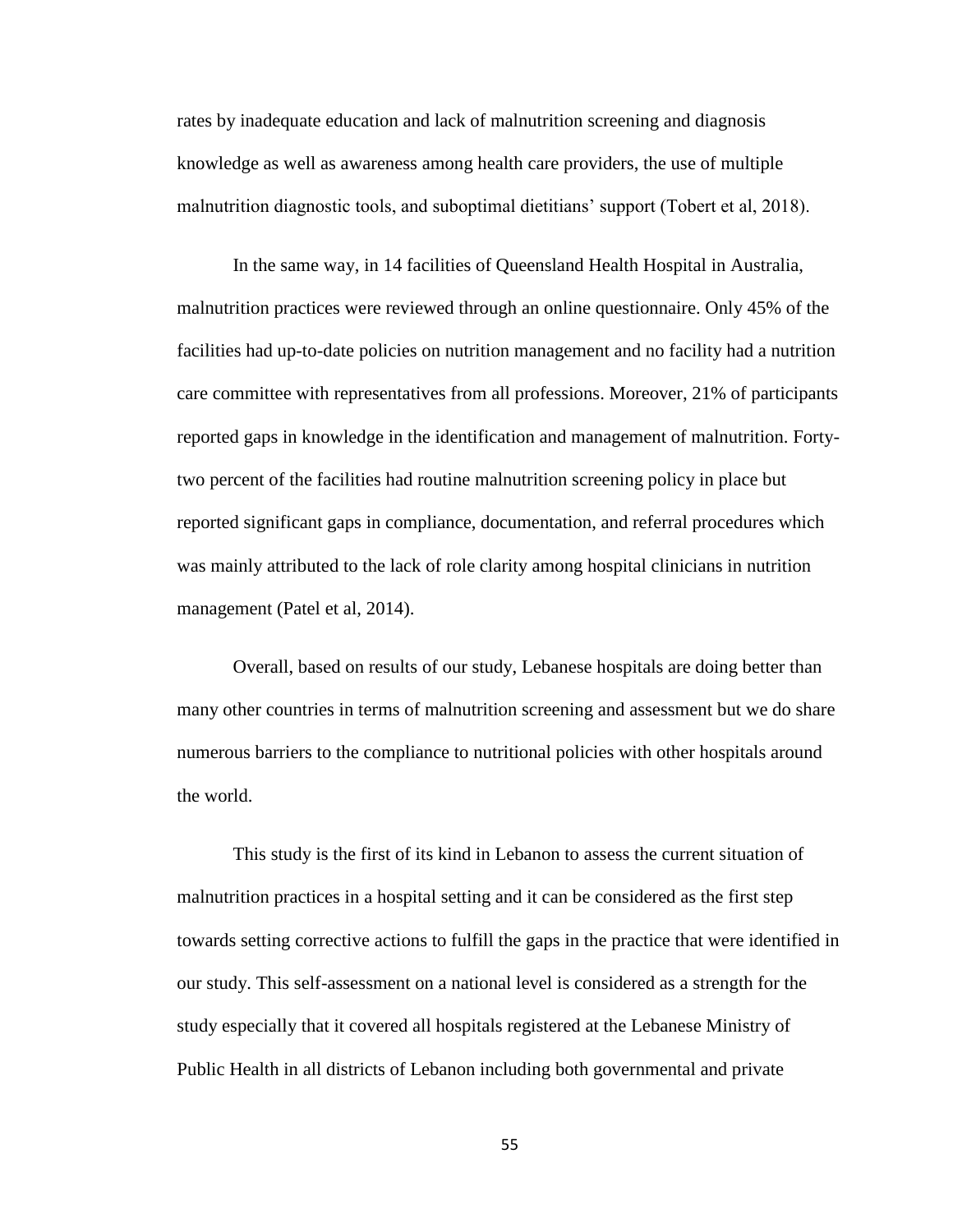rates by inadequate education and lack of malnutrition screening and diagnosis knowledge as well as awareness among health care providers, the use of multiple malnutrition diagnostic tools, and suboptimal dietitians' support (Tobert et al, 2018).

In the same way, in 14 facilities of Queensland Health Hospital in Australia, malnutrition practices were reviewed through an online questionnaire. Only 45% of the facilities had up-to-date policies on nutrition management and no facility had a nutrition care committee with representatives from all professions. Moreover, 21% of participants reported gaps in knowledge in the identification and management of malnutrition. Forty-two percent of the facilities had routine malnutrition screening policy in place but reported significant gaps in compliance, documentation, and referral procedures which was mainly attributed to the lack of role clarity among hospital clinicians in nutrition management (Patel et al, 2014).

Overall, based on results of our study, Lebanese hospitals are doing better than many other countries in terms of malnutrition screening and assessment but we do share numerous barriers to the compliance to nutritional policies with other hospitals around the world.

This study is the first of its kind in Lebanon to assess the current situation of malnutrition practices in a hospital setting and it can be considered as the first step towards setting corrective actions to fulfill the gaps in the practice that were identified in our study. This self-assessment on a national level is considered as a strength for the study especially that it covered all hospitals registered at the Lebanese Ministry of Public Health in all districts of Lebanon including both governmental and private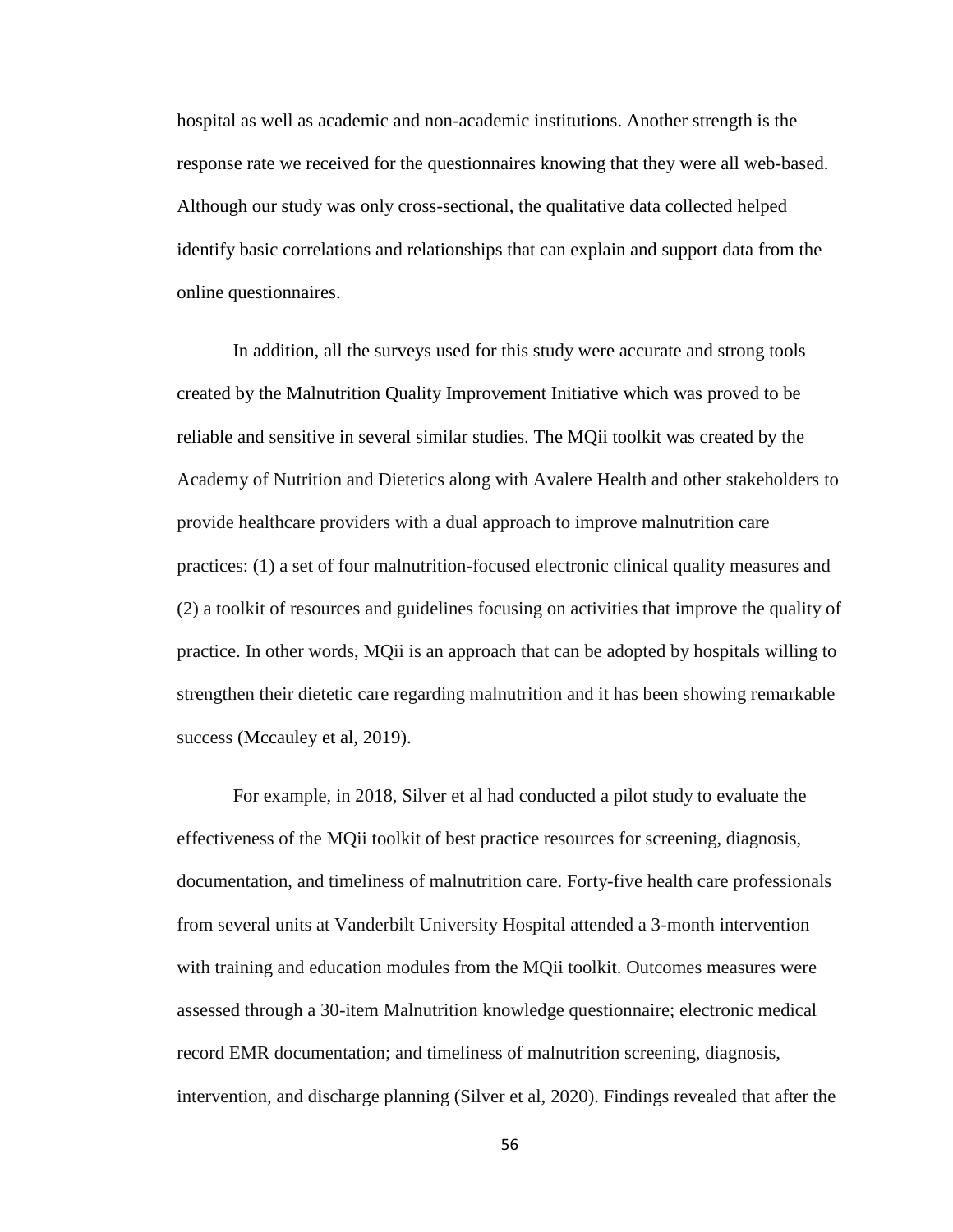hospital as well as academic and non-academic institutions. Another strength is the response rate we received for the questionnaires knowing that they were all web-based. Although our study was only cross-sectional, the qualitative data collected helped identify basic correlations and relationships that can explain and support data from the online questionnaires.

In addition, all the surveys used for this study were accurate and strong tools created by the Malnutrition Quality Improvement Initiative which was proved to be reliable and sensitive in several similar studies. The MQii toolkit was created by the Academy of Nutrition and Dietetics along with Avalere Health and other stakeholders to provide healthcare providers with a dual approach to improve malnutrition care practices: (1) a set of four malnutrition-focused electronic clinical quality measures and (2) a toolkit of resources and guidelines focusing on activities that improve the quality of practice. In other words, MQii is an approach that can be adopted by hospitals willing to strengthen their dietetic care regarding malnutrition and it has been showing remarkable success (Mccauley et al, 2019).

For example, in 2018, Silver et al had conducted a pilot study to evaluate the effectiveness of the MQii toolkit of best practice resources for screening, diagnosis, documentation, and timeliness of malnutrition care. Forty-five health care professionals from several units at Vanderbilt University Hospital attended a 3-month intervention with training and education modules from the MQii toolkit. Outcomes measures were assessed through a 30-item Malnutrition knowledge questionnaire; electronic medical record EMR documentation; and timeliness of malnutrition screening, diagnosis, intervention, and discharge planning (Silver et al, 2020). Findings revealed that after the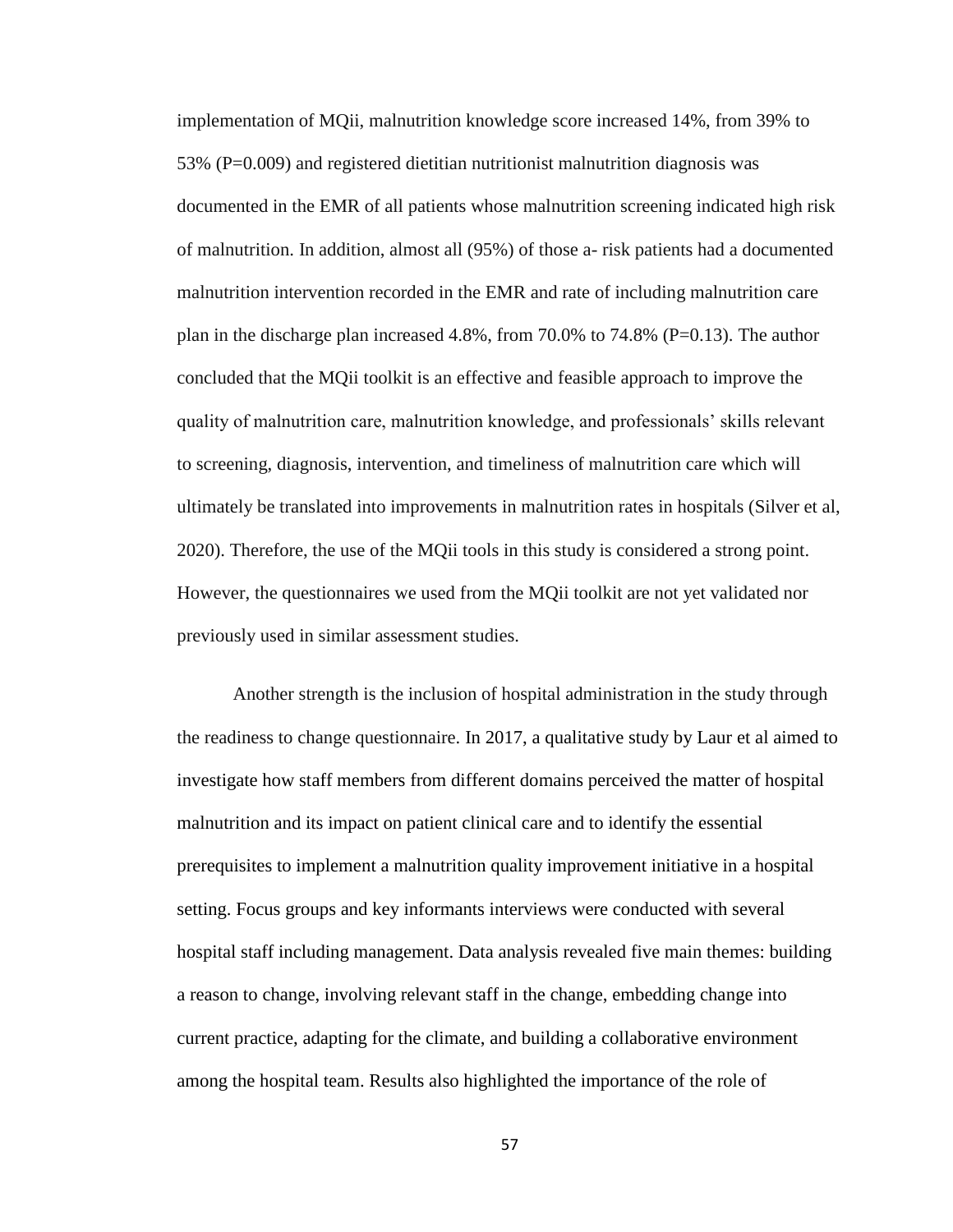implementation of MQii, malnutrition knowledge score increased 14%, from 39% to 53% (P=0.009) and registered dietitian nutritionist malnutrition diagnosis was documented in the EMR of all patients whose malnutrition screening indicated high risk of malnutrition. In addition, almost all (95%) of those a- risk patients had a documented malnutrition intervention recorded in the EMR and rate of including malnutrition care plan in the discharge plan increased 4.8%, from 70.0% to 74.8% (P=0.13). The author concluded that the MQii toolkit is an effective and feasible approach to improve the quality of malnutrition care, malnutrition knowledge, and professionals' skills relevant to screening, diagnosis, intervention, and timeliness of malnutrition care which will ultimately be translated into improvements in malnutrition rates in hospitals (Silver et al, 2020). Therefore, the use of the MQii tools in this study is considered a strong point. However, the questionnaires we used from the MQii toolkit are not yet validated nor previously used in similar assessment studies.

Another strength is the inclusion of hospital administration in the study through the readiness to change questionnaire. In 2017, a qualitative study by Laur et al aimed to investigate how staff members from different domains perceived the matter of hospital malnutrition and its impact on patient clinical care and to identify the essential prerequisites to implement a malnutrition quality improvement initiative in a hospital setting. Focus groups and key informants interviews were conducted with several hospital staff including management. Data analysis revealed five main themes: building a reason to change, involving relevant staff in the change, embedding change into current practice, adapting for the climate, and building a collaborative environment among the hospital team. Results also highlighted the importance of the role of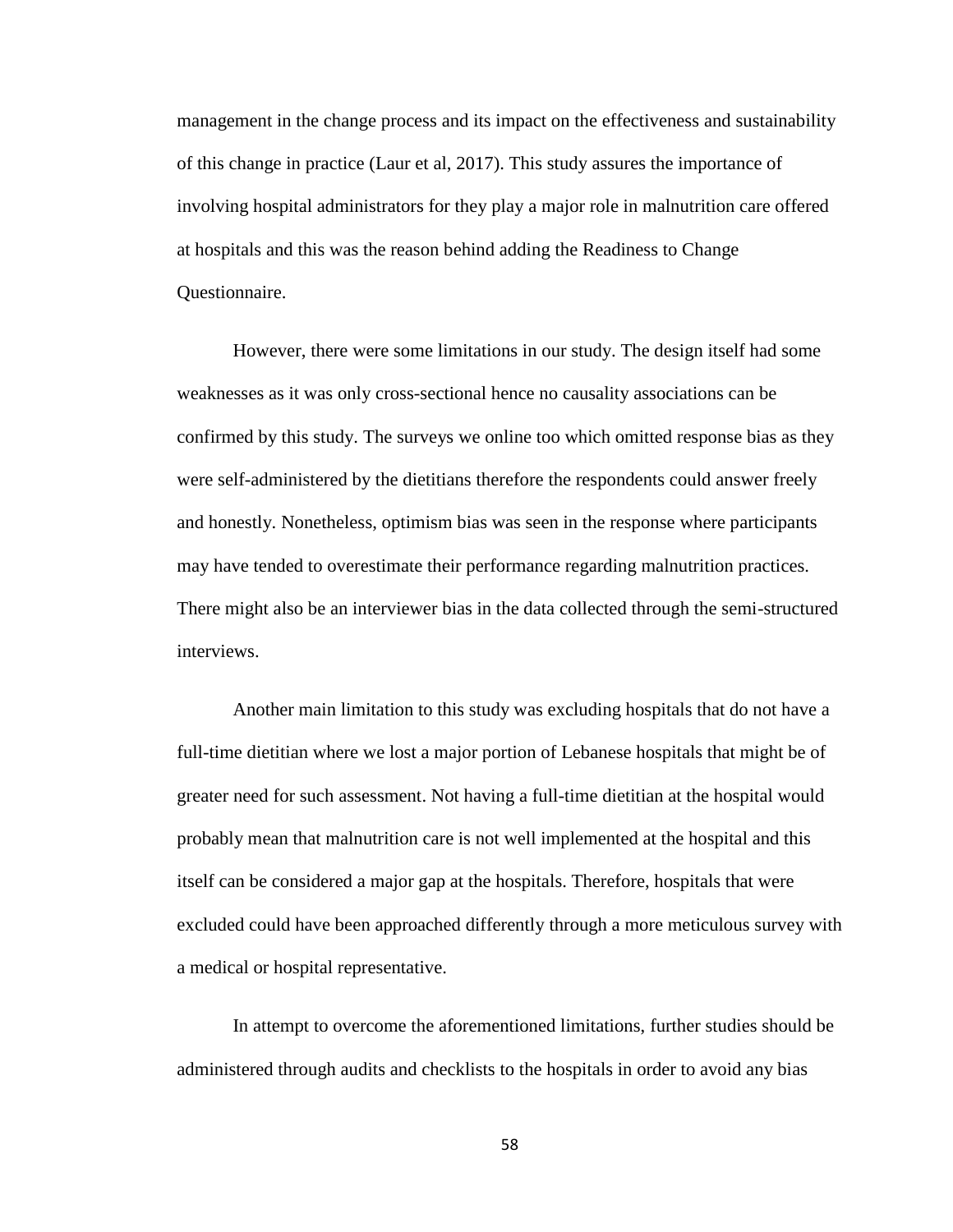management in the change process and its impact on the effectiveness and sustainability of this change in practice (Laur et al, 2017). This study assures the importance of involving hospital administrators for they play a major role in malnutrition care offered at hospitals and this was the reason behind adding the Readiness to Change Questionnaire.

However, there were some limitations in our study. The design itself had some weaknesses as it was only cross-sectional hence no causality associations can be confirmed by this study. The surveys we online too which omitted response bias as they were self-administered by the dietitians therefore the respondents could answer freely and honestly. Nonetheless, optimism bias was seen in the response where participants may have tended to overestimate their performance regarding malnutrition practices. There might also be an interviewer bias in the data collected through the semi-structured interviews.

Another main limitation to this study was excluding hospitals that do not have a full-time dietitian where we lost a major portion of Lebanese hospitals that might be of greater need for such assessment. Not having a full-time dietitian at the hospital would probably mean that malnutrition care is not well implemented at the hospital and this itself can be considered a major gap at the hospitals. Therefore, hospitals that were excluded could have been approached differently through a more meticulous survey with a medical or hospital representative.

In attempt to overcome the aforementioned limitations, further studies should be administered through audits and checklists to the hospitals in order to avoid any bias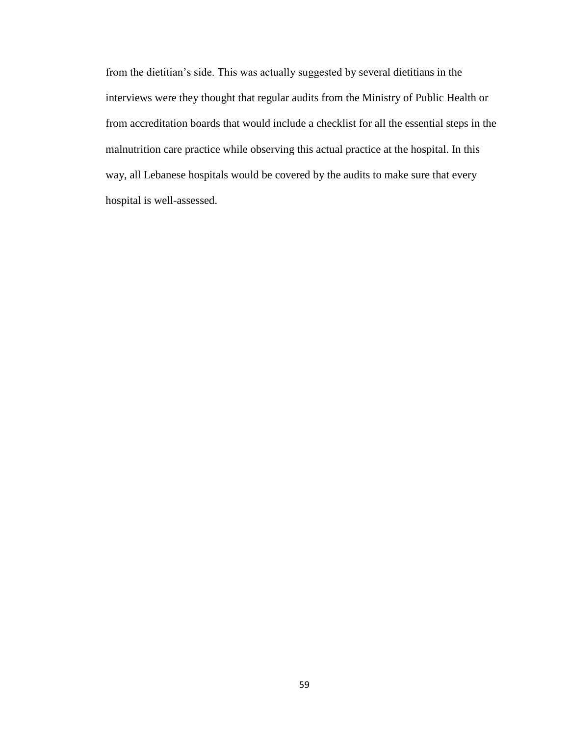from the dietitian's side. This was actually suggested by several dietitians in the interviews were they thought that regular audits from the Ministry of Public Health or from accreditation boards that would include a checklist for all the essential steps in the malnutrition care practice while observing this actual practice at the hospital. In this way, all Lebanese hospitals would be covered by the audits to make sure that every hospital is well-assessed.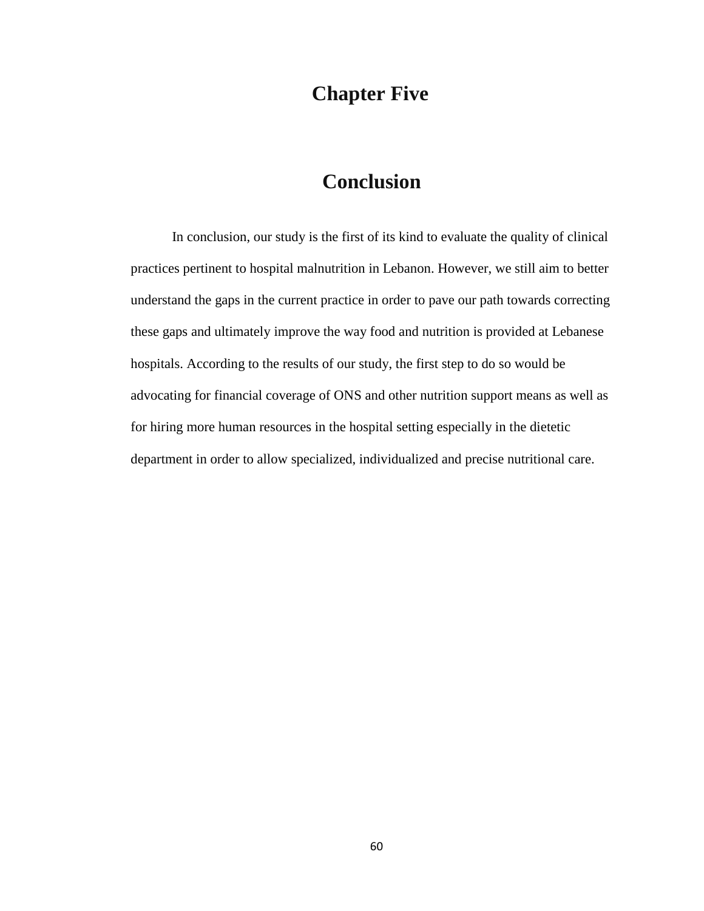# Chapter Five

# Conclusion

In conclusion, our study is the first of its kind to evaluate the quality of clinical practices pertinent to hospital malnutrition in Lebanon. However, we still aim to better understand the gaps in the current practice in order to pave our path towards correcting these gaps and ultimately improve the way food and nutrition is provided at Lebanese hospitals. According to the results of our study, the first step to do so would be advocating for financial coverage of ONS and other nutrition support means as well as for hiring more human resources in the hospital setting especially in the dietetic department in order to allow specialized, individualized and precise nutritional care.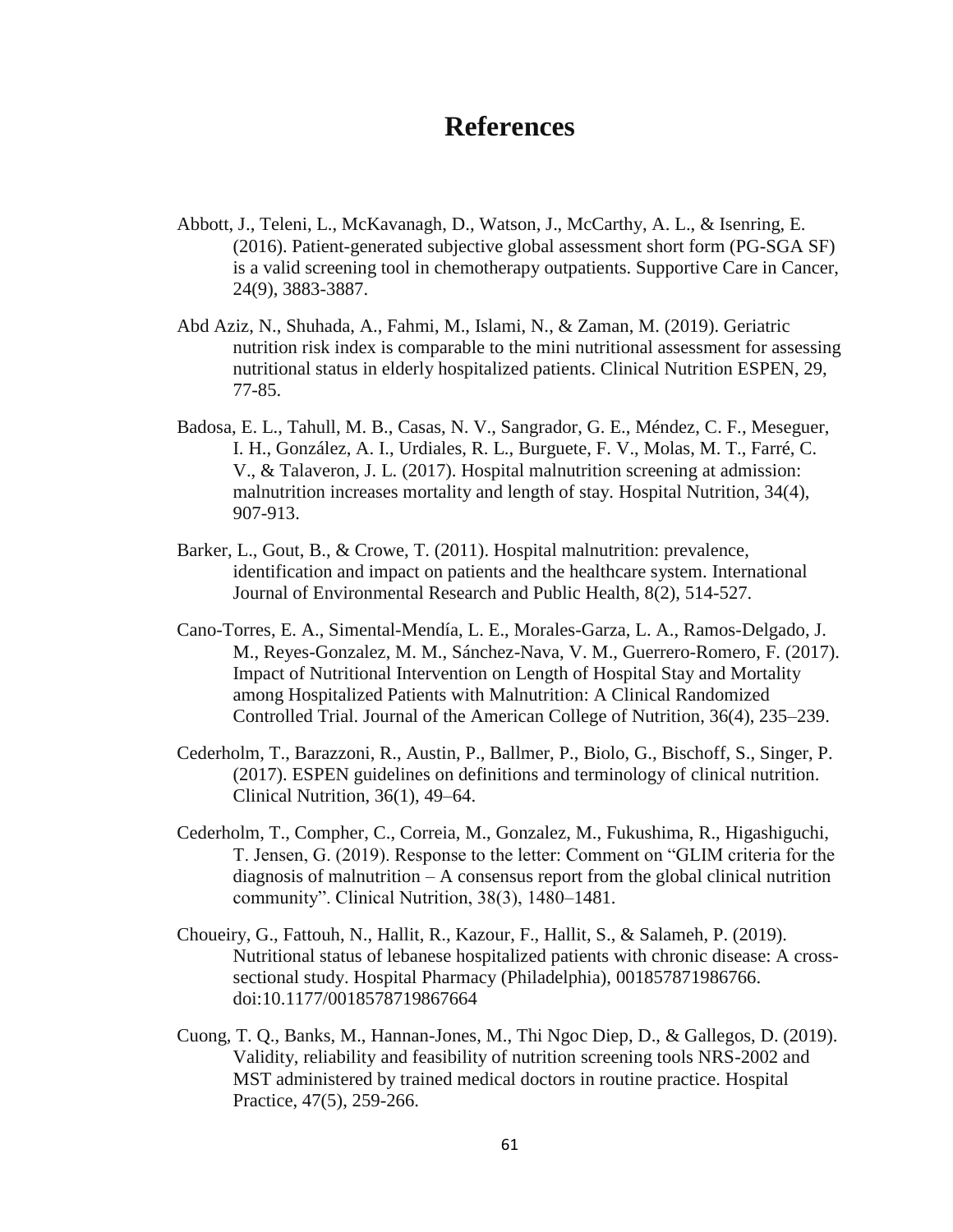# References

Abbott, J., Teleni, L., McKavanagh, D., Watson, J., McCarthy, A. L., & Isenring, E. (2016). Patient-generated subjective global assessment short form (PG-SGA SF) is a valid screening tool in chemotherapy outpatients. Supportive Care in Cancer, 24(9), 3883-3887.

Abd Aziz, N., Shuhada, A., Fahmi, M., Islami, N., & Zaman, M. (2019). Geriatric nutrition risk index is comparable to the mini nutritional assessment for assessing nutritional status in elderly hospitalized patients. Clinical Nutrition ESPEN, 29, 77-85.

Badosa, E. L., Tahull, M. B., Casas, N. V., Sangrador, G. E., Méndez, C. F., Meseguer, I. H., González, A. I., Urdiales, R. L., Burguete, F. V., Molas, M. T., Farré, C. V., & Talaveron, J. L. (2017). Hospital malnutrition screening at admission: malnutrition increases mortality and length of stay. Hospital Nutrition, 34(4), 907-913.

Barker, L., Gout, B., & Crowe, T. (2011). Hospital malnutrition: prevalence, identification and impact on patients and the healthcare system. International Journal of Environmental Research and Public Health, 8(2), 514-527.

Cano-Torres, E. A., Simental-Mendía, L. E., Morales-Garza, L. A., Ramos-Delgado, J. M., Reyes-Gonzalez, M. M., Sánchez-Nava, V. M., Guerrero-Romero, F. (2017). Impact of Nutritional Intervention on Length of Hospital Stay and Mortality among Hospitalized Patients with Malnutrition: A Clinical Randomized Controlled Trial. Journal of the American College of Nutrition, 36(4), 235–239.

Cederholm, T., Barazzoni, R., Austin, P., Ballmer, P., Biolo, G., Bischoff, S., Singer, P. (2017). ESPEN guidelines on definitions and terminology of clinical nutrition. Clinical Nutrition, 36(1), 49–64.

Cederholm, T., Compher, C., Correia, M., Gonzalez, M., Fukushima, R., Higashiguchi, T. Jensen, G. (2019). Response to the letter: Comment on "GLIM criteria for the diagnosis of malnutrition – A consensus report from the global clinical nutrition community". Clinical Nutrition, 38(3), 1480–1481.

Choueiry, G., Fattouh, N., Hallit, R., Kazour, F., Hallit, S., & Salameh, P. (2019). Nutritional status of lebanese hospitalized patients with chronic disease: A cross-sectional study. Hospital Pharmacy (Philadelphia), 001857871986766. doi:10.1177/0018578719867664

Cuong, T. Q., Banks, M., Hannan-Jones, M., Thi Ngoc Diep, D., & Gallegos, D. (2019). Validity, reliability and feasibility of nutrition screening tools NRS-2002 and MST administered by trained medical doctors in routine practice. Hospital Practice, 47(5), 259-266.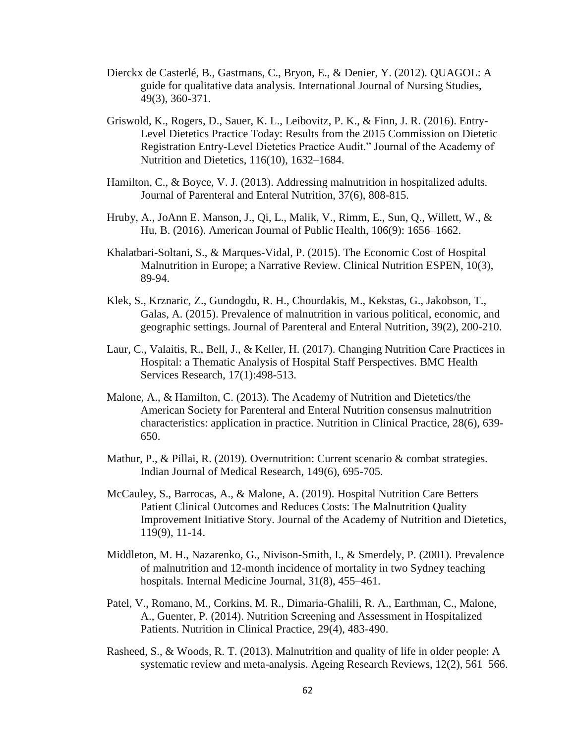Dierckx de Casterlé, B., Gastmans, C., Bryon, E., & Denier, Y. (2012). QUAGOL: A guide for qualitative data analysis. International Journal of Nursing Studies, 49(3), 360-371.

Griswold, K., Rogers, D., Sauer, K. L., Leibovitz, P. K., & Finn, J. R. (2016). Entry-Level Dietetics Practice Today: Results from the 2015 Commission on Dietetic Registration Entry-Level Dietetics Practice Audit." Journal of the Academy of Nutrition and Dietetics, 116(10), 1632–1684.

Hamilton, C., & Boyce, V. J. (2013). Addressing malnutrition in hospitalized adults. Journal of Parenteral and Enteral Nutrition, 37(6), 808-815.

Hruby, A., JoAnn E. Manson, J., Qi, L., Malik, V., Rimm, E., Sun, Q., Willett, W., & Hu, B. (2016). American Journal of Public Health, 106(9): 1656–1662.

Khalatbari-Soltani, S., & Marques-Vidal, P. (2015). The Economic Cost of Hospital Malnutrition in Europe; a Narrative Review. Clinical Nutrition ESPEN, 10(3), 89-94.

Klek, S., Krznaric, Z., Gundogdu, R. H., Chourdakis, M., Kekstas, G., Jakobson, T., Galas, A. (2015). Prevalence of malnutrition in various political, economic, and geographic settings. Journal of Parenteral and Enteral Nutrition, 39(2), 200-210.

Laur, C., Valaitis, R., Bell, J., & Keller, H. (2017). Changing Nutrition Care Practices in Hospital: a Thematic Analysis of Hospital Staff Perspectives. BMC Health Services Research, 17(1):498-513.

Malone, A., & Hamilton, C. (2013). The Academy of Nutrition and Dietetics/the American Society for Parenteral and Enteral Nutrition consensus malnutrition characteristics: application in practice. Nutrition in Clinical Practice, 28(6), 639-650.

Mathur, P., & Pillai, R. (2019). Overnutrition: Current scenario & combat strategies. Indian Journal of Medical Research, 149(6), 695-705.

McCauley, S., Barrocas, A., & Malone, A. (2019). Hospital Nutrition Care Betters Patient Clinical Outcomes and Reduces Costs: The Malnutrition Quality Improvement Initiative Story. Journal of the Academy of Nutrition and Dietetics, 119(9), 11-14.

Middleton, M. H., Nazarenko, G., Nivison-Smith, I., & Smerdely, P. (2001). Prevalence of malnutrition and 12-month incidence of mortality in two Sydney teaching hospitals. Internal Medicine Journal, 31(8), 455–461.

Patel, V., Romano, M., Corkins, M. R., Dimaria-Ghalili, R. A., Earthman, C., Malone, A., Guenter, P. (2014). Nutrition Screening and Assessment in Hospitalized Patients. Nutrition in Clinical Practice, 29(4), 483-490.

Rasheed, S., & Woods, R. T. (2013). Malnutrition and quality of life in older people: A systematic review and meta-analysis. Ageing Research Reviews, 12(2), 561–566.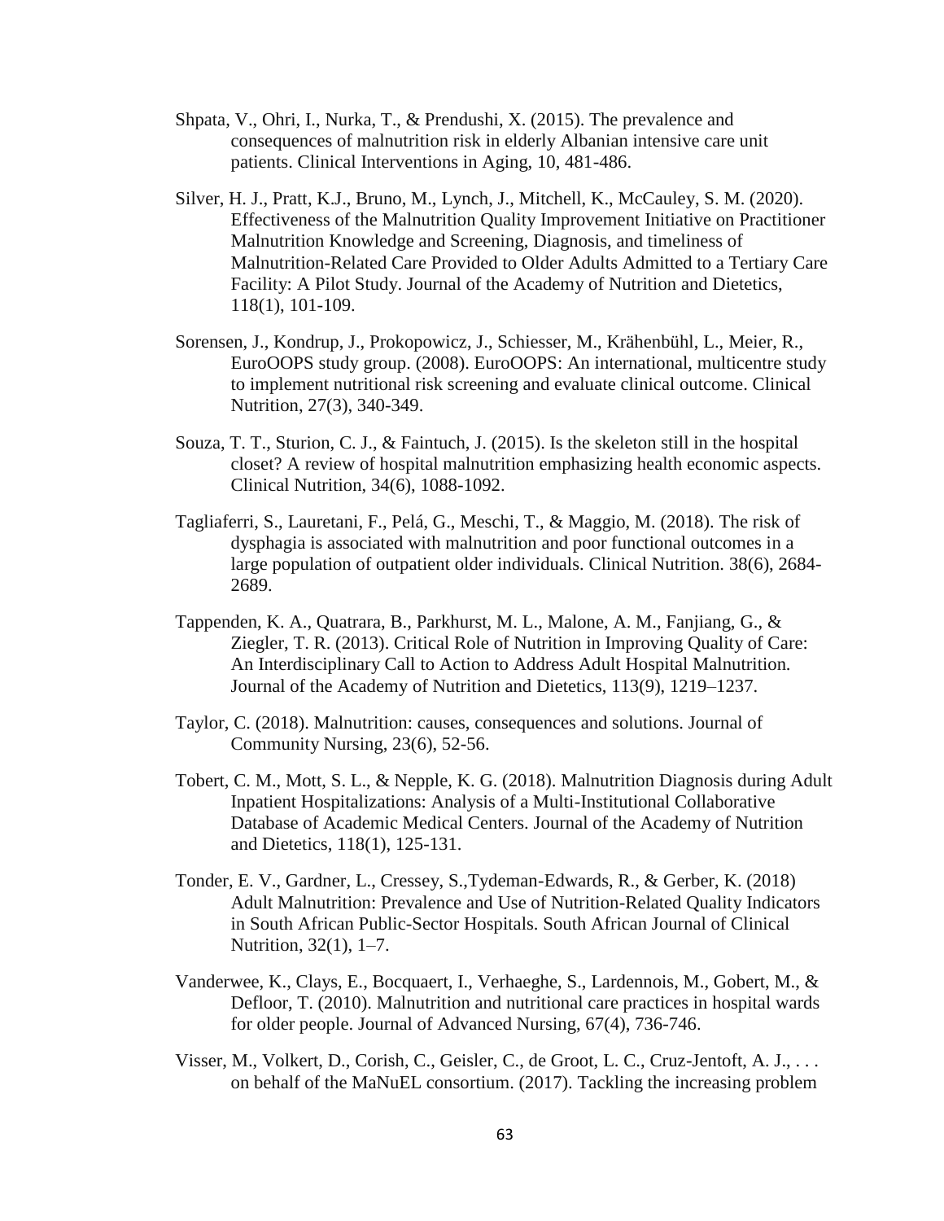Shpata, V., Ohri, I., Nurka, T., & Prendushi, X. (2015). The prevalence and consequences of malnutrition risk in elderly Albanian intensive care unit patients. Clinical Interventions in Aging, 10, 481-486.

Silver, H. J., Pratt, K.J., Bruno, M., Lynch, J., Mitchell, K., McCauley, S. M. (2020). Effectiveness of the Malnutrition Quality Improvement Initiative on Practitioner Malnutrition Knowledge and Screening, Diagnosis, and timeliness of Malnutrition-Related Care Provided to Older Adults Admitted to a Tertiary Care Facility: A Pilot Study. Journal of the Academy of Nutrition and Dietetics, 118(1), 101-109.

Sorensen, J., Kondrup, J., Prokopowicz, J., Schiesser, M., Krähenbühl, L., Meier, R., EuroOOPS study group. (2008). EuroOOPS: An international, multicentre study to implement nutritional risk screening and evaluate clinical outcome. Clinical Nutrition, 27(3), 340-349.

Souza, T. T., Sturion, C. J., & Faintuch, J. (2015). Is the skeleton still in the hospital closet? A review of hospital malnutrition emphasizing health economic aspects. Clinical Nutrition, 34(6), 1088-1092.

Tagliaferri, S., Lauretani, F., Pelá, G., Meschi, T., & Maggio, M. (2018). The risk of dysphagia is associated with malnutrition and poor functional outcomes in a large population of outpatient older individuals. Clinical Nutrition. 38(6), 2684-2689.

Tappenden, K. A., Quatrara, B., Parkhurst, M. L., Malone, A. M., Fanjiang, G., & Ziegler, T. R. (2013). Critical Role of Nutrition in Improving Quality of Care: An Interdisciplinary Call to Action to Address Adult Hospital Malnutrition. Journal of the Academy of Nutrition and Dietetics, 113(9), 1219–1237.

Taylor, C. (2018). Malnutrition: causes, consequences and solutions. Journal of Community Nursing, 23(6), 52-56.

Tobert, C. M., Mott, S. L., & Nepple, K. G. (2018). Malnutrition Diagnosis during Adult Inpatient Hospitalizations: Analysis of a Multi-Institutional Collaborative Database of Academic Medical Centers. Journal of the Academy of Nutrition and Dietetics, 118(1), 125-131.

Tonder, E. V., Gardner, L., Cressey, S.,Tydeman-Edwards, R., & Gerber, K. (2018) Adult Malnutrition: Prevalence and Use of Nutrition-Related Quality Indicators in South African Public-Sector Hospitals. South African Journal of Clinical Nutrition, 32(1), 1–7.

Vanderwee, K., Clays, E., Bocquaert, I., Verhaeghe, S., Lardennois, M., Gobert, M., & Defloor, T. (2010). Malnutrition and nutritional care practices in hospital wards for older people. Journal of Advanced Nursing, 67(4), 736-746.

Visser, M., Volkert, D., Corish, C., Geisler, C., de Groot, L. C., Cruz-Jentoft, A. J., . . . on behalf of the MaNuEL consortium. (2017). Tackling the increasing problem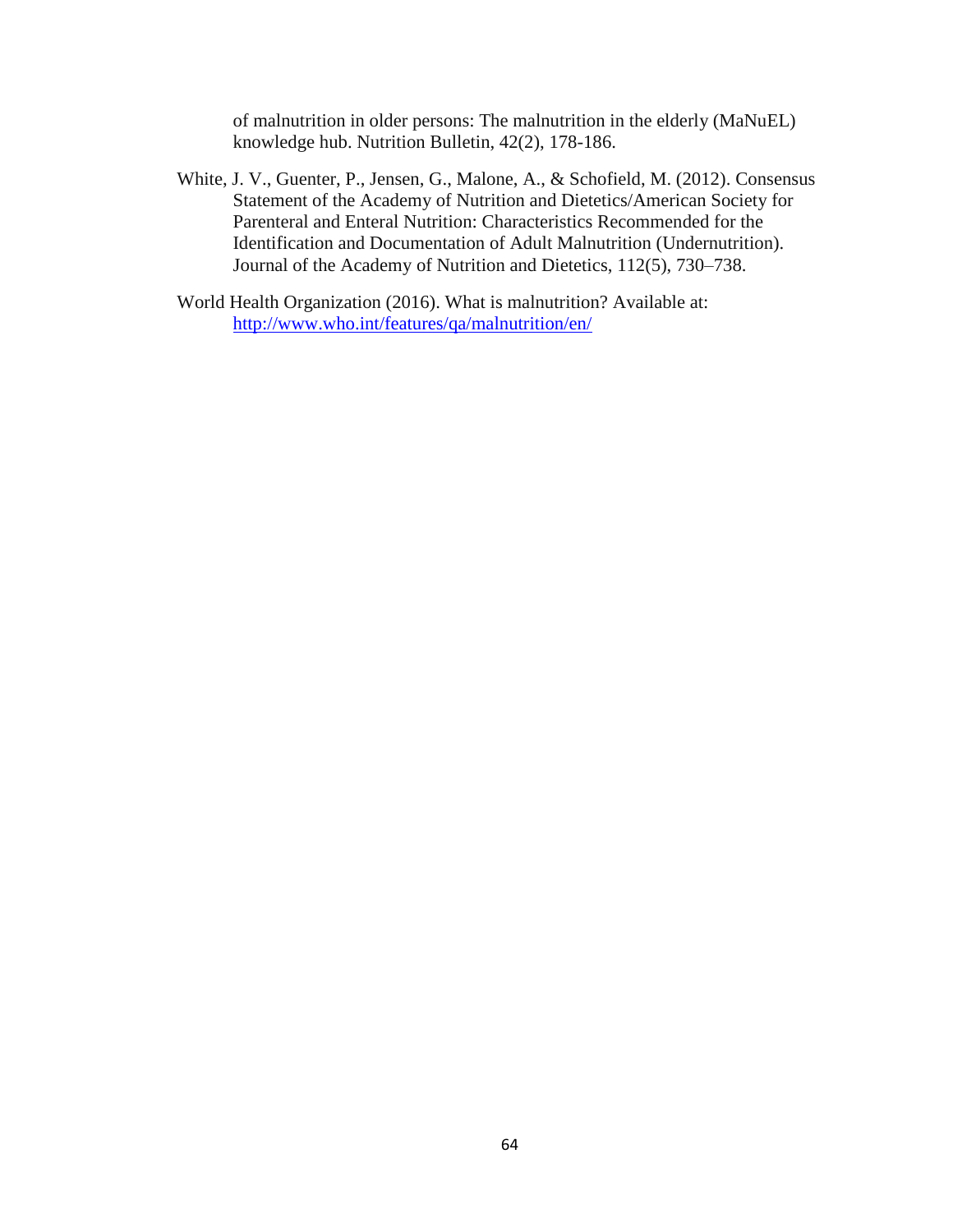of malnutrition in older persons: The malnutrition in the elderly (MaNuEL) knowledge hub. Nutrition Bulletin, 42(2), 178-186.

White, J. V., Guenter, P., Jensen, G., Malone, A., & Schofield, M. (2012). Consensus Statement of the Academy of Nutrition and Dietetics/American Society for Parenteral and Enteral Nutrition: Characteristics Recommended for the Identification and Documentation of Adult Malnutrition (Undernutrition). Journal of the Academy of Nutrition and Dietetics, 112(5), 730–738.

World Health Organization (2016). What is malnutrition? Available at: http://www.who.int/features/qa/malnutrition/en/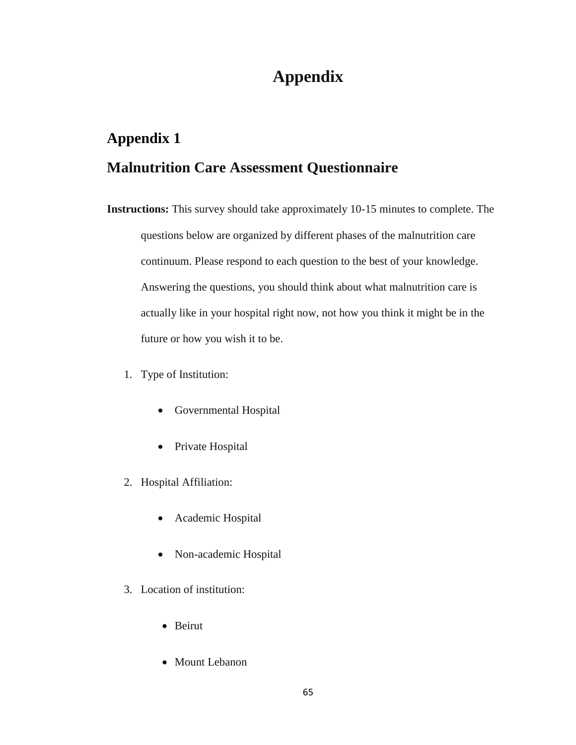# Appendix

## Appendix 1

## Malnutrition Care Assessment Questionnaire

**Instructions:** This survey should take approximately 10-15 minutes to complete. The questions below are organized by different phases of the malnutrition care continuum. Please respond to each question to the best of your knowledge. Answering the questions, you should think about what malnutrition care is actually like in your hospital right now, not how you think it might be in the future or how you wish it to be.

1. Type of Institution:
   - Governmental Hospital
   - Private Hospital
2. Hospital Affiliation:
   - Academic Hospital
   - Non-academic Hospital
3. Location of institution:
   - Beirut
   - Mount Lebanon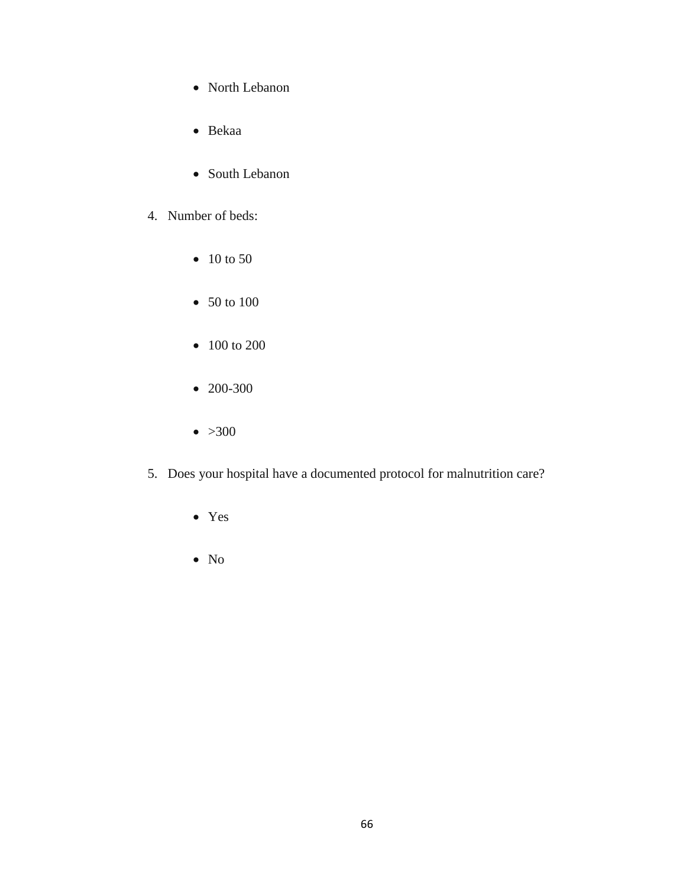- North Lebanon
- Bekaa
- South Lebanon

4. Number of beds:
    - 10 to 50
    - 50 to 100
    - 100 to 200
    - 200-300
    - >300

5. Does your hospital have a documented protocol for malnutrition care?
    - Yes
    - No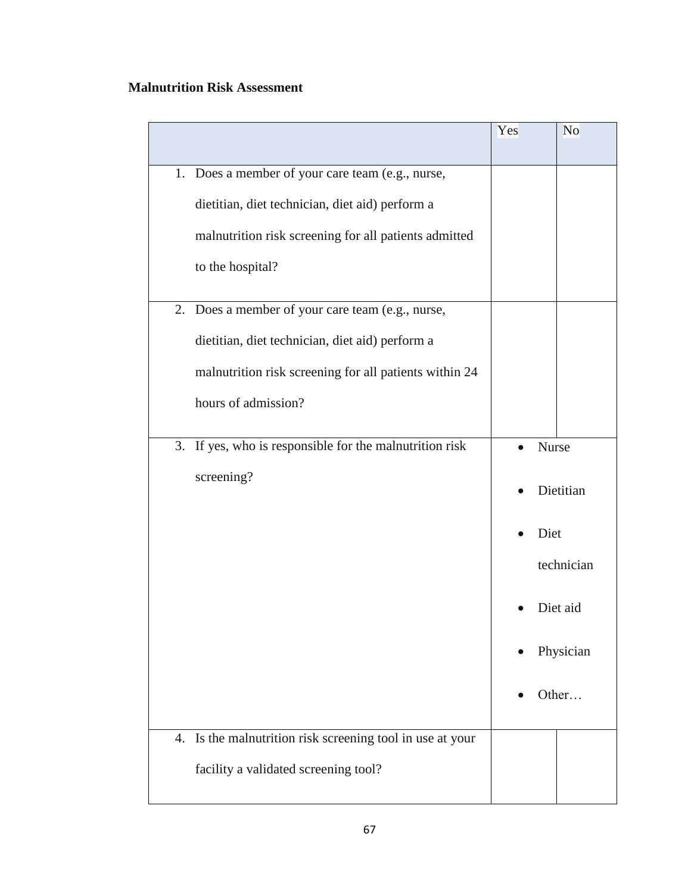**Malnutrition Risk Assessment**

| | Yes | No |
|---|---|---|
| 1. Does a member of your care team (e.g., nurse, dietitian, diet technician, diet aid) perform a malnutrition risk screening for all patients admitted to the hospital? | | |
| 2. Does a member of your care team (e.g., nurse, dietitian, diet technician, diet aid) perform a malnutrition risk screening for all patients within 24 hours of admission? | | |
| 3. If yes, who is responsible for the malnutrition risk screening? | • Nurse<br>• Dietitian<br>• Diet technician<br>• Diet aid<br>• Physician<br>• Other… | |
| 4. Is the malnutrition risk screening tool in use at your facility a validated screening tool? | | |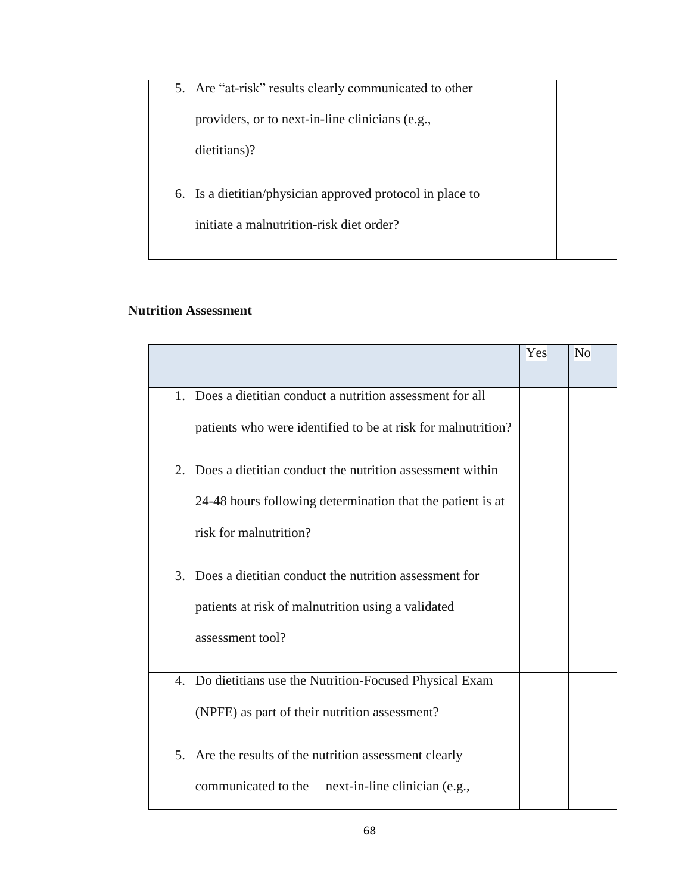| | | |
|---|---|---|
| 5. Are "at-risk" results clearly communicated to other providers, or to next-in-line clinicians (e.g., dietitians)? | | |
| 6. Is a dietitian/physician approved protocol in place to initiate a malnutrition-risk diet order? | | |

**Nutrition Assessment**

| | Yes | No |
|---|---|---|
| 1. Does a dietitian conduct a nutrition assessment for all patients who were identified to be at risk for malnutrition? | | |
| 2. Does a dietitian conduct the nutrition assessment within 24-48 hours following determination that the patient is at risk for malnutrition? | | |
| 3. Does a dietitian conduct the nutrition assessment for patients at risk of malnutrition using a validated assessment tool? | | |
| 4. Do dietitians use the Nutrition-Focused Physical Exam (NPFE) as part of their nutrition assessment? | | |
| 5. Are the results of the nutrition assessment clearly communicated to the next-in-line clinician (e.g., | | |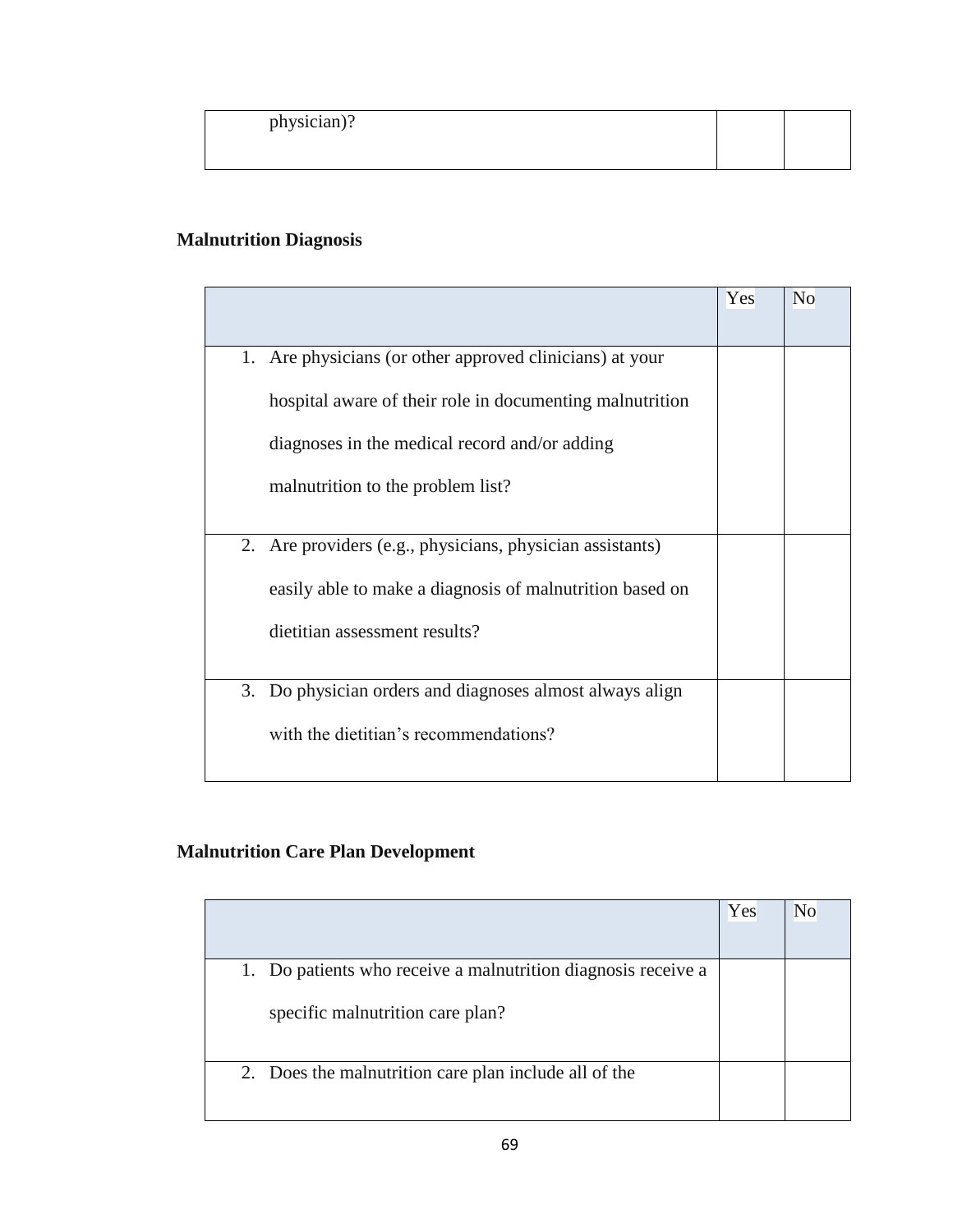| | | |
|---|---|---|
| physician)? | | |

**Malnutrition Diagnosis**

| | Yes | No |
|---|---|---|
| 1. Are physicians (or other approved clinicians) at your hospital aware of their role in documenting malnutrition diagnoses in the medical record and/or adding malnutrition to the problem list? | | |
| 2. Are providers (e.g., physicians, physician assistants) easily able to make a diagnosis of malnutrition based on dietitian assessment results? | | |
| 3. Do physician orders and diagnoses almost always align with the dietitian's recommendations? | | |

**Malnutrition Care Plan Development**

| | Yes | No |
|---|---|---|
| 1. Do patients who receive a malnutrition diagnosis receive a specific malnutrition care plan? | | |
| 2. Does the malnutrition care plan include all of the | | |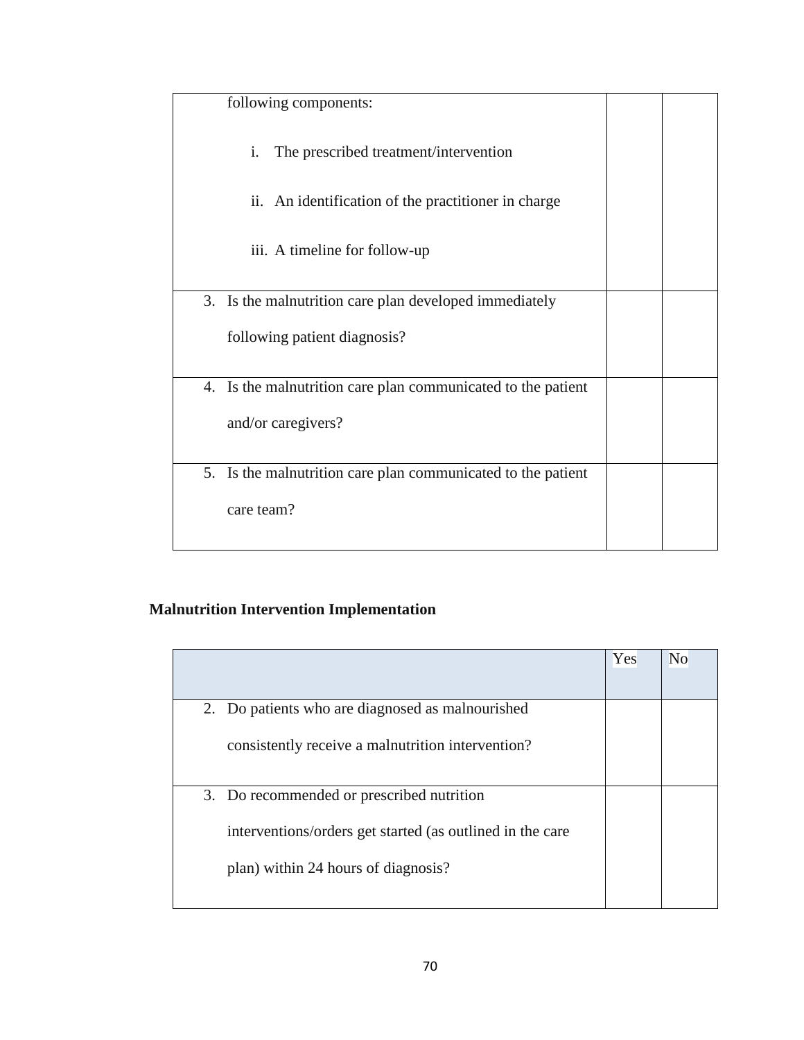| | | |
|---|---|---|
| following components:<br><br>i. The prescribed treatment/intervention<br><br>ii. An identification of the practitioner in charge<br><br>iii. A timeline for follow-up | | |
| 3. Is the malnutrition care plan developed immediately following patient diagnosis? | | |
| 4. Is the malnutrition care plan communicated to the patient and/or caregivers? | | |
| 5. Is the malnutrition care plan communicated to the patient care team? | | |

**Malnutrition Intervention Implementation**

| | Yes | No |
|---|---|---|
| 2. Do patients who are diagnosed as malnourished consistently receive a malnutrition intervention? | | |
| 3. Do recommended or prescribed nutrition interventions/orders get started (as outlined in the care plan) within 24 hours of diagnosis? | | |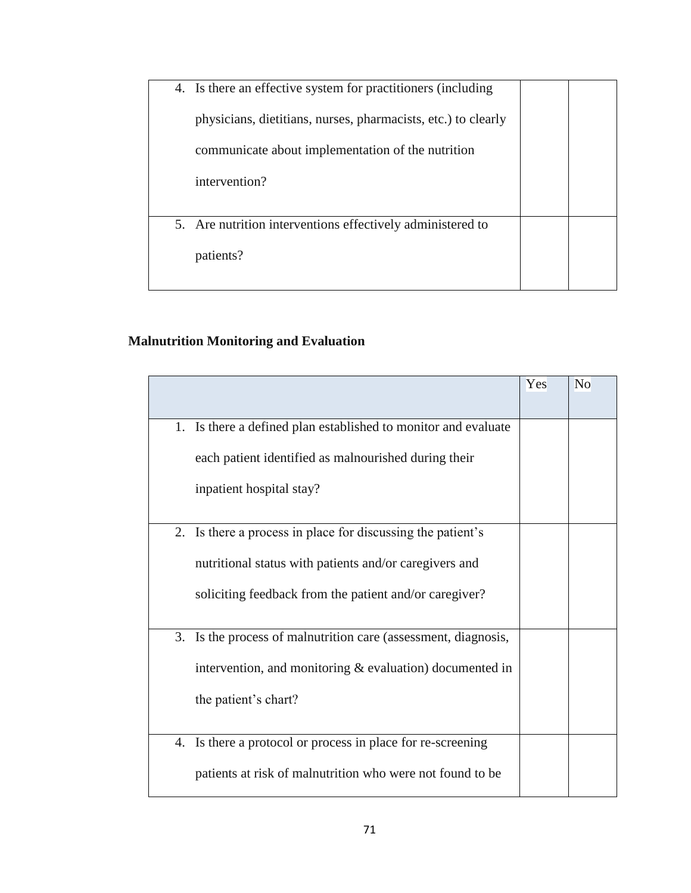| | | |
|---|---|---|
| 4. Is there an effective system for practitioners (including physicians, dietitians, nurses, pharmacists, etc.) to clearly communicate about implementation of the nutrition intervention? | | |
| 5. Are nutrition interventions effectively administered to patients? | | |

**Malnutrition Monitoring and Evaluation**

| | Yes | No |
|---|---|---|
| 1. Is there a defined plan established to monitor and evaluate each patient identified as malnourished during their inpatient hospital stay? | | |
| 2. Is there a process in place for discussing the patient's nutritional status with patients and/or caregivers and soliciting feedback from the patient and/or caregiver? | | |
| 3. Is the process of malnutrition care (assessment, diagnosis, intervention, and monitoring & evaluation) documented in the patient's chart? | | |
| 4. Is there a protocol or process in place for re-screening patients at risk of malnutrition who were not found to be | | |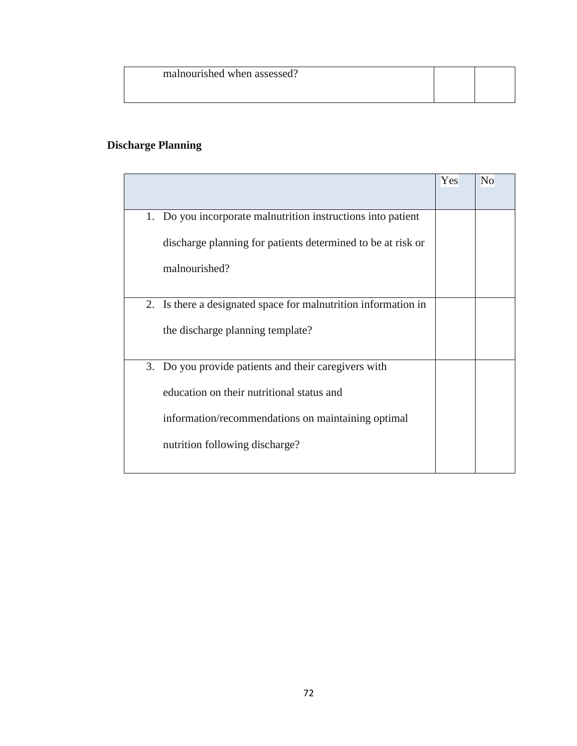| | | |
|---|---|---|
| malnourished when assessed? | | |

**Discharge Planning**

| | Yes | No |
|---|---|---|
| 1. Do you incorporate malnutrition instructions into patient discharge planning for patients determined to be at risk or malnourished? | | |
| 2. Is there a designated space for malnutrition information in the discharge planning template? | | |
| 3. Do you provide patients and their caregivers with education on their nutritional status and information/recommendations on maintaining optimal nutrition following discharge? | | |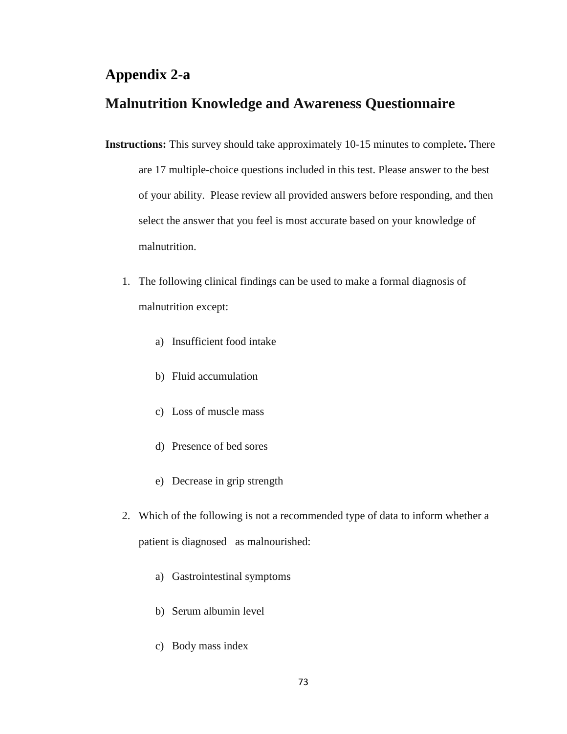# Appendix 2-a

# Malnutrition Knowledge and Awareness Questionnaire

**Instructions:** This survey should take approximately 10-15 minutes to complete**.** There are 17 multiple-choice questions included in this test. Please answer to the best of your ability. Please review all provided answers before responding, and then select the answer that you feel is most accurate based on your knowledge of malnutrition.

1. The following clinical findings can be used to make a formal diagnosis of malnutrition except:

   a) Insufficient food intake

   b) Fluid accumulation

   c) Loss of muscle mass

   d) Presence of bed sores

   e) Decrease in grip strength

2. Which of the following is not a recommended type of data to inform whether a patient is diagnosed as malnourished:

   a) Gastrointestinal symptoms

   b) Serum albumin level

   c) Body mass index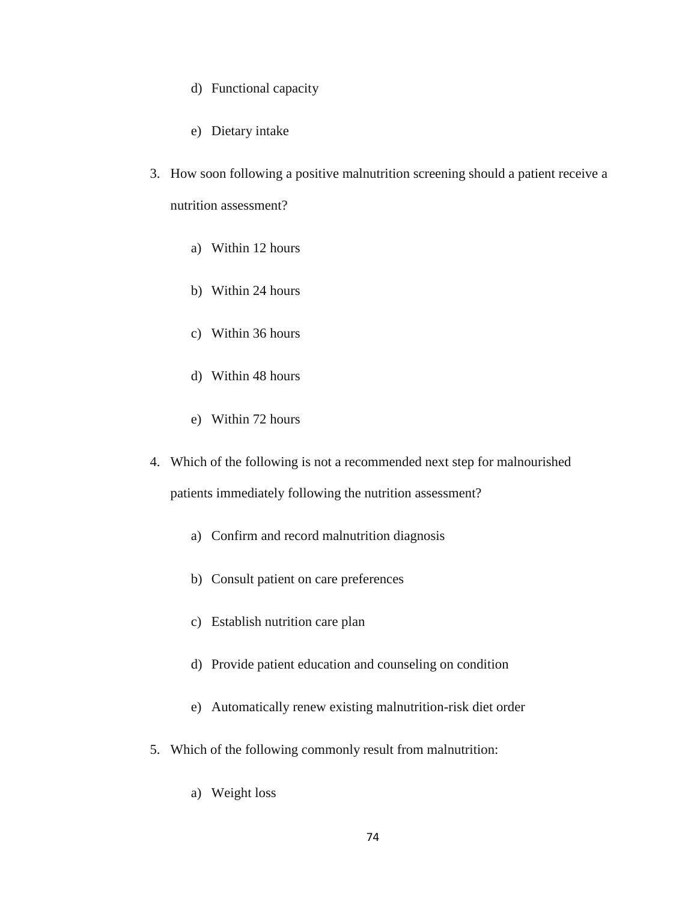d) Functional capacity

e) Dietary intake

3. How soon following a positive malnutrition screening should a patient receive a nutrition assessment?

    a) Within 12 hours

    b) Within 24 hours

    c) Within 36 hours

    d) Within 48 hours

    e) Within 72 hours

4. Which of the following is not a recommended next step for malnourished patients immediately following the nutrition assessment?

    a) Confirm and record malnutrition diagnosis

    b) Consult patient on care preferences

    c) Establish nutrition care plan

    d) Provide patient education and counseling on condition

    e) Automatically renew existing malnutrition-risk diet order

5. Which of the following commonly result from malnutrition:

    a) Weight loss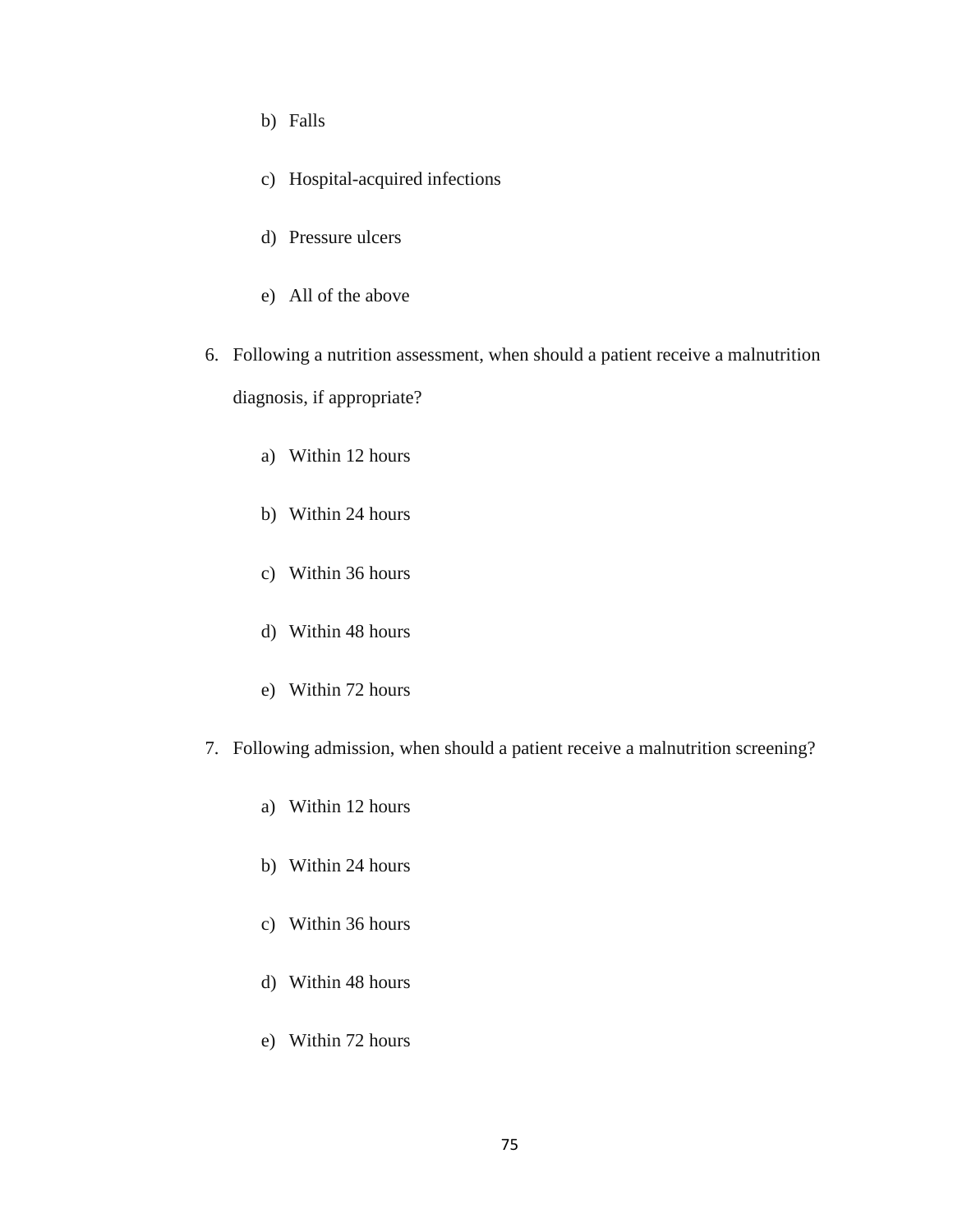b) Falls

c) Hospital-acquired infections

d) Pressure ulcers

e) All of the above

6. Following a nutrition assessment, when should a patient receive a malnutrition diagnosis, if appropriate?

    a) Within 12 hours

    b) Within 24 hours

    c) Within 36 hours

    d) Within 48 hours

    e) Within 72 hours

7. Following admission, when should a patient receive a malnutrition screening?

    a) Within 12 hours

    b) Within 24 hours

    c) Within 36 hours

    d) Within 48 hours

    e) Within 72 hours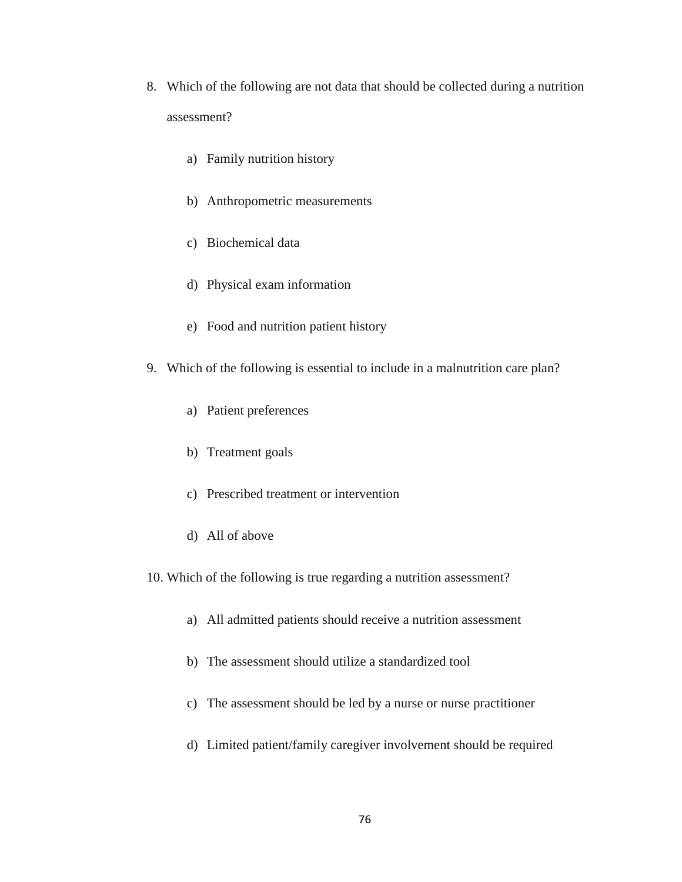8. Which of the following are not data that should be collected during a nutrition assessment?

    a) Family nutrition history

    b) Anthropometric measurements

    c) Biochemical data

    d) Physical exam information

    e) Food and nutrition patient history

9. Which of the following is essential to include in a malnutrition care plan?

    a) Patient preferences

    b) Treatment goals

    c) Prescribed treatment or intervention

    d) All of above

10. Which of the following is true regarding a nutrition assessment?

    a) All admitted patients should receive a nutrition assessment

    b) The assessment should utilize a standardized tool

    c) The assessment should be led by a nurse or nurse practitioner

    d) Limited patient/family caregiver involvement should be required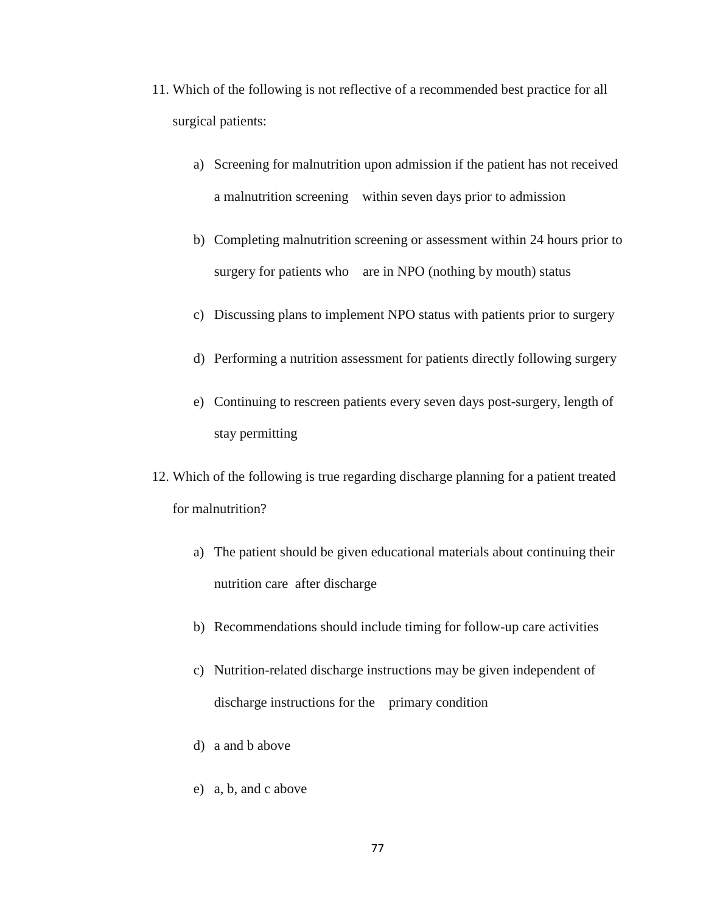11. Which of the following is not reflective of a recommended best practice for all surgical patients:

    a) Screening for malnutrition upon admission if the patient has not received a malnutrition screening within seven days prior to admission

    b) Completing malnutrition screening or assessment within 24 hours prior to surgery for patients who are in NPO (nothing by mouth) status

    c) Discussing plans to implement NPO status with patients prior to surgery

    d) Performing a nutrition assessment for patients directly following surgery

    e) Continuing to rescreen patients every seven days post-surgery, length of stay permitting

12. Which of the following is true regarding discharge planning for a patient treated for malnutrition?

    a) The patient should be given educational materials about continuing their nutrition care after discharge

    b) Recommendations should include timing for follow-up care activities

    c) Nutrition-related discharge instructions may be given independent of discharge instructions for the primary condition

    d) a and b above

    e) a, b, and c above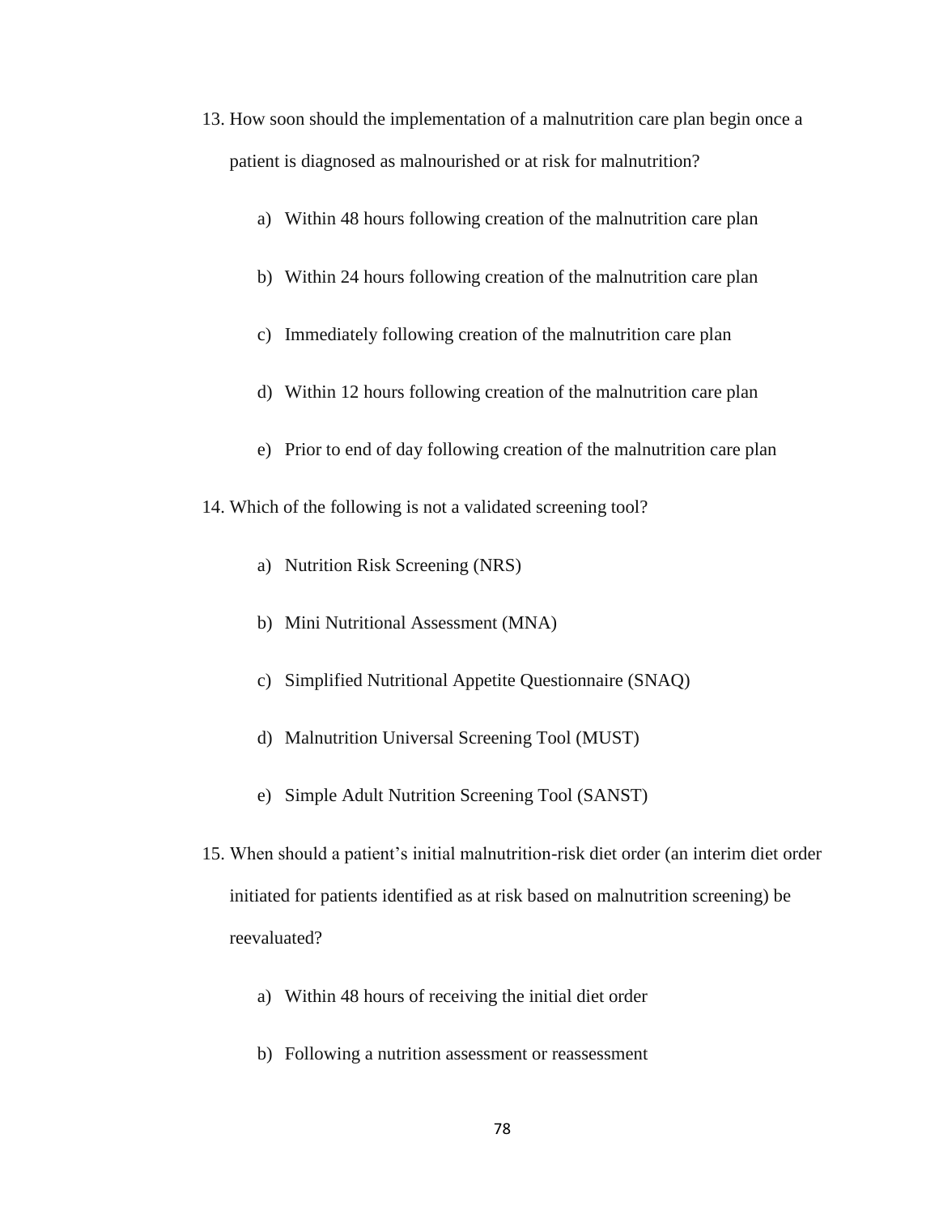13. How soon should the implementation of a malnutrition care plan begin once a patient is diagnosed as malnourished or at risk for malnutrition?

    a) Within 48 hours following creation of the malnutrition care plan

    b) Within 24 hours following creation of the malnutrition care plan

    c) Immediately following creation of the malnutrition care plan

    d) Within 12 hours following creation of the malnutrition care plan

    e) Prior to end of day following creation of the malnutrition care plan

14. Which of the following is not a validated screening tool?

    a) Nutrition Risk Screening (NRS)

    b) Mini Nutritional Assessment (MNA)

    c) Simplified Nutritional Appetite Questionnaire (SNAQ)

    d) Malnutrition Universal Screening Tool (MUST)

    e) Simple Adult Nutrition Screening Tool (SANST)

15. When should a patient's initial malnutrition-risk diet order (an interim diet order initiated for patients identified as at risk based on malnutrition screening) be reevaluated?

    a) Within 48 hours of receiving the initial diet order

    b) Following a nutrition assessment or reassessment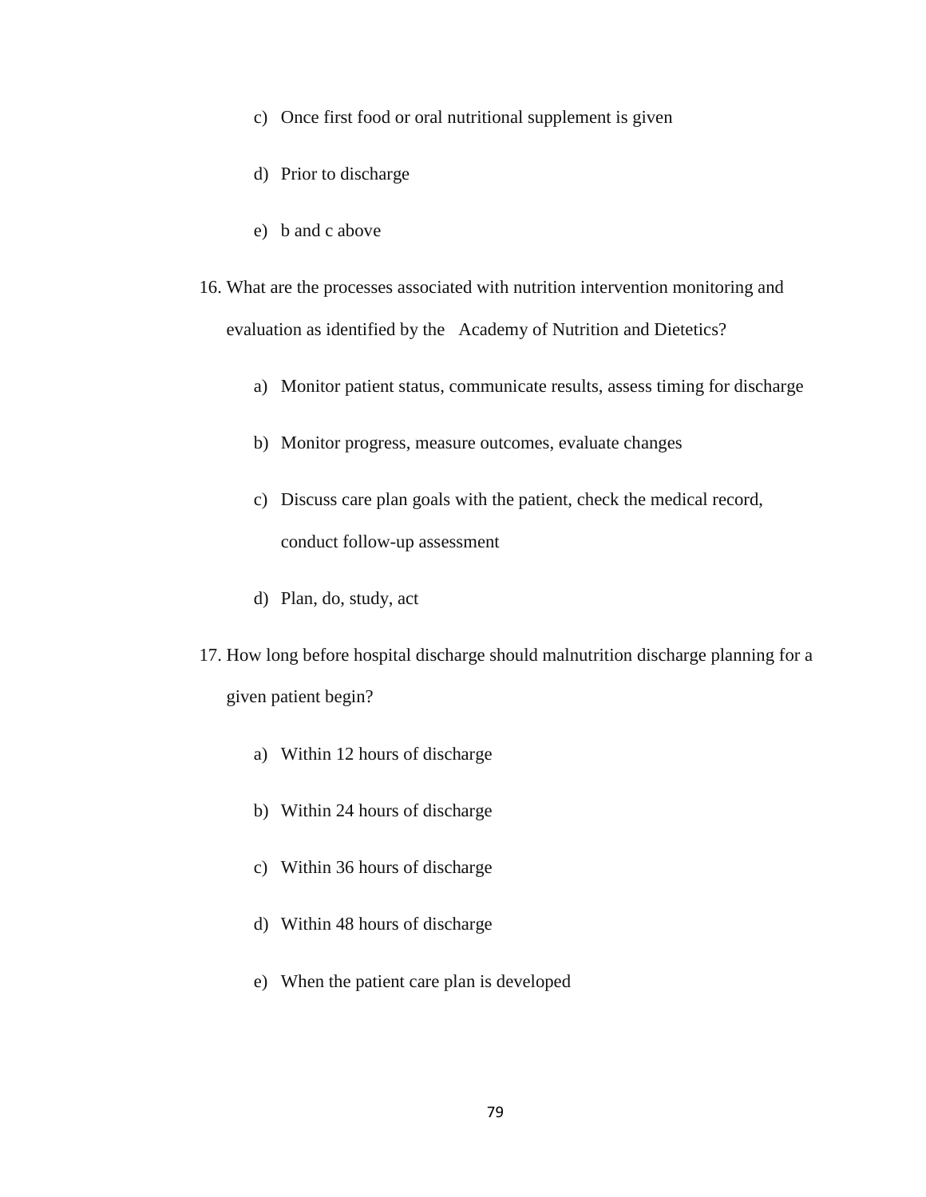c) Once first food or oral nutritional supplement is given

d) Prior to discharge

e) b and c above

16. What are the processes associated with nutrition intervention monitoring and evaluation as identified by the Academy of Nutrition and Dietetics?

    a) Monitor patient status, communicate results, assess timing for discharge

    b) Monitor progress, measure outcomes, evaluate changes

    c) Discuss care plan goals with the patient, check the medical record, conduct follow-up assessment

    d) Plan, do, study, act

17. How long before hospital discharge should malnutrition discharge planning for a given patient begin?

    a) Within 12 hours of discharge

    b) Within 24 hours of discharge

    c) Within 36 hours of discharge

    d) Within 48 hours of discharge

    e) When the patient care plan is developed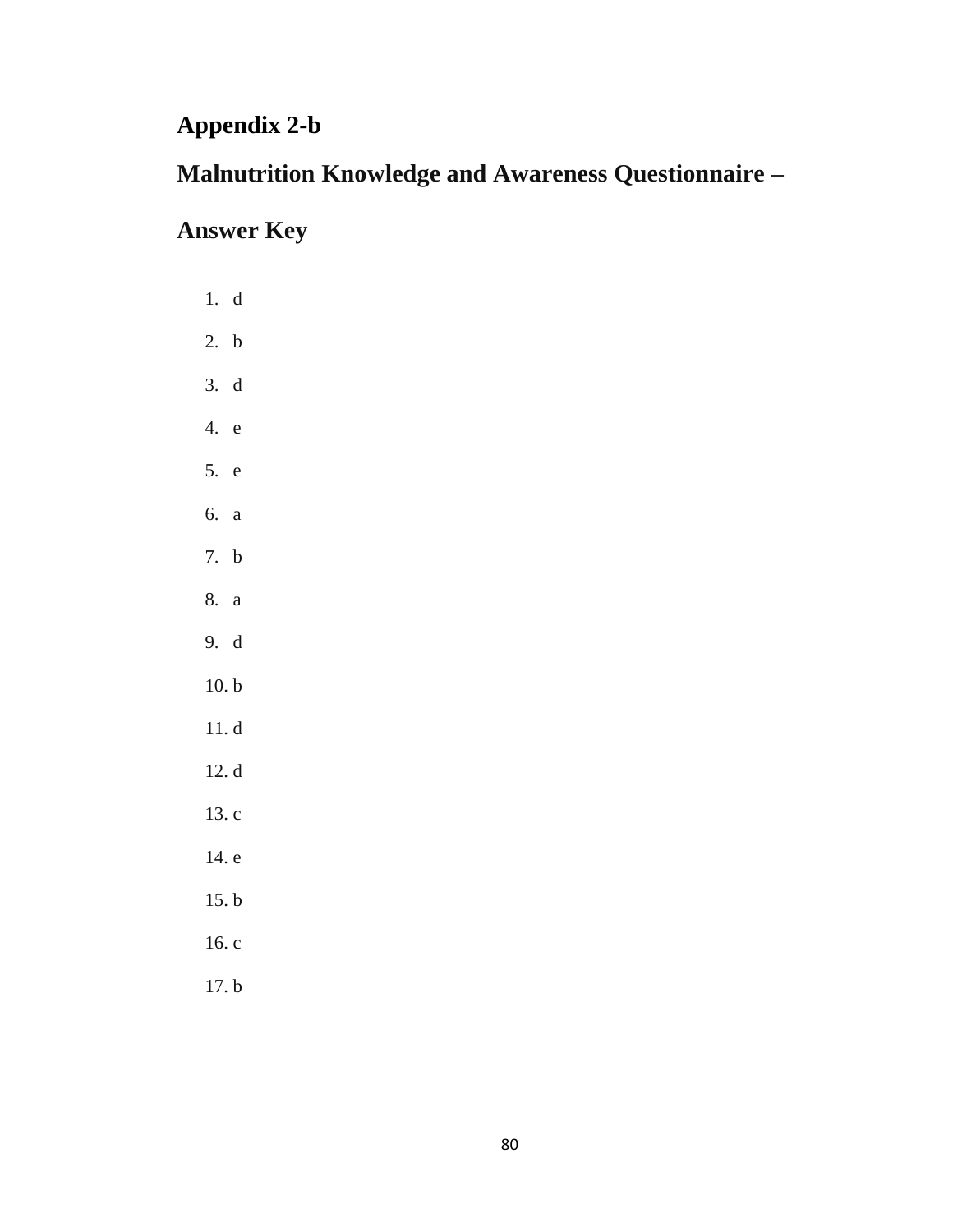# Appendix 2-b

## Malnutrition Knowledge and Awareness Questionnaire – Answer Key

1. d
2. b
3. d
4. e
5. e
6. a
7. b
8. a
9. d
10. b
11. d
12. d
13. c
14. e
15. b
16. c
17. b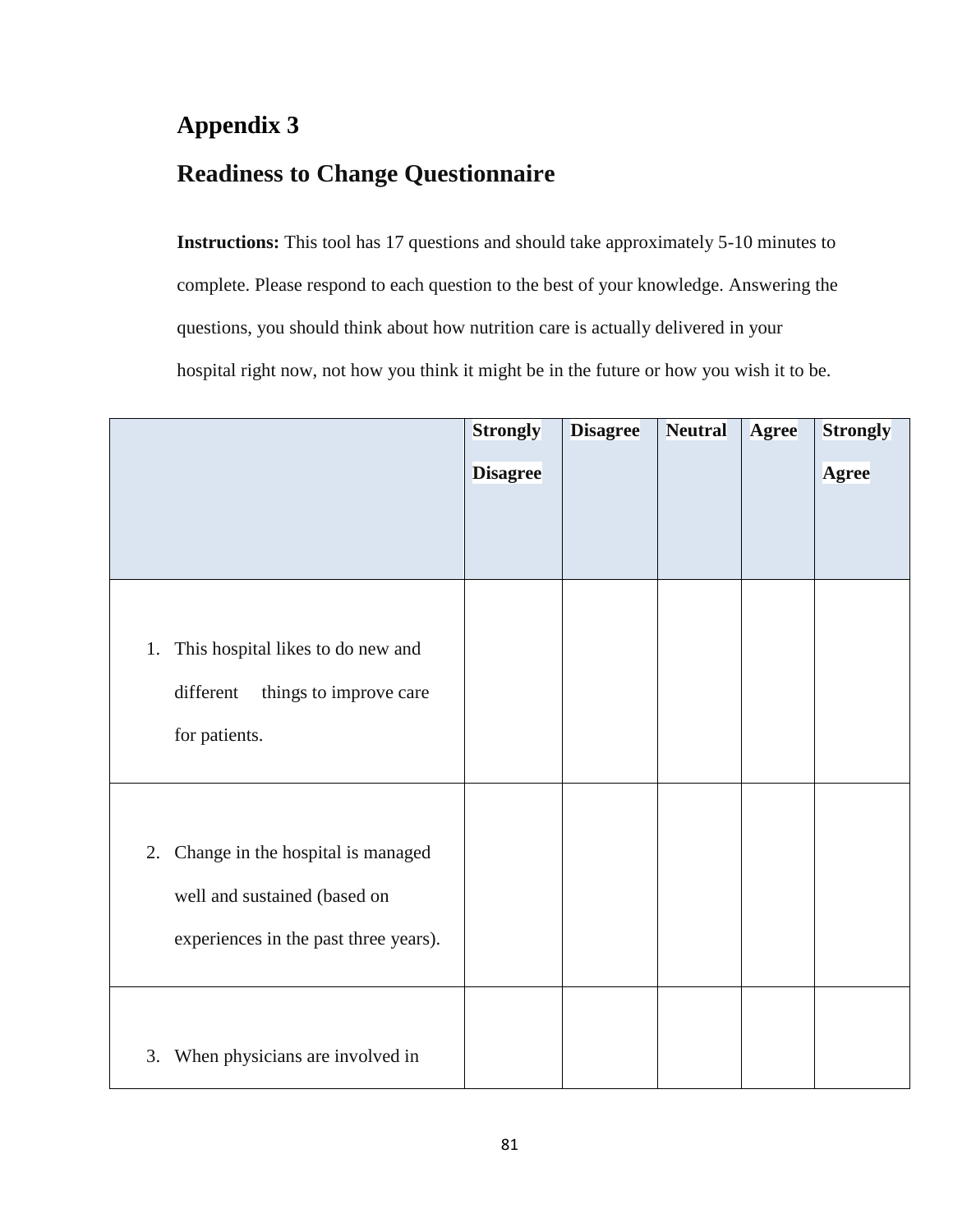## Appendix 3

## Readiness to Change Questionnaire

**Instructions:** This tool has 17 questions and should take approximately 5-10 minutes to complete. Please respond to each question to the best of your knowledge. Answering the questions, you should think about how nutrition care is actually delivered in your hospital right now, not how you think it might be in the future or how you wish it to be.

| | **Strongly Disagree** | **Disagree** | **Neutral** | **Agree** | **Strongly Agree** |
|---|---|---|---|---|---|
| 1. This hospital likes to do new and different things to improve care for patients. | | | | | |
| 2. Change in the hospital is managed well and sustained (based on experiences in the past three years). | | | | | |
| 3. When physicians are involved in | | | | | |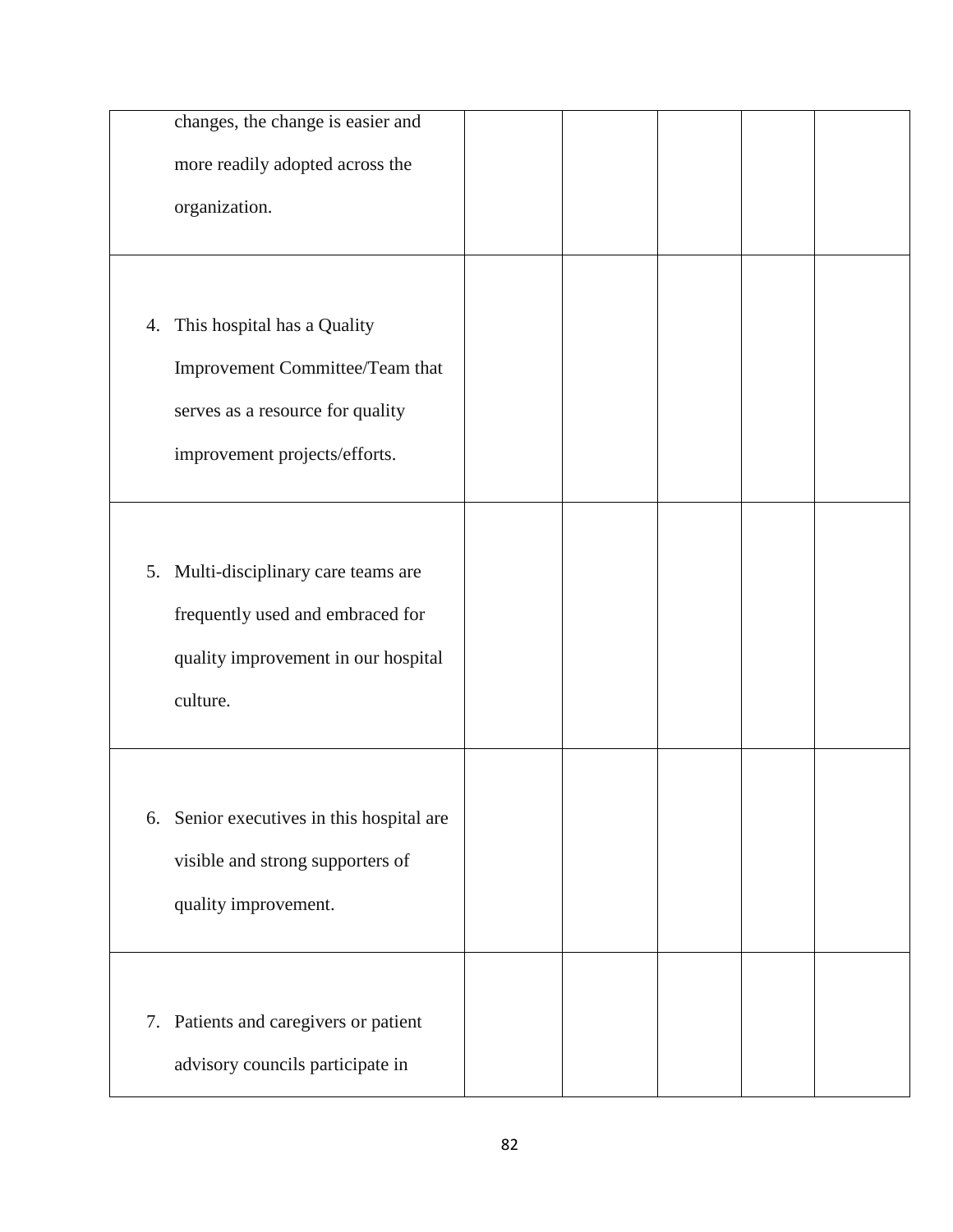| | | | | | |
|---|---|---|---|---|---|
| changes, the change is easier and more readily adopted across the organization. | | | | | |
| 4. This hospital has a Quality Improvement Committee/Team that serves as a resource for quality improvement projects/efforts. | | | | | |
| 5. Multi-disciplinary care teams are frequently used and embraced for quality improvement in our hospital culture. | | | | | |
| 6. Senior executives in this hospital are visible and strong supporters of quality improvement. | | | | | |
| 7. Patients and caregivers or patient advisory councils participate in | | | | | |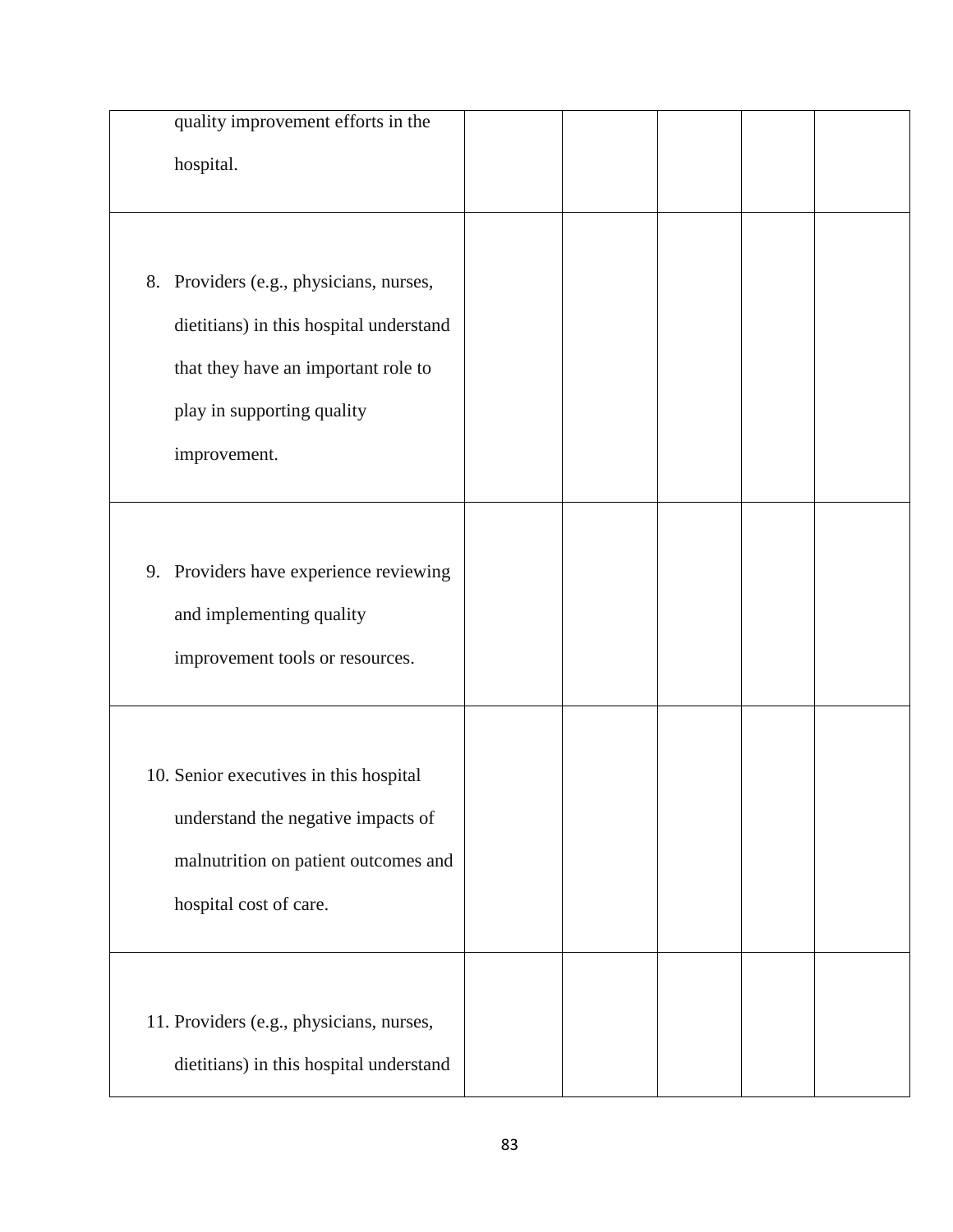| | | | | | |
|---|---|---|---|---|---|
| quality improvement efforts in the hospital. | | | | | |
| 8. Providers (e.g., physicians, nurses, dietitians) in this hospital understand that they have an important role to play in supporting quality improvement. | | | | | |
| 9. Providers have experience reviewing and implementing quality improvement tools or resources. | | | | | |
| 10. Senior executives in this hospital understand the negative impacts of malnutrition on patient outcomes and hospital cost of care. | | | | | |
| 11. Providers (e.g., physicians, nurses, dietitians) in this hospital understand | | | | | |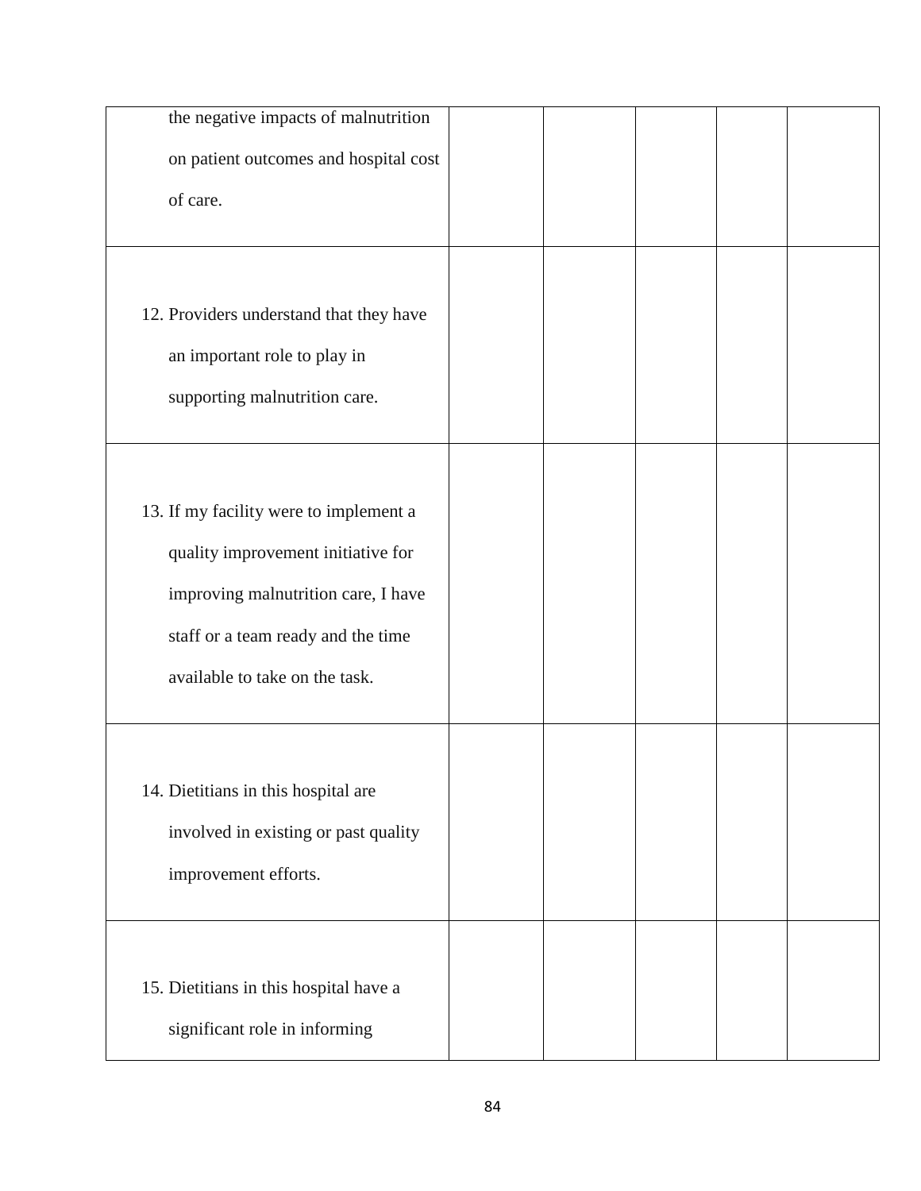| | | | | | |
|---|---|---|---|---|---|
| the negative impacts of malnutrition on patient outcomes and hospital cost of care. | | | | | |
| 12. Providers understand that they have an important role to play in supporting malnutrition care. | | | | | |
| 13. If my facility were to implement a quality improvement initiative for improving malnutrition care, I have staff or a team ready and the time available to take on the task. | | | | | |
| 14. Dietitians in this hospital are involved in existing or past quality improvement efforts. | | | | | |
| 15. Dietitians in this hospital have a significant role in informing | | | | | |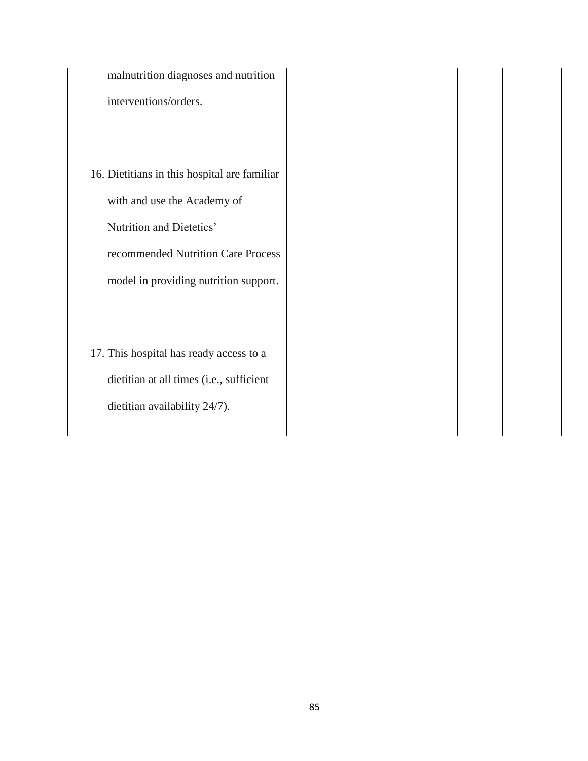| | | | | | |
|---|---|---|---|---|---|
| malnutrition diagnoses and nutrition interventions/orders. | | | | | |
| 16. Dietitians in this hospital are familiar with and use the Academy of Nutrition and Dietetics' recommended Nutrition Care Process model in providing nutrition support. | | | | | |
| 17. This hospital has ready access to a dietitian at all times (i.e., sufficient dietitian availability 24/7). | | | | | |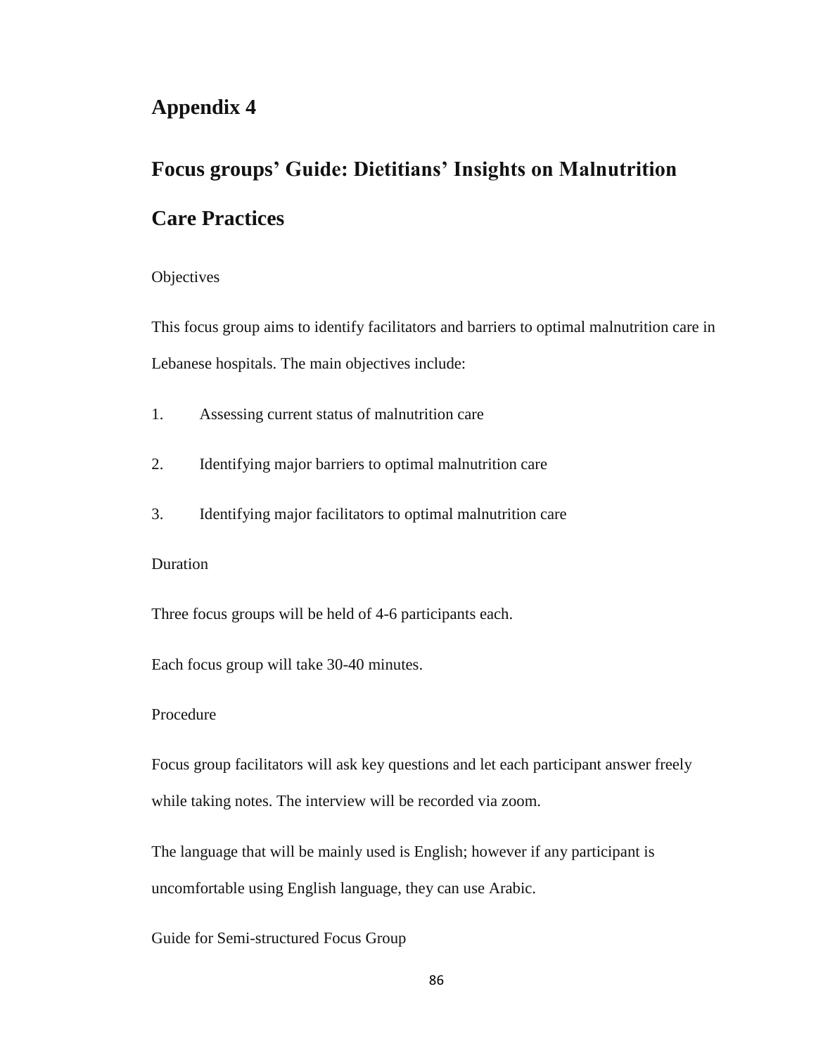# Appendix 4

## Focus groups' Guide: Dietitians' Insights on Malnutrition Care Practices

Objectives

This focus group aims to identify facilitators and barriers to optimal malnutrition care in Lebanese hospitals. The main objectives include:

1. Assessing current status of malnutrition care
2. Identifying major barriers to optimal malnutrition care
3. Identifying major facilitators to optimal malnutrition care

Duration

Three focus groups will be held of 4-6 participants each.

Each focus group will take 30-40 minutes.

Procedure

Focus group facilitators will ask key questions and let each participant answer freely while taking notes. The interview will be recorded via zoom.

The language that will be mainly used is English; however if any participant is uncomfortable using English language, they can use Arabic.

Guide for Semi-structured Focus Group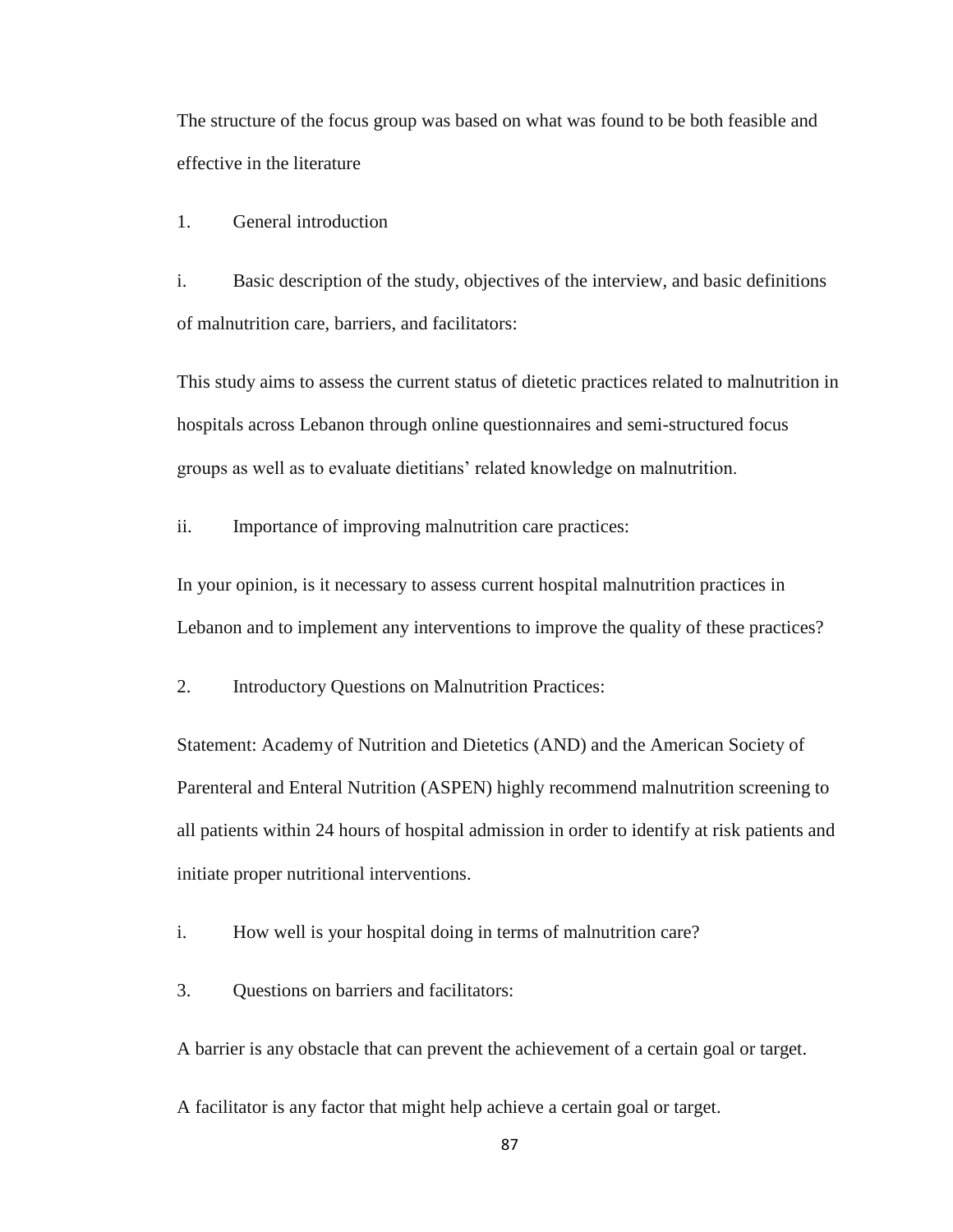The structure of the focus group was based on what was found to be both feasible and effective in the literature

1. General introduction

i. Basic description of the study, objectives of the interview, and basic definitions of malnutrition care, barriers, and facilitators:

This study aims to assess the current status of dietetic practices related to malnutrition in hospitals across Lebanon through online questionnaires and semi-structured focus groups as well as to evaluate dietitians' related knowledge on malnutrition.

ii. Importance of improving malnutrition care practices:

In your opinion, is it necessary to assess current hospital malnutrition practices in Lebanon and to implement any interventions to improve the quality of these practices?

2. Introductory Questions on Malnutrition Practices:

Statement: Academy of Nutrition and Dietetics (AND) and the American Society of Parenteral and Enteral Nutrition (ASPEN) highly recommend malnutrition screening to all patients within 24 hours of hospital admission in order to identify at risk patients and initiate proper nutritional interventions.

i. How well is your hospital doing in terms of malnutrition care?

3. Questions on barriers and facilitators:

A barrier is any obstacle that can prevent the achievement of a certain goal or target.

A facilitator is any factor that might help achieve a certain goal or target.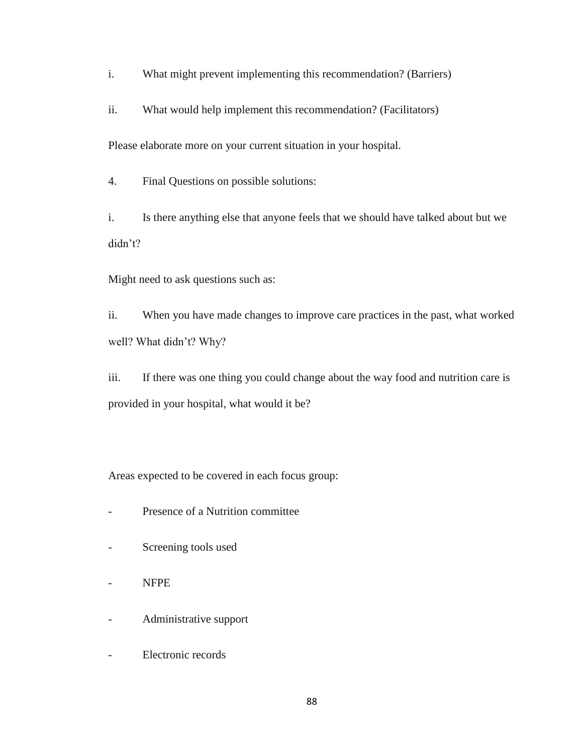i. What might prevent implementing this recommendation? (Barriers)

ii. What would help implement this recommendation? (Facilitators)

Please elaborate more on your current situation in your hospital.

4. Final Questions on possible solutions:

i. Is there anything else that anyone feels that we should have talked about but we didn't?

Might need to ask questions such as:

ii. When you have made changes to improve care practices in the past, what worked well? What didn't? Why?

iii. If there was one thing you could change about the way food and nutrition care is provided in your hospital, what would it be?

Areas expected to be covered in each focus group:

- Presence of a Nutrition committee
- Screening tools used
- NFPE
- Administrative support
- Electronic records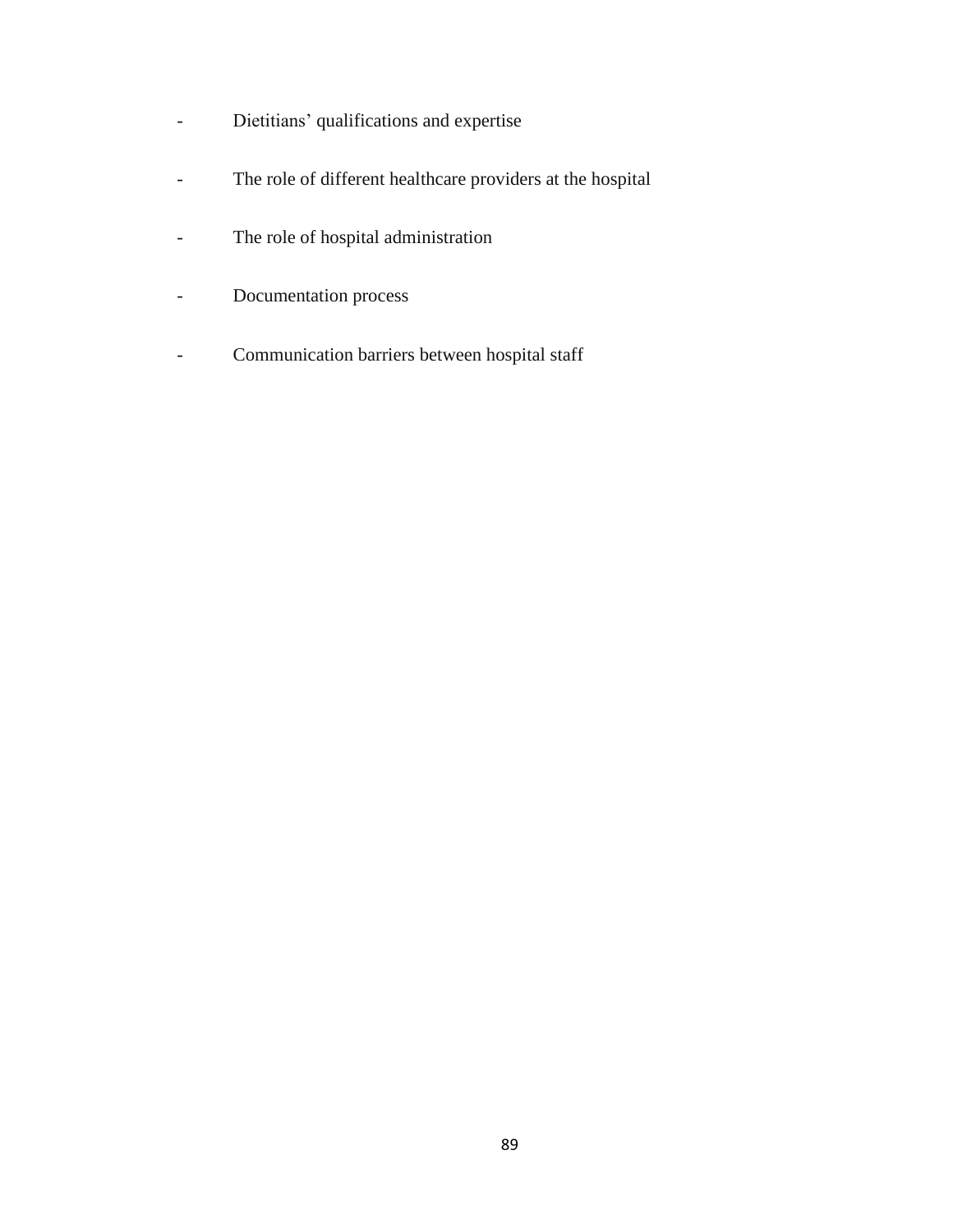- Dietitians' qualifications and expertise
- The role of different healthcare providers at the hospital
- The role of hospital administration
- Documentation process
- Communication barriers between hospital staff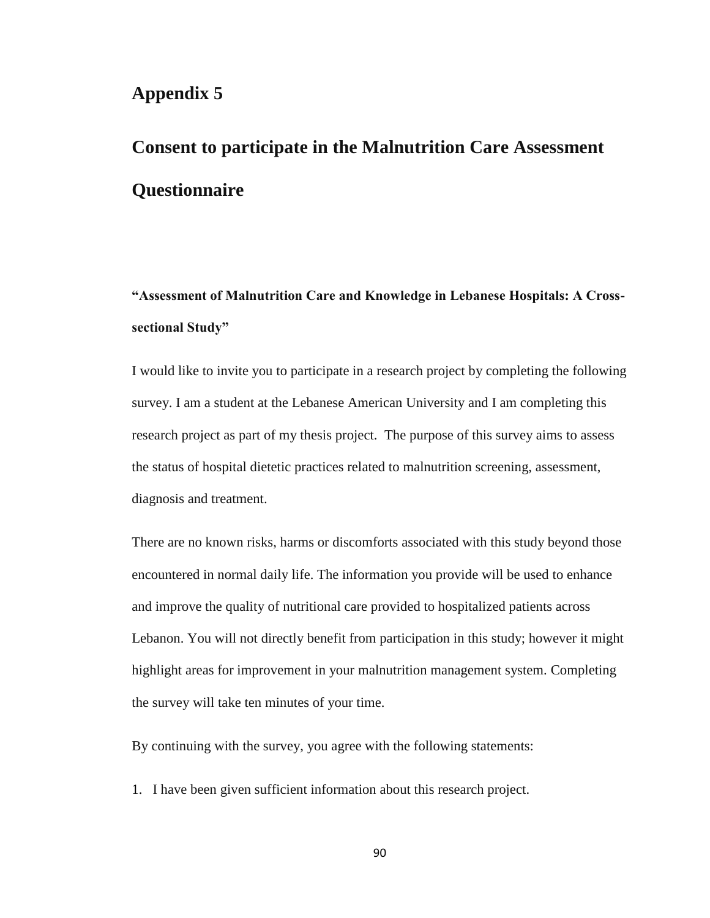# Appendix 5

# Consent to participate in the Malnutrition Care Assessment Questionnaire

**"Assessment of Malnutrition Care and Knowledge in Lebanese Hospitals: A Cross-sectional Study"**

I would like to invite you to participate in a research project by completing the following survey. I am a student at the Lebanese American University and I am completing this research project as part of my thesis project. The purpose of this survey aims to assess the status of hospital dietetic practices related to malnutrition screening, assessment, diagnosis and treatment.

There are no known risks, harms or discomforts associated with this study beyond those encountered in normal daily life. The information you provide will be used to enhance and improve the quality of nutritional care provided to hospitalized patients across Lebanon. You will not directly benefit from participation in this study; however it might highlight areas for improvement in your malnutrition management system. Completing the survey will take ten minutes of your time.

By continuing with the survey, you agree with the following statements:

1. I have been given sufficient information about this research project.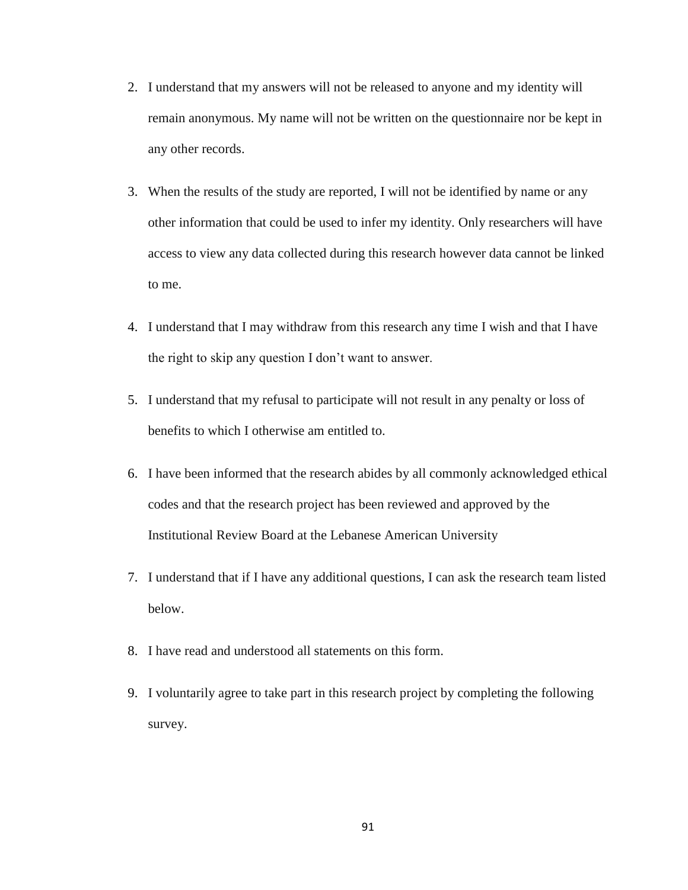2. I understand that my answers will not be released to anyone and my identity will remain anonymous. My name will not be written on the questionnaire nor be kept in any other records.
3. When the results of the study are reported, I will not be identified by name or any other information that could be used to infer my identity. Only researchers will have access to view any data collected during this research however data cannot be linked to me.
4. I understand that I may withdraw from this research any time I wish and that I have the right to skip any question I don't want to answer.
5. I understand that my refusal to participate will not result in any penalty or loss of benefits to which I otherwise am entitled to.
6. I have been informed that the research abides by all commonly acknowledged ethical codes and that the research project has been reviewed and approved by the Institutional Review Board at the Lebanese American University
7. I understand that if I have any additional questions, I can ask the research team listed below.
8. I have read and understood all statements on this form.
9. I voluntarily agree to take part in this research project by completing the following survey.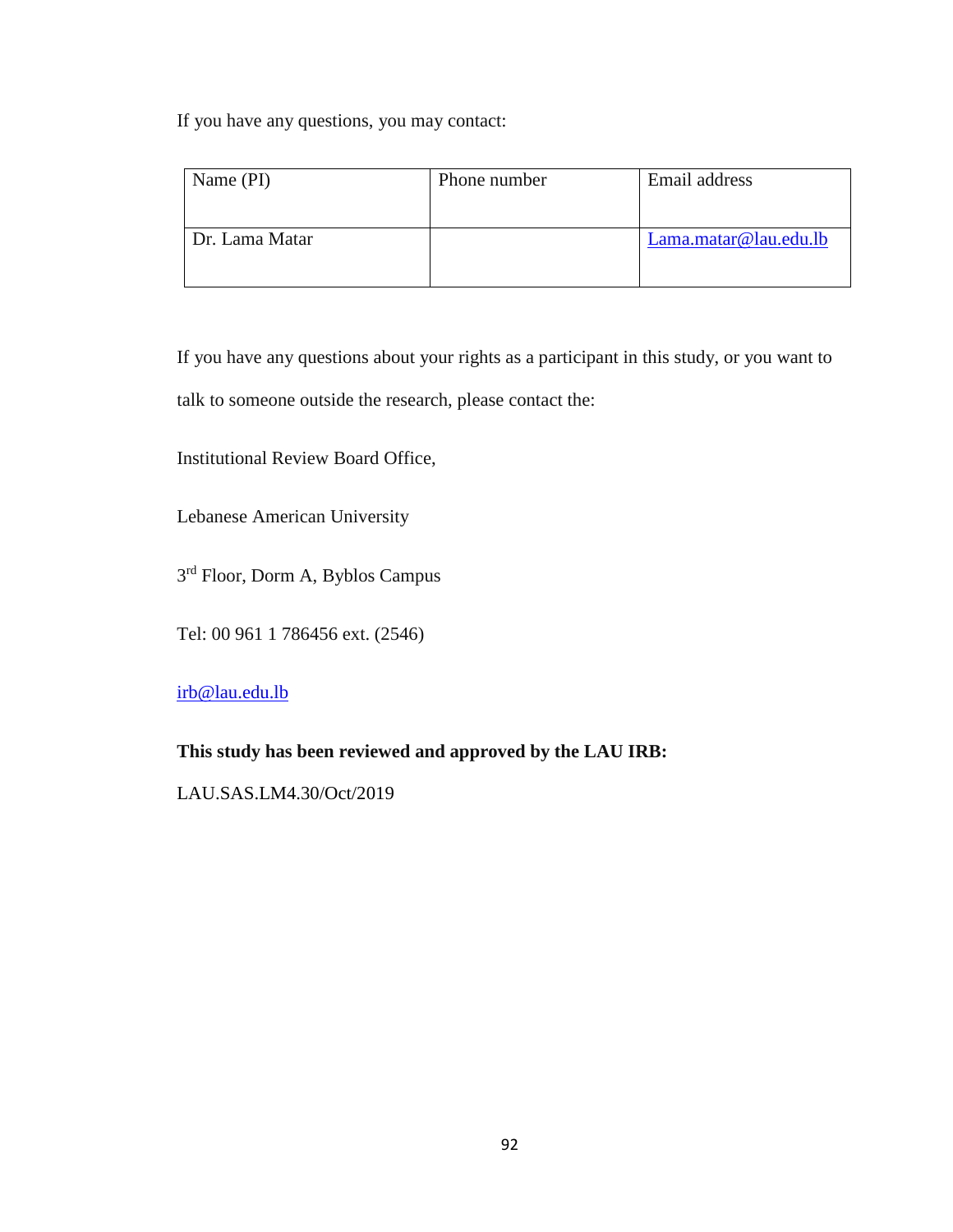If you have any questions, you may contact:

| Name (PI) | Phone number | Email address |
|---|---|---|
| Dr. Lama Matar | | Lama.matar@lau.edu.lb |

If you have any questions about your rights as a participant in this study, or you want to talk to someone outside the research, please contact the:

Institutional Review Board Office,

Lebanese American University

3rd Floor, Dorm A, Byblos Campus

Tel: 00 961 1 786456 ext. (2546)

irb@lau.edu.lb

**This study has been reviewed and approved by the LAU IRB:**

LAU.SAS.LM4.30/Oct/2019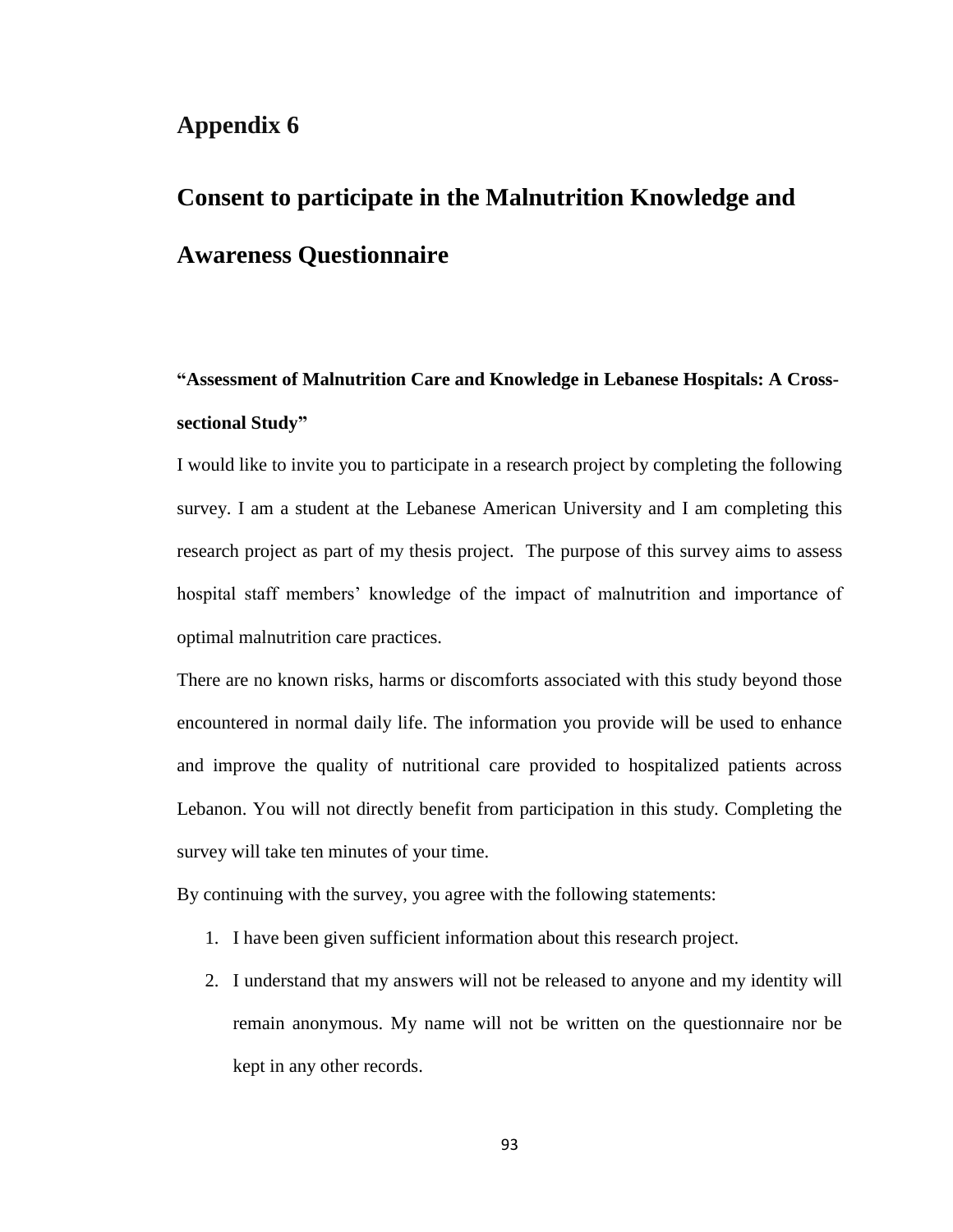# Appendix 6

# Consent to participate in the Malnutrition Knowledge and Awareness Questionnaire

**"Assessment of Malnutrition Care and Knowledge in Lebanese Hospitals: A Cross-sectional Study"**

I would like to invite you to participate in a research project by completing the following survey. I am a student at the Lebanese American University and I am completing this research project as part of my thesis project. The purpose of this survey aims to assess hospital staff members' knowledge of the impact of malnutrition and importance of optimal malnutrition care practices.

There are no known risks, harms or discomforts associated with this study beyond those encountered in normal daily life. The information you provide will be used to enhance and improve the quality of nutritional care provided to hospitalized patients across Lebanon. You will not directly benefit from participation in this study. Completing the survey will take ten minutes of your time.

By continuing with the survey, you agree with the following statements:

1. I have been given sufficient information about this research project.
2. I understand that my answers will not be released to anyone and my identity will remain anonymous. My name will not be written on the questionnaire nor be kept in any other records.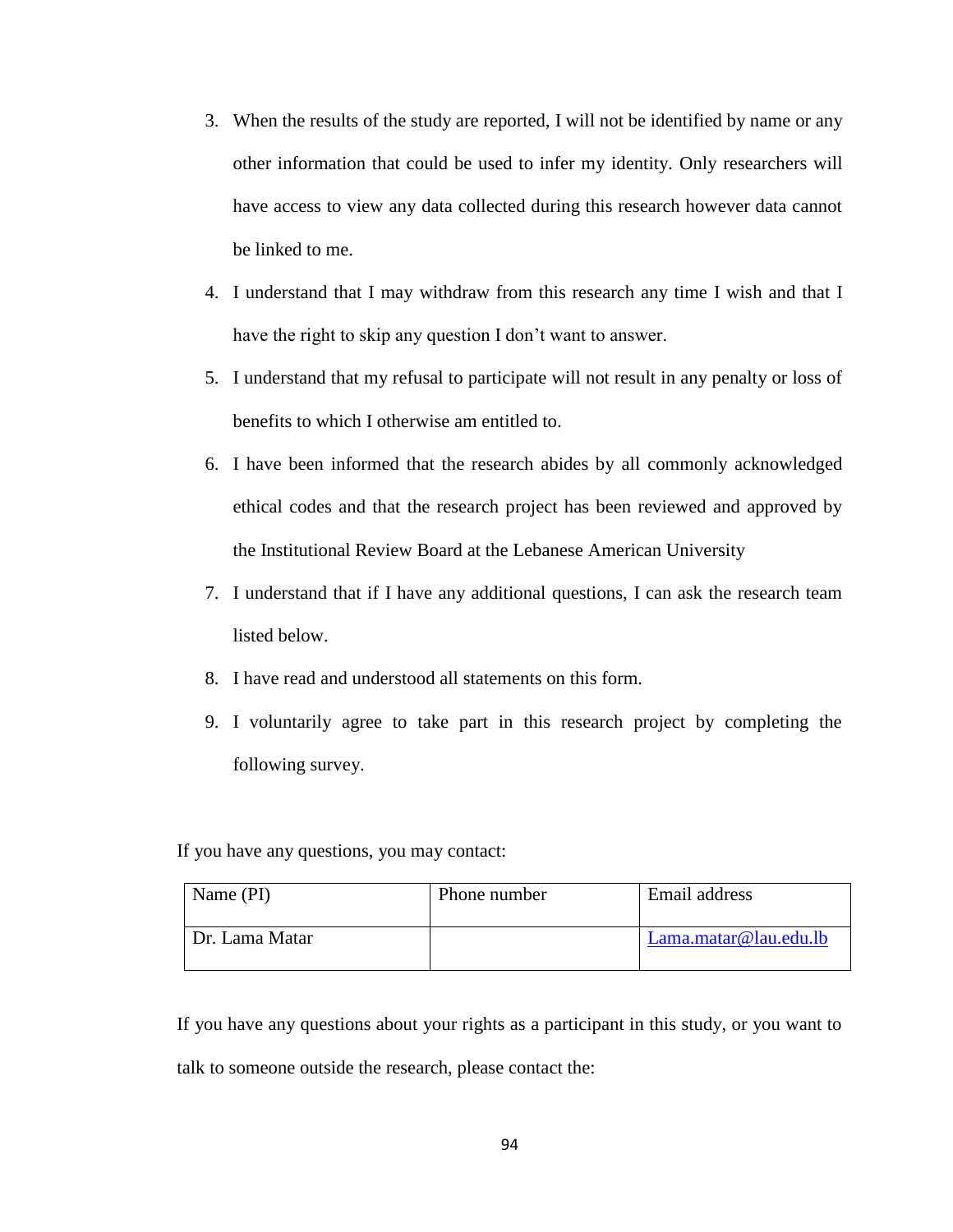3. When the results of the study are reported, I will not be identified by name or any other information that could be used to infer my identity. Only researchers will have access to view any data collected during this research however data cannot be linked to me.
4. I understand that I may withdraw from this research any time I wish and that I have the right to skip any question I don't want to answer.
5. I understand that my refusal to participate will not result in any penalty or loss of benefits to which I otherwise am entitled to.
6. I have been informed that the research abides by all commonly acknowledged ethical codes and that the research project has been reviewed and approved by the Institutional Review Board at the Lebanese American University
7. I understand that if I have any additional questions, I can ask the research team listed below.
8. I have read and understood all statements on this form.
9. I voluntarily agree to take part in this research project by completing the following survey.

If you have any questions, you may contact:

| Name (PI) | Phone number | Email address |
| --- | --- | --- |
| Dr. Lama Matar | | Lama.matar@lau.edu.lb |

If you have any questions about your rights as a participant in this study, or you want to talk to someone outside the research, please contact the: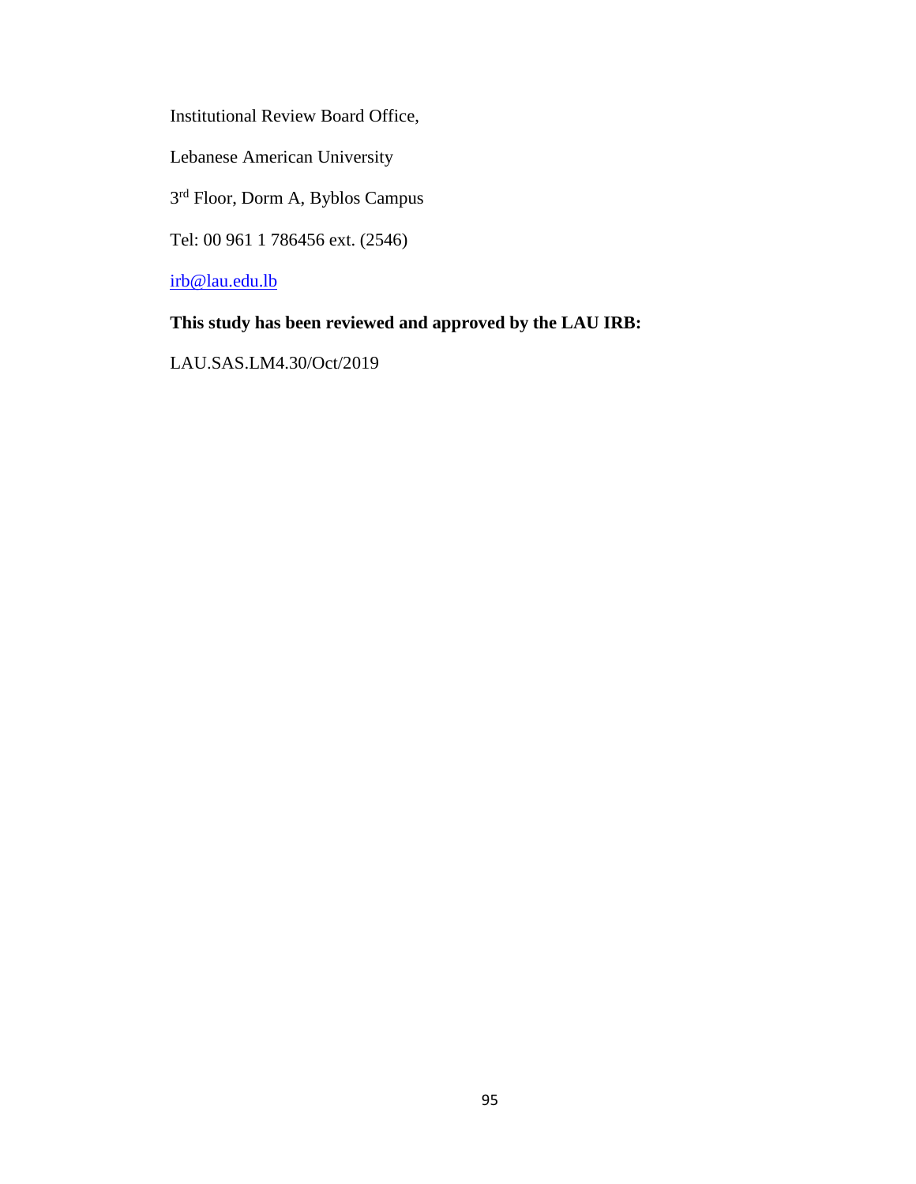Institutional Review Board Office,

Lebanese American University

3rd Floor, Dorm A, Byblos Campus

Tel: 00 961 1 786456 ext. (2546)

irb@lau.edu.lb

**This study has been reviewed and approved by the LAU IRB:**

LAU.SAS.LM4.30/Oct/2019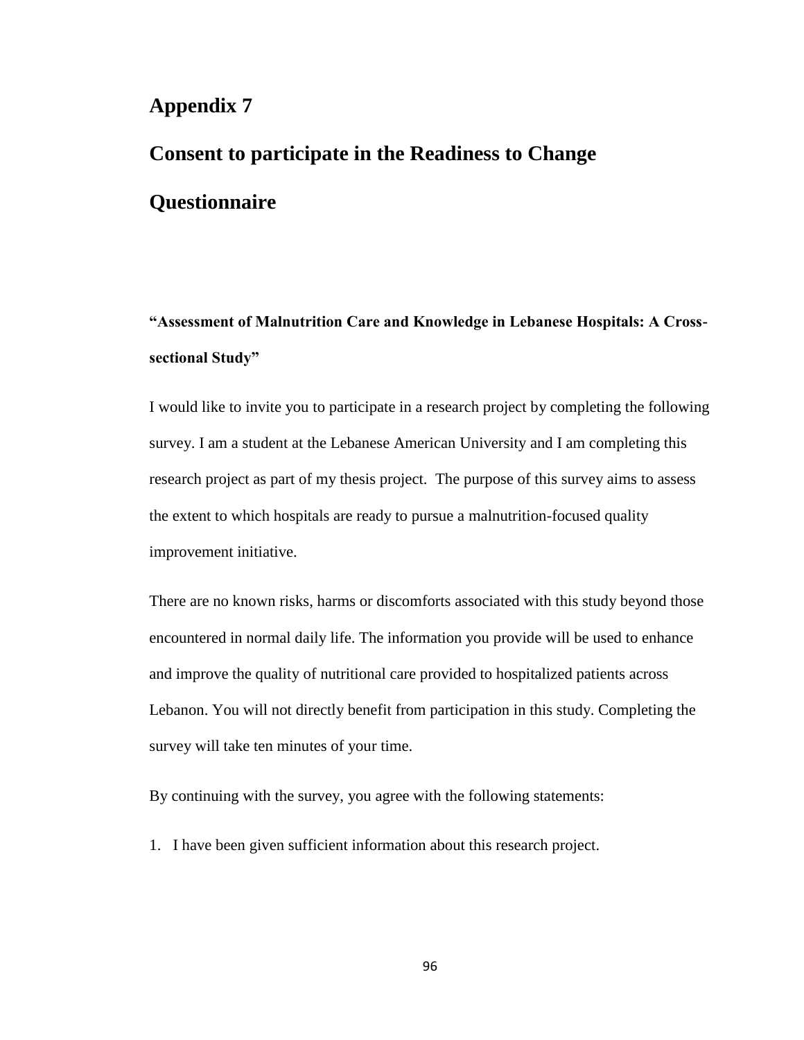# Appendix 7

# Consent to participate in the Readiness to Change Questionnaire

**"Assessment of Malnutrition Care and Knowledge in Lebanese Hospitals: A Cross-sectional Study"**

I would like to invite you to participate in a research project by completing the following survey. I am a student at the Lebanese American University and I am completing this research project as part of my thesis project. The purpose of this survey aims to assess the extent to which hospitals are ready to pursue a malnutrition-focused quality improvement initiative.

There are no known risks, harms or discomforts associated with this study beyond those encountered in normal daily life. The information you provide will be used to enhance and improve the quality of nutritional care provided to hospitalized patients across Lebanon. You will not directly benefit from participation in this study. Completing the survey will take ten minutes of your time.

By continuing with the survey, you agree with the following statements:

1. I have been given sufficient information about this research project.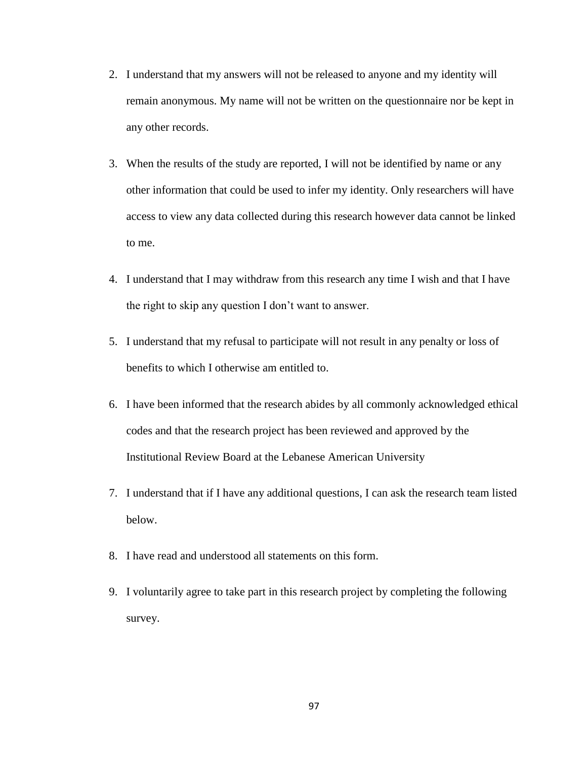2. I understand that my answers will not be released to anyone and my identity will remain anonymous. My name will not be written on the questionnaire nor be kept in any other records.
3. When the results of the study are reported, I will not be identified by name or any other information that could be used to infer my identity. Only researchers will have access to view any data collected during this research however data cannot be linked to me.
4. I understand that I may withdraw from this research any time I wish and that I have the right to skip any question I don't want to answer.
5. I understand that my refusal to participate will not result in any penalty or loss of benefits to which I otherwise am entitled to.
6. I have been informed that the research abides by all commonly acknowledged ethical codes and that the research project has been reviewed and approved by the Institutional Review Board at the Lebanese American University
7. I understand that if I have any additional questions, I can ask the research team listed below.
8. I have read and understood all statements on this form.
9. I voluntarily agree to take part in this research project by completing the following survey.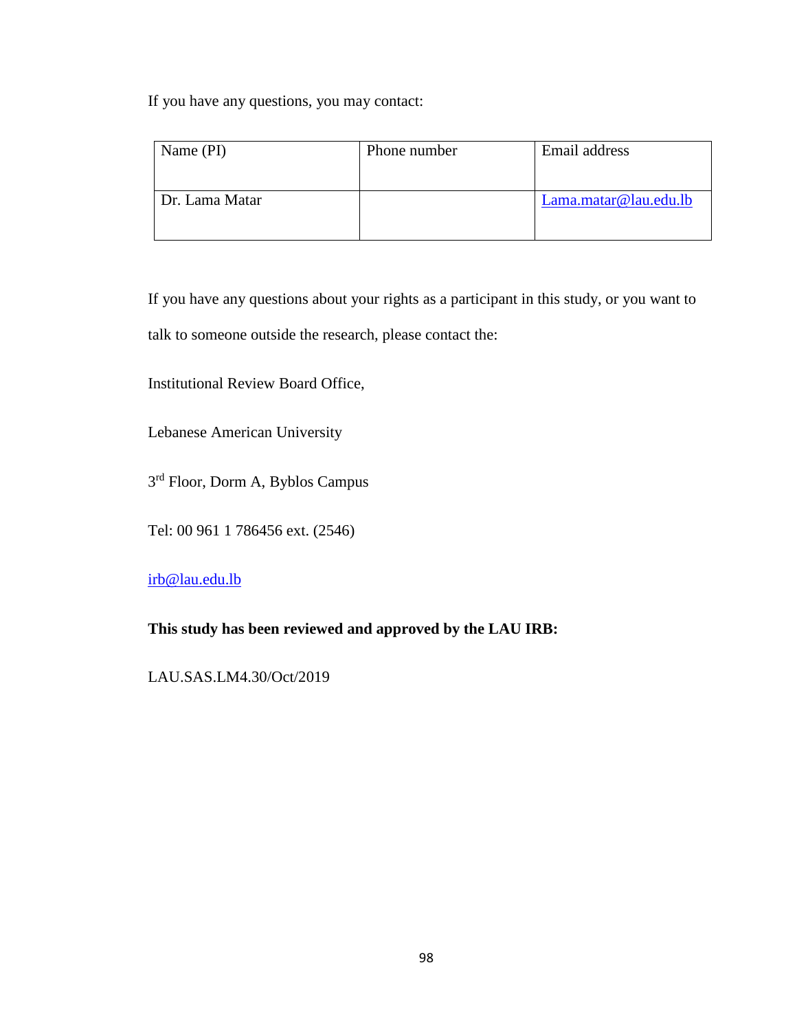If you have any questions, you may contact:

| Name (PI) | Phone number | Email address |
|---|---|---|
| Dr. Lama Matar | | Lama.matar@lau.edu.lb |

If you have any questions about your rights as a participant in this study, or you want to talk to someone outside the research, please contact the:

Institutional Review Board Office,

Lebanese American University

3rd Floor, Dorm A, Byblos Campus

Tel: 00 961 1 786456 ext. (2546)

irb@lau.edu.lb

**This study has been reviewed and approved by the LAU IRB:**

LAU.SAS.LM4.30/Oct/2019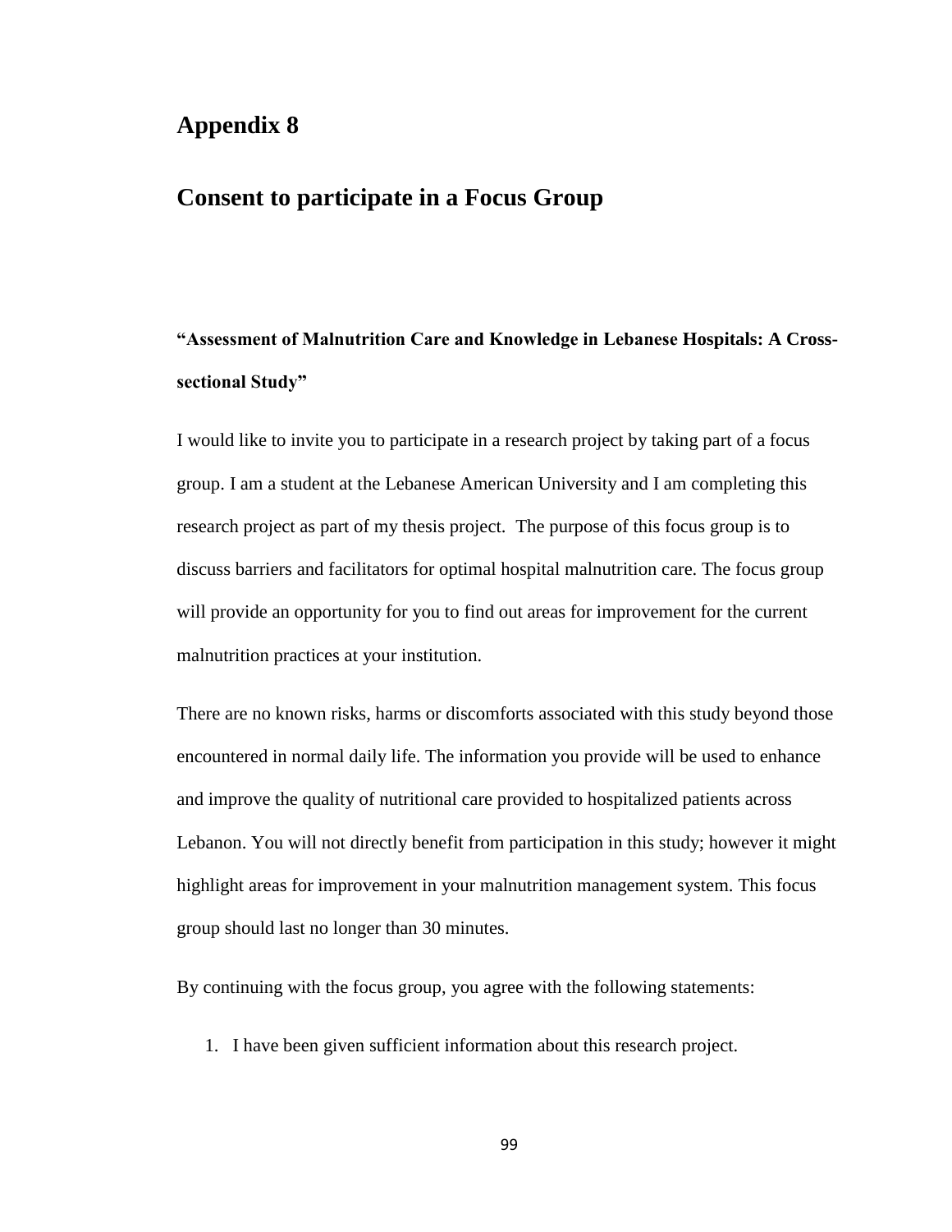# Appendix 8

## Consent to participate in a Focus Group

**"Assessment of Malnutrition Care and Knowledge in Lebanese Hospitals: A Cross-sectional Study"**

I would like to invite you to participate in a research project by taking part of a focus group. I am a student at the Lebanese American University and I am completing this research project as part of my thesis project. The purpose of this focus group is to discuss barriers and facilitators for optimal hospital malnutrition care. The focus group will provide an opportunity for you to find out areas for improvement for the current malnutrition practices at your institution.

There are no known risks, harms or discomforts associated with this study beyond those encountered in normal daily life. The information you provide will be used to enhance and improve the quality of nutritional care provided to hospitalized patients across Lebanon. You will not directly benefit from participation in this study; however it might highlight areas for improvement in your malnutrition management system. This focus group should last no longer than 30 minutes.

By continuing with the focus group, you agree with the following statements:

1. I have been given sufficient information about this research project.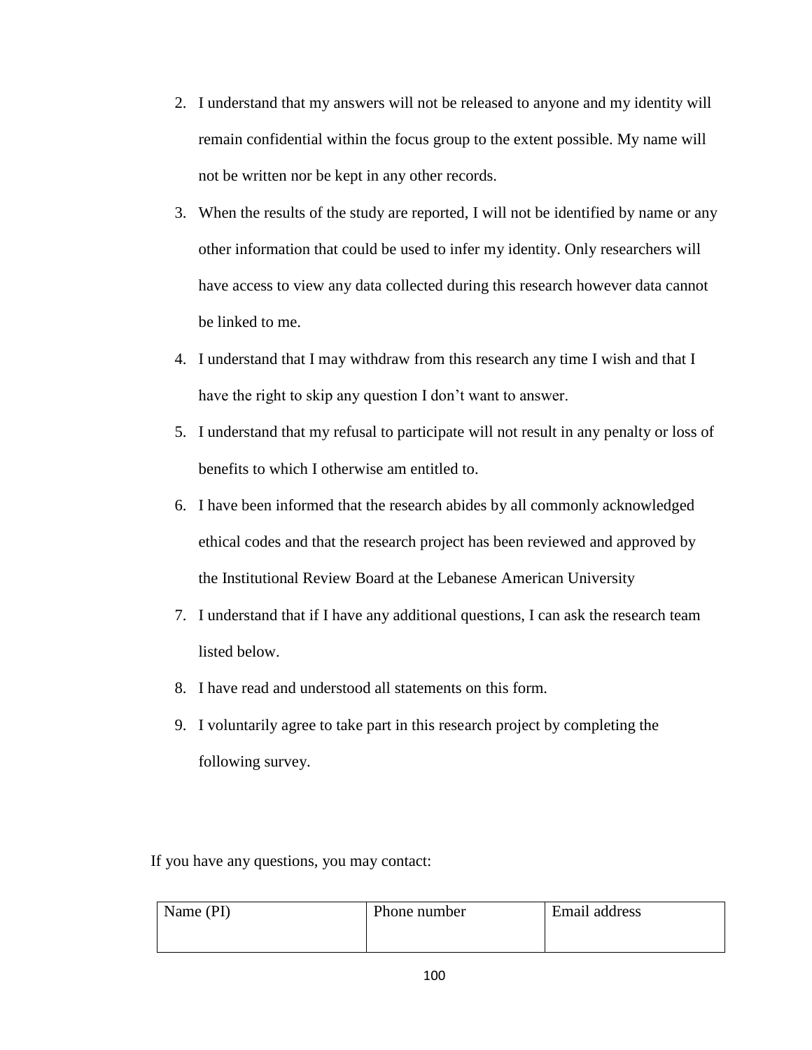2. I understand that my answers will not be released to anyone and my identity will remain confidential within the focus group to the extent possible. My name will not be written nor be kept in any other records.
3. When the results of the study are reported, I will not be identified by name or any other information that could be used to infer my identity. Only researchers will have access to view any data collected during this research however data cannot be linked to me.
4. I understand that I may withdraw from this research any time I wish and that I have the right to skip any question I don't want to answer.
5. I understand that my refusal to participate will not result in any penalty or loss of benefits to which I otherwise am entitled to.
6. I have been informed that the research abides by all commonly acknowledged ethical codes and that the research project has been reviewed and approved by the Institutional Review Board at the Lebanese American University
7. I understand that if I have any additional questions, I can ask the research team listed below.
8. I have read and understood all statements on this form.
9. I voluntarily agree to take part in this research project by completing the following survey.

If you have any questions, you may contact:

| Name (PI) | Phone number | Email address |
| --- | --- | --- |
| | | |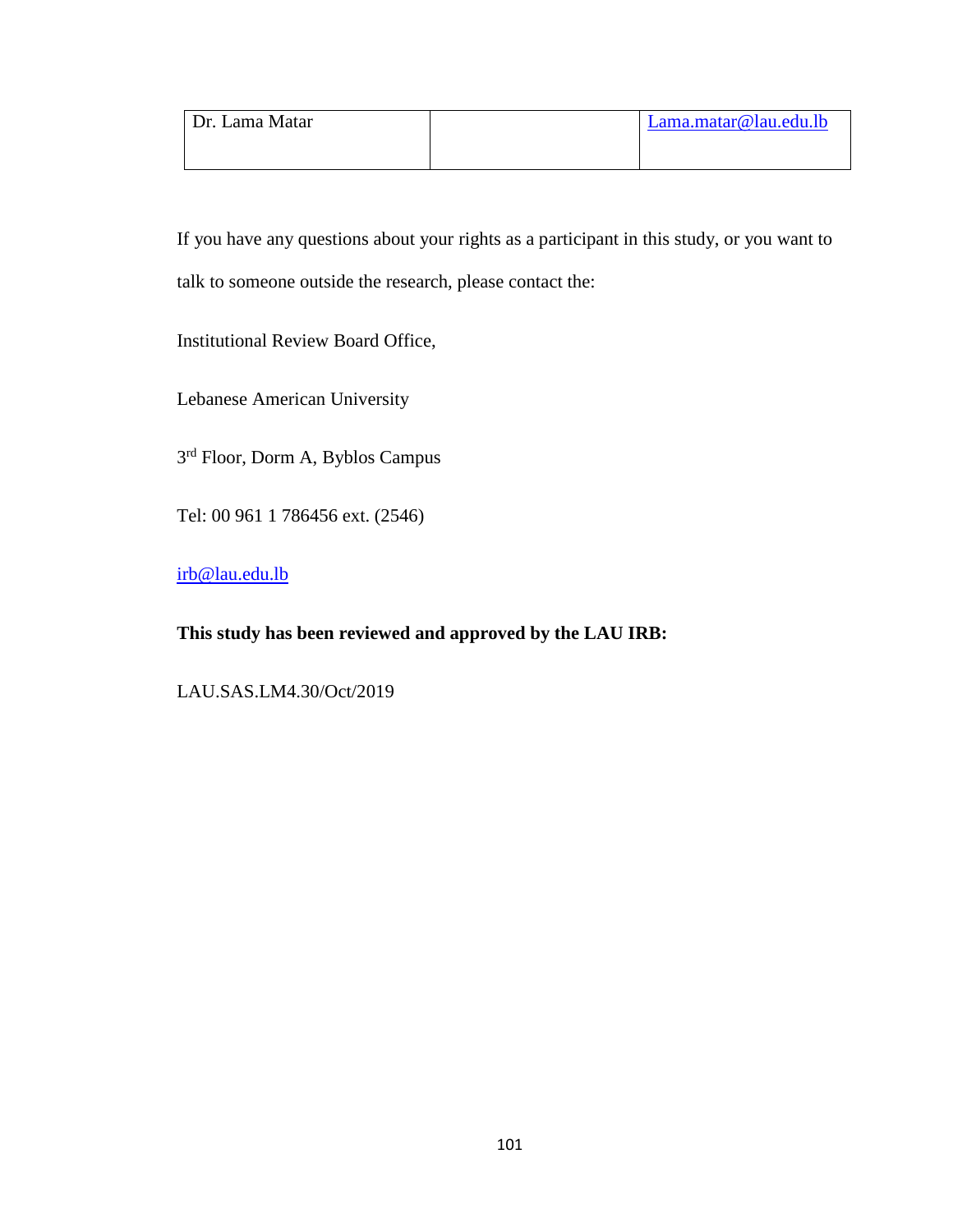| | | |
|---|---|---|
| Dr. Lama Matar | | Lama.matar@lau.edu.lb |

If you have any questions about your rights as a participant in this study, or you want to talk to someone outside the research, please contact the:

Institutional Review Board Office,

Lebanese American University

3rd Floor, Dorm A, Byblos Campus

Tel: 00 961 1 786456 ext. (2546)

irb@lau.edu.lb

**This study has been reviewed and approved by the LAU IRB:**

LAU.SAS.LM4.30/Oct/2019